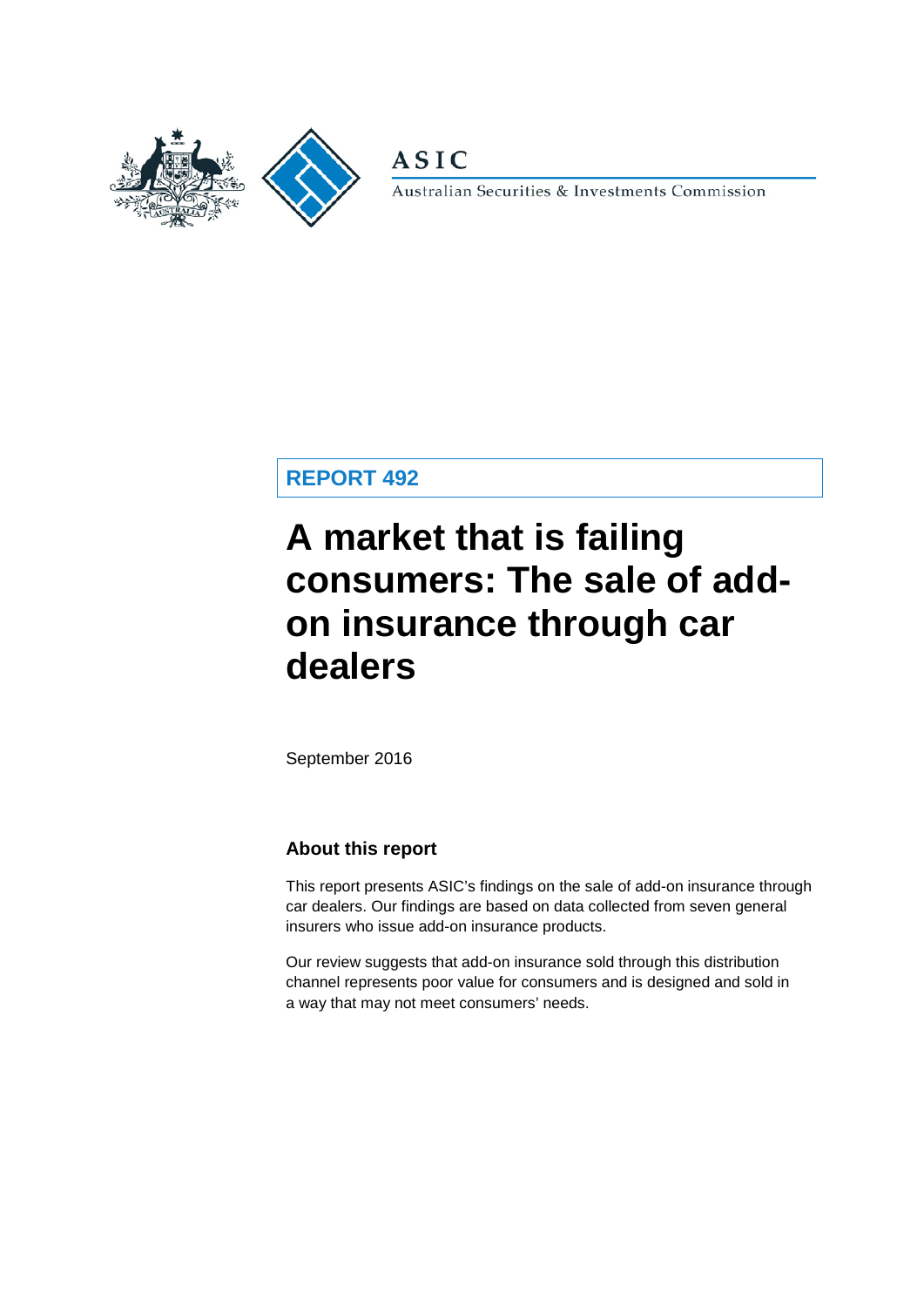ASIC

Australian Securities & Investments Commission

**REPORT 492**

# A market that is failing consumers: The sale of add-on insurance through car dealers

September 2016

## About this report

This report presents ASIC's findings on the sale of add-on insurance through car dealers. Our findings are based on data collected from seven general insurers who issue add-on insurance products.

Our review suggests that add-on insurance sold through this distribution channel represents poor value for consumers and is designed and sold in a way that may not meet consumers' needs.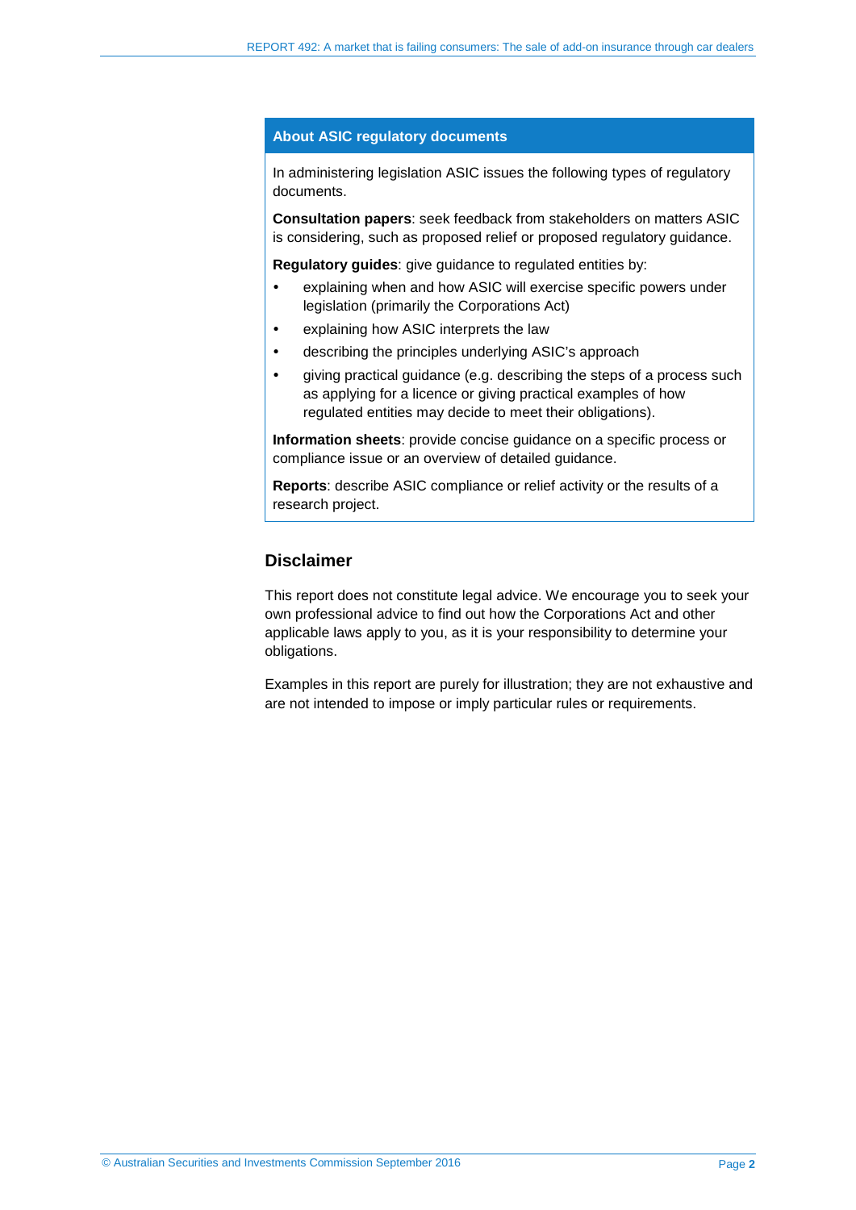## About ASIC regulatory documents

In administering legislation ASIC issues the following types of regulatory documents.

**Consultation papers**: seek feedback from stakeholders on matters ASIC is considering, such as proposed relief or proposed regulatory guidance.

**Regulatory guides**: give guidance to regulated entities by:

- explaining when and how ASIC will exercise specific powers under legislation (primarily the Corporations Act)
- explaining how ASIC interprets the law
- describing the principles underlying ASIC's approach
- giving practical guidance (e.g. describing the steps of a process such as applying for a licence or giving practical examples of how regulated entities may decide to meet their obligations).

**Information sheets**: provide concise guidance on a specific process or compliance issue or an overview of detailed guidance.

**Reports**: describe ASIC compliance or relief activity or the results of a research project.

## Disclaimer

This report does not constitute legal advice. We encourage you to seek your own professional advice to find out how the Corporations Act and other applicable laws apply to you, as it is your responsibility to determine your obligations.

Examples in this report are purely for illustration; they are not exhaustive and are not intended to impose or imply particular rules or requirements.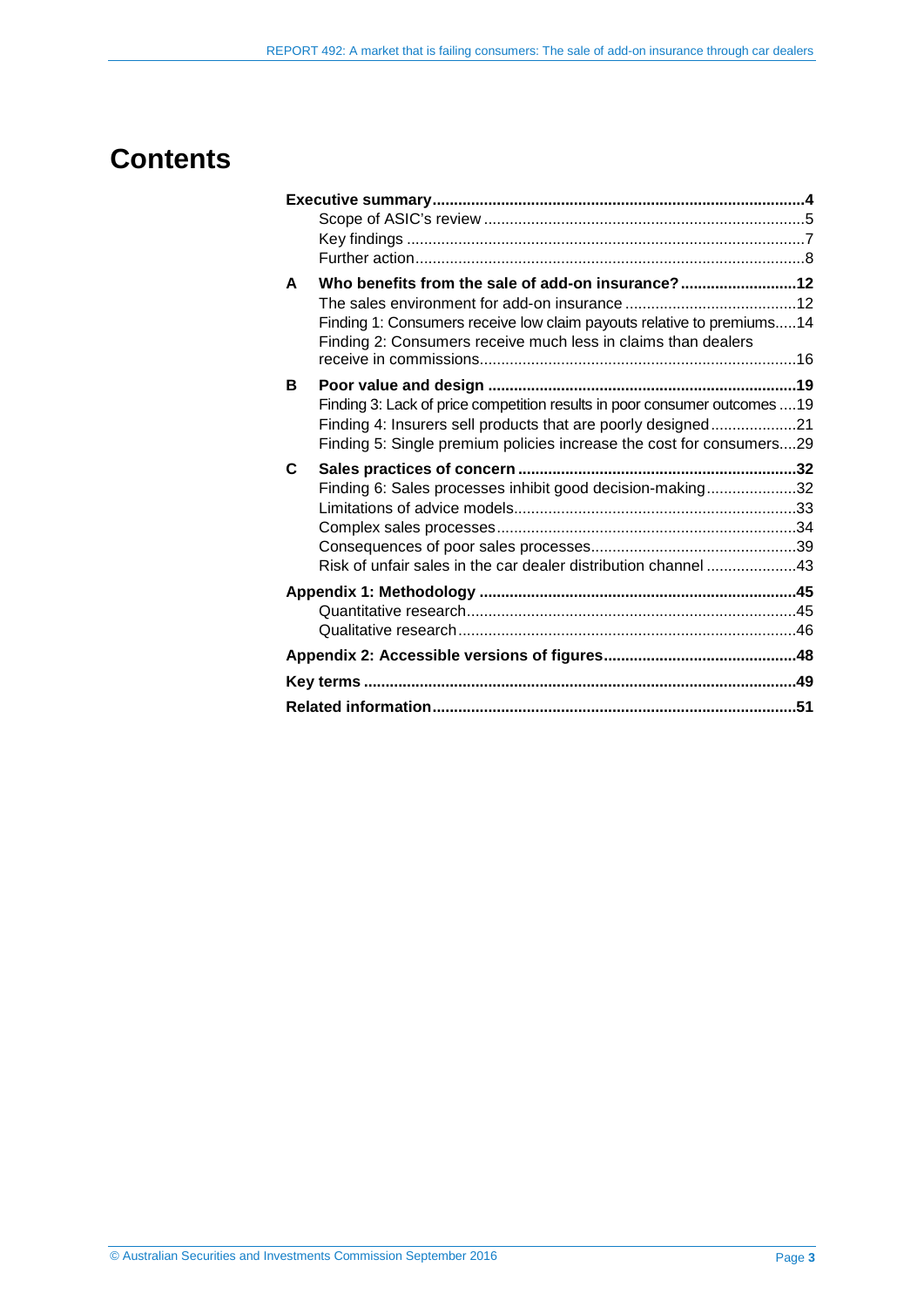# Contents

**Executive summary** ..... **4**
- Scope of ASIC's review ..... 5
- Key findings ..... 7
- Further action ..... 8

**A Who benefits from the sale of add-on insurance?** ..... **12**
- The sales environment for add-on insurance ..... 12
- Finding 1: Consumers receive low claim payouts relative to premiums ..... 14
- Finding 2: Consumers receive much less in claims than dealers receive in commissions ..... 16

**B Poor value and design** ..... **19**
- Finding 3: Lack of price competition results in poor consumer outcomes ..... 19
- Finding 4: Insurers sell products that are poorly designed ..... 21
- Finding 5: Single premium policies increase the cost for consumers ..... 29

**C Sales practices of concern** ..... **32**
- Finding 6: Sales processes inhibit good decision-making ..... 32
- Limitations of advice models ..... 33
- Complex sales processes ..... 34
- Consequences of poor sales processes ..... 39
- Risk of unfair sales in the car dealer distribution channel ..... 43

**Appendix 1: Methodology** ..... **45**
- Quantitative research ..... 45
- Qualitative research ..... 46

**Appendix 2: Accessible versions of figures** ..... **48**

**Key terms** ..... **49**

**Related information** ..... **51**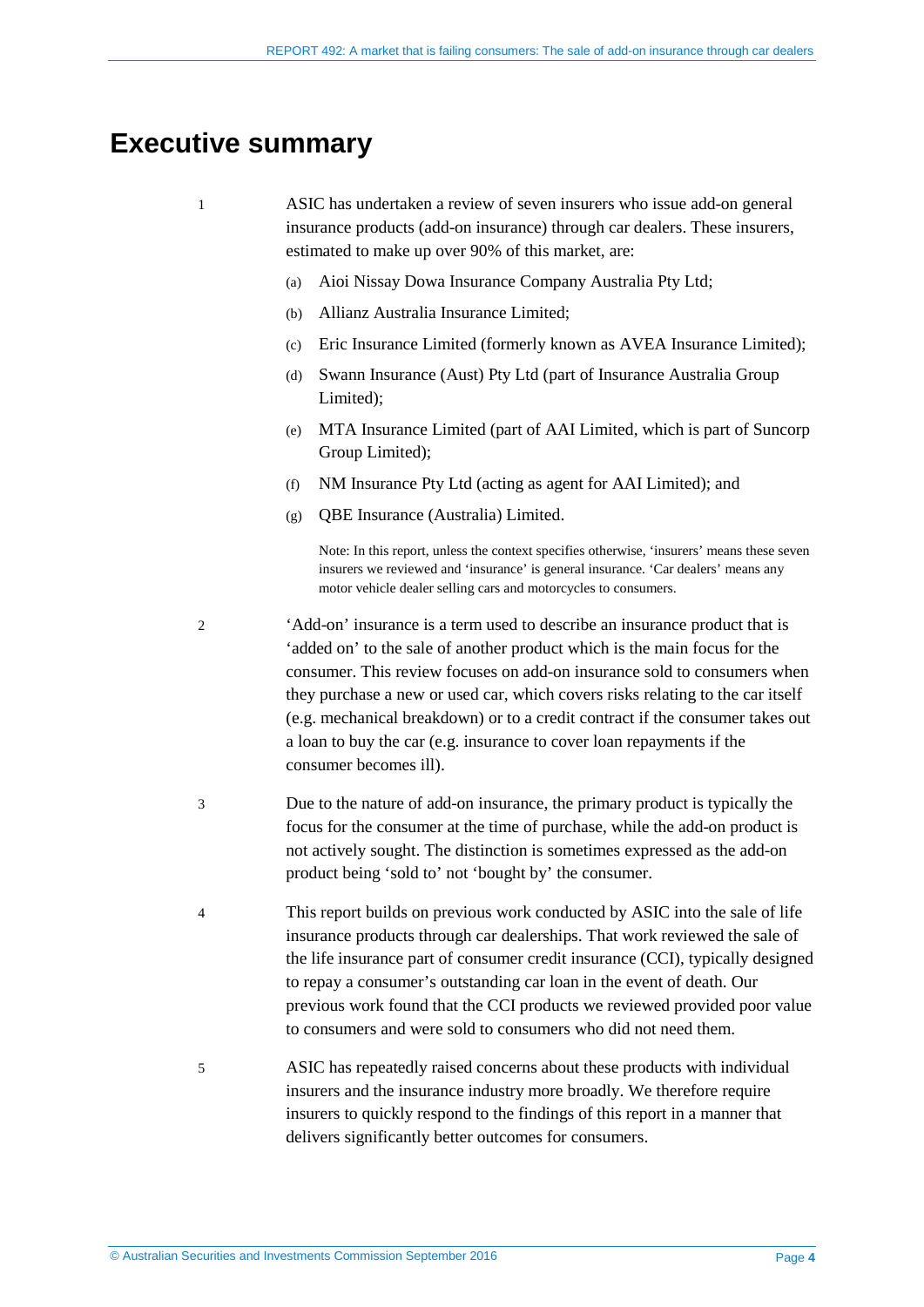# Executive summary

1 ASIC has undertaken a review of seven insurers who issue add-on general insurance products (add-on insurance) through car dealers. These insurers, estimated to make up over 90% of this market, are:

(a) Aioi Nissay Dowa Insurance Company Australia Pty Ltd;

(b) Allianz Australia Insurance Limited;

(c) Eric Insurance Limited (formerly known as AVEA Insurance Limited);

(d) Swann Insurance (Aust) Pty Ltd (part of Insurance Australia Group Limited);

(e) MTA Insurance Limited (part of AAI Limited, which is part of Suncorp Group Limited);

(f) NM Insurance Pty Ltd (acting as agent for AAI Limited); and

(g) QBE Insurance (Australia) Limited.

Note: In this report, unless the context specifies otherwise, 'insurers' means these seven insurers we reviewed and 'insurance' is general insurance. 'Car dealers' means any motor vehicle dealer selling cars and motorcycles to consumers.

2 'Add-on' insurance is a term used to describe an insurance product that is 'added on' to the sale of another product which is the main focus for the consumer. This review focuses on add-on insurance sold to consumers when they purchase a new or used car, which covers risks relating to the car itself (e.g. mechanical breakdown) or to a credit contract if the consumer takes out a loan to buy the car (e.g. insurance to cover loan repayments if the consumer becomes ill).

3 Due to the nature of add-on insurance, the primary product is typically the focus for the consumer at the time of purchase, while the add-on product is not actively sought. The distinction is sometimes expressed as the add-on product being 'sold to' not 'bought by' the consumer.

4 This report builds on previous work conducted by ASIC into the sale of life insurance products through car dealerships. That work reviewed the sale of the life insurance part of consumer credit insurance (CCI), typically designed to repay a consumer's outstanding car loan in the event of death. Our previous work found that the CCI products we reviewed provided poor value to consumers and were sold to consumers who did not need them.

5 ASIC has repeatedly raised concerns about these products with individual insurers and the insurance industry more broadly. We therefore require insurers to quickly respond to the findings of this report in a manner that delivers significantly better outcomes for consumers.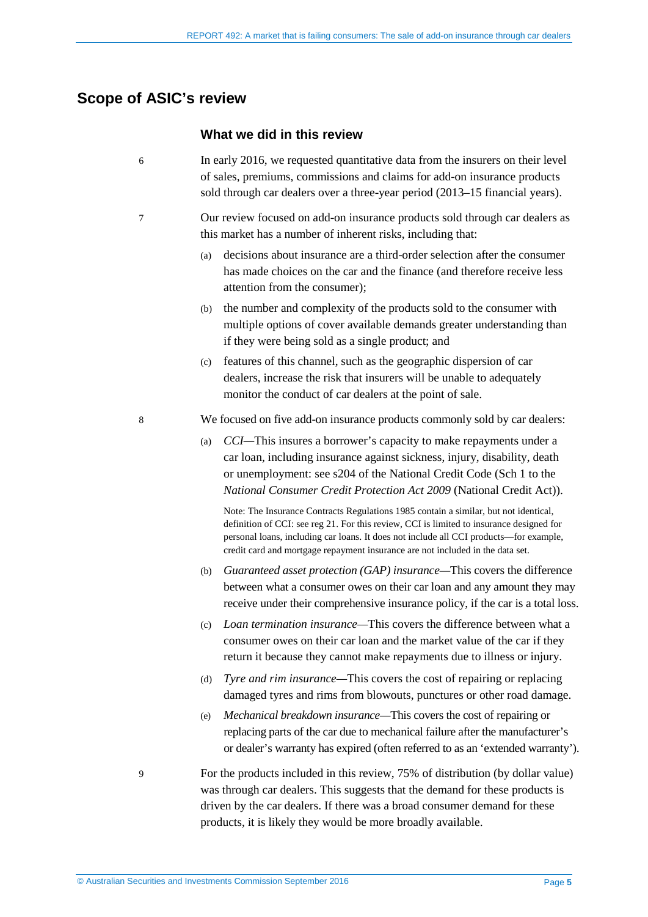## Scope of ASIC's review

### What we did in this review

6 In early 2016, we requested quantitative data from the insurers on their level of sales, premiums, commissions and claims for add-on insurance products sold through car dealers over a three-year period (2013–15 financial years).

7 Our review focused on add-on insurance products sold through car dealers as this market has a number of inherent risks, including that:

(a) decisions about insurance are a third-order selection after the consumer has made choices on the car and the finance (and therefore receive less attention from the consumer);

(b) the number and complexity of the products sold to the consumer with multiple options of cover available demands greater understanding than if they were being sold as a single product; and

(c) features of this channel, such as the geographic dispersion of car dealers, increase the risk that insurers will be unable to adequately monitor the conduct of car dealers at the point of sale.

8 We focused on five add-on insurance products commonly sold by car dealers:

(a) *CCI*—This insures a borrower's capacity to make repayments under a car loan, including insurance against sickness, injury, disability, death or unemployment: see s204 of the National Credit Code (Sch 1 to the *National Consumer Credit Protection Act 2009* (National Credit Act)).

Note: The Insurance Contracts Regulations 1985 contain a similar, but not identical, definition of CCI: see reg 21. For this review, CCI is limited to insurance designed for personal loans, including car loans. It does not include all CCI products—for example, credit card and mortgage repayment insurance are not included in the data set.

(b) *Guaranteed asset protection (GAP) insurance*—This covers the difference between what a consumer owes on their car loan and any amount they may receive under their comprehensive insurance policy, if the car is a total loss.

(c) *Loan termination insurance*—This covers the difference between what a consumer owes on their car loan and the market value of the car if they return it because they cannot make repayments due to illness or injury.

(d) *Tyre and rim insurance*—This covers the cost of repairing or replacing damaged tyres and rims from blowouts, punctures or other road damage.

(e) *Mechanical breakdown insurance*—This covers the cost of repairing or replacing parts of the car due to mechanical failure after the manufacturer's or dealer's warranty has expired (often referred to as an 'extended warranty').

9 For the products included in this review, 75% of distribution (by dollar value) was through car dealers. This suggests that the demand for these products is driven by the car dealers. If there was a broad consumer demand for these products, it is likely they would be more broadly available.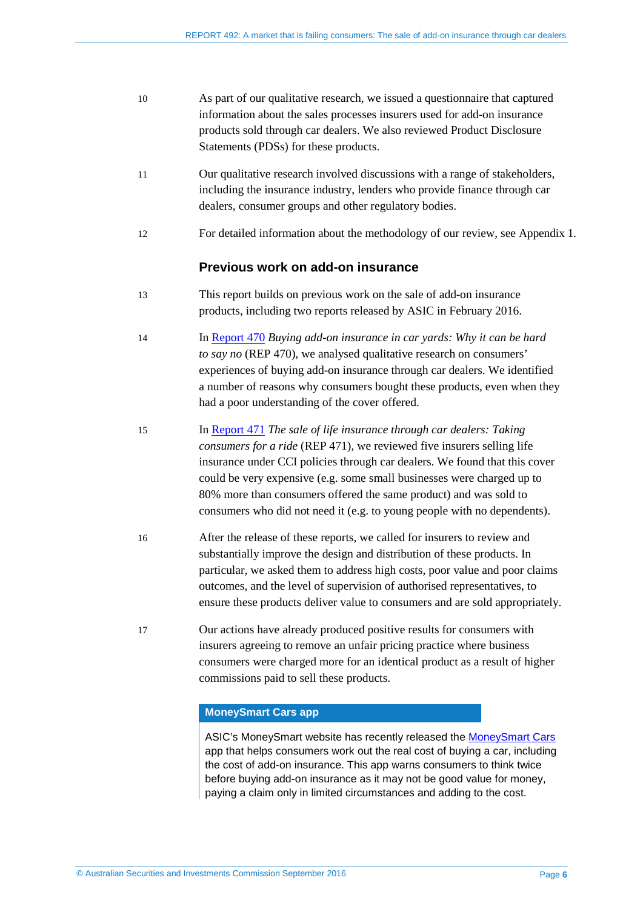10 As part of our qualitative research, we issued a questionnaire that captured information about the sales processes insurers used for add-on insurance products sold through car dealers. We also reviewed Product Disclosure Statements (PDSs) for these products.

11 Our qualitative research involved discussions with a range of stakeholders, including the insurance industry, lenders who provide finance through car dealers, consumer groups and other regulatory bodies.

12 For detailed information about the methodology of our review, see Appendix 1.

## Previous work on add-on insurance

13 This report builds on previous work on the sale of add-on insurance products, including two reports released by ASIC in February 2016.

14 In Report 470 *Buying add-on insurance in car yards: Why it can be hard to say no* (REP 470), we analysed qualitative research on consumers' experiences of buying add-on insurance through car dealers. We identified a number of reasons why consumers bought these products, even when they had a poor understanding of the cover offered.

15 In Report 471 *The sale of life insurance through car dealers: Taking consumers for a ride* (REP 471), we reviewed five insurers selling life insurance under CCI policies through car dealers. We found that this cover could be very expensive (e.g. some small businesses were charged up to 80% more than consumers offered the same product) and was sold to consumers who did not need it (e.g. to young people with no dependents).

16 After the release of these reports, we called for insurers to review and substantially improve the design and distribution of these products. In particular, we asked them to address high costs, poor value and poor claims outcomes, and the level of supervision of authorised representatives, to ensure these products deliver value to consumers and are sold appropriately.

17 Our actions have already produced positive results for consumers with insurers agreeing to remove an unfair pricing practice where business consumers were charged more for an identical product as a result of higher commissions paid to sell these products.

**MoneySmart Cars app**

ASIC's MoneySmart website has recently released the MoneySmart Cars app that helps consumers work out the real cost of buying a car, including the cost of add-on insurance. This app warns consumers to think twice before buying add-on insurance as it may not be good value for money, paying a claim only in limited circumstances and adding to the cost.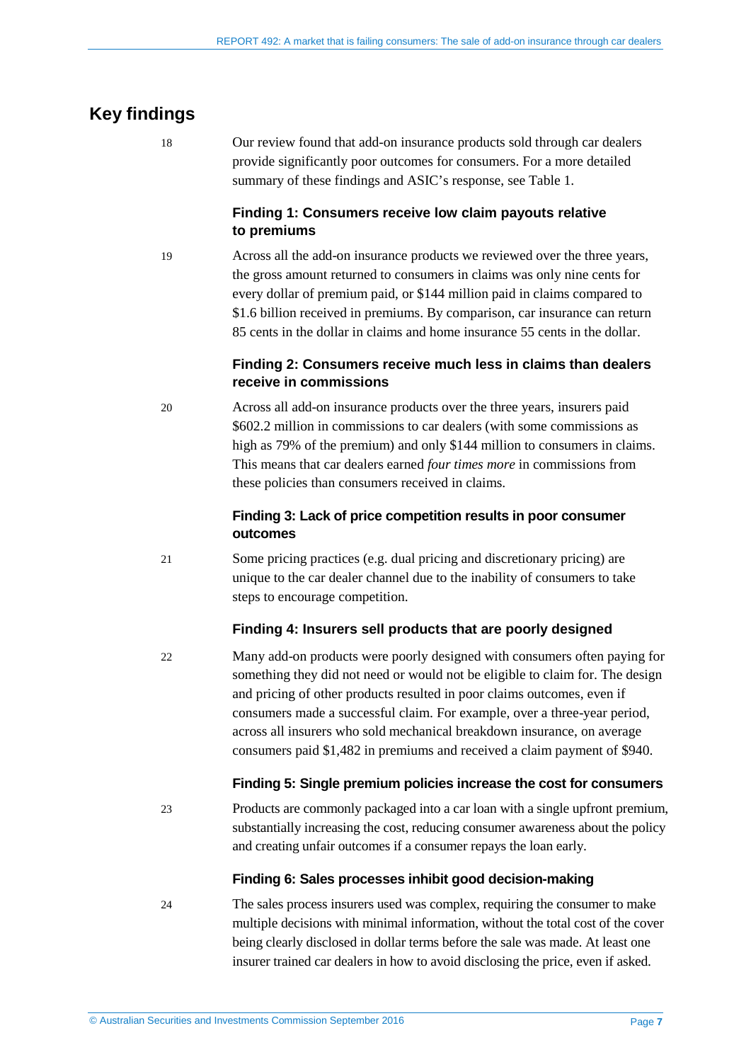## Key findings

18 Our review found that add-on insurance products sold through car dealers provide significantly poor outcomes for consumers. For a more detailed summary of these findings and ASIC's response, see Table 1.

### Finding 1: Consumers receive low claim payouts relative to premiums

19 Across all the add-on insurance products we reviewed over the three years, the gross amount returned to consumers in claims was only nine cents for every dollar of premium paid, or $144 million paid in claims compared to $1.6 billion received in premiums. By comparison, car insurance can return 85 cents in the dollar in claims and home insurance 55 cents in the dollar.

### Finding 2: Consumers receive much less in claims than dealers receive in commissions

20 Across all add-on insurance products over the three years, insurers paid $602.2 million in commissions to car dealers (with some commissions as high as 79% of the premium) and only $144 million to consumers in claims. This means that car dealers earned *four times more* in commissions from these policies than consumers received in claims.

### Finding 3: Lack of price competition results in poor consumer outcomes

21 Some pricing practices (e.g. dual pricing and discretionary pricing) are unique to the car dealer channel due to the inability of consumers to take steps to encourage competition.

### Finding 4: Insurers sell products that are poorly designed

22 Many add-on products were poorly designed with consumers often paying for something they did not need or would not be eligible to claim for. The design and pricing of other products resulted in poor claims outcomes, even if consumers made a successful claim. For example, over a three-year period, across all insurers who sold mechanical breakdown insurance, on average consumers paid $1,482 in premiums and received a claim payment of $940.

### Finding 5: Single premium policies increase the cost for consumers

23 Products are commonly packaged into a car loan with a single upfront premium, substantially increasing the cost, reducing consumer awareness about the policy and creating unfair outcomes if a consumer repays the loan early.

### Finding 6: Sales processes inhibit good decision-making

24 The sales process insurers used was complex, requiring the consumer to make multiple decisions with minimal information, without the total cost of the cover being clearly disclosed in dollar terms before the sale was made. At least one insurer trained car dealers in how to avoid disclosing the price, even if asked.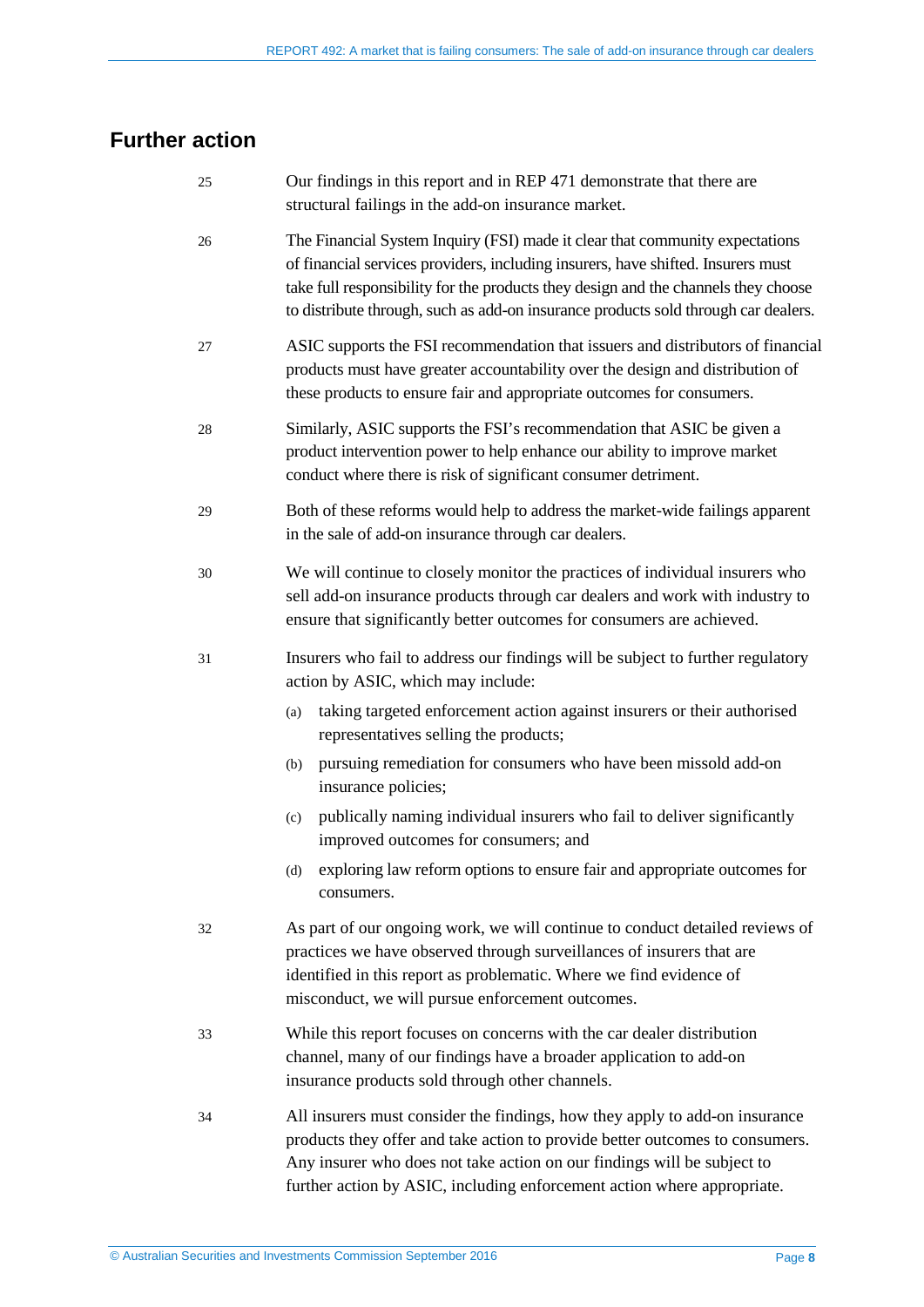## Further action

25 Our findings in this report and in REP 471 demonstrate that there are structural failings in the add-on insurance market.

26 The Financial System Inquiry (FSI) made it clear that community expectations of financial services providers, including insurers, have shifted. Insurers must take full responsibility for the products they design and the channels they choose to distribute through, such as add-on insurance products sold through car dealers.

27 ASIC supports the FSI recommendation that issuers and distributors of financial products must have greater accountability over the design and distribution of these products to ensure fair and appropriate outcomes for consumers.

28 Similarly, ASIC supports the FSI's recommendation that ASIC be given a product intervention power to help enhance our ability to improve market conduct where there is risk of significant consumer detriment.

29 Both of these reforms would help to address the market-wide failings apparent in the sale of add-on insurance through car dealers.

30 We will continue to closely monitor the practices of individual insurers who sell add-on insurance products through car dealers and work with industry to ensure that significantly better outcomes for consumers are achieved.

31 Insurers who fail to address our findings will be subject to further regulatory action by ASIC, which may include:

(a) taking targeted enforcement action against insurers or their authorised representatives selling the products;

(b) pursuing remediation for consumers who have been missold add-on insurance policies;

(c) publically naming individual insurers who fail to deliver significantly improved outcomes for consumers; and

(d) exploring law reform options to ensure fair and appropriate outcomes for consumers.

32 As part of our ongoing work, we will continue to conduct detailed reviews of practices we have observed through surveillances of insurers that are identified in this report as problematic. Where we find evidence of misconduct, we will pursue enforcement outcomes.

33 While this report focuses on concerns with the car dealer distribution channel, many of our findings have a broader application to add-on insurance products sold through other channels.

34 All insurers must consider the findings, how they apply to add-on insurance products they offer and take action to provide better outcomes to consumers. Any insurer who does not take action on our findings will be subject to further action by ASIC, including enforcement action where appropriate.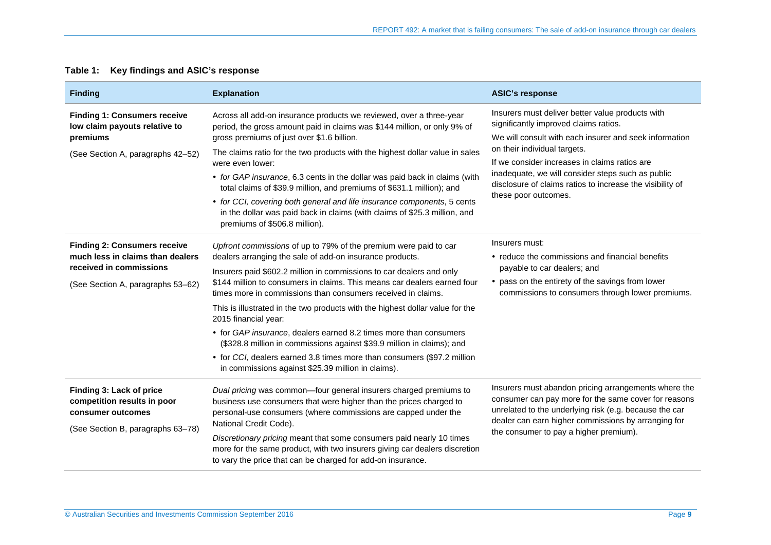**Table 1: Key findings and ASIC's response**

| Finding | Explanation | ASIC's response |
| --- | --- | --- |
| **Finding 1: Consumers receive low claim payouts relative to premiums**<br><br>(See Section A, paragraphs 42–52) | Across all add-on insurance products we reviewed, over a three-year period, the gross amount paid in claims was $144 million, or only 9% of gross premiums of just over $1.6 billion.<br><br>The claims ratio for the two products with the highest dollar value in sales were even lower:<br>• *for GAP insurance*, 6.3 cents in the dollar was paid back in claims (with total claims of $39.9 million, and premiums of $631.1 million); and<br>• *for CCI, covering both general and life insurance components*, 5 cents in the dollar was paid back in claims (with claims of $25.3 million, and premiums of $506.8 million). | Insurers must deliver better value products with significantly improved claims ratios.<br><br>We will consult with each insurer and seek information on their individual targets.<br><br>If we consider increases in claims ratios are inadequate, we will consider steps such as public disclosure of claims ratios to increase the visibility of these poor outcomes. |
| **Finding 2: Consumers receive much less in claims than dealers received in commissions**<br><br>(See Section A, paragraphs 53–62) | *Upfront commissions* of up to 79% of the premium were paid to car dealers arranging the sale of add-on insurance products.<br><br>Insurers paid $602.2 million in commissions to car dealers and only $144 million to consumers in claims. This means car dealers earned four times more in commissions than consumers received in claims.<br><br>This is illustrated in the two products with the highest dollar value for the 2015 financial year:<br>• for *GAP insurance*, dealers earned 8.2 times more than consumers ($328.8 million in commissions against $39.9 million in claims); and<br>• for *CCI*, dealers earned 3.8 times more than consumers ($97.2 million in commissions against $25.39 million in claims). | Insurers must:<br>• reduce the commissions and financial benefits payable to car dealers; and<br>• pass on the entirety of the savings from lower commissions to consumers through lower premiums. |
| **Finding 3: Lack of price competition results in poor consumer outcomes**<br><br>(See Section B, paragraphs 63–78) | *Dual pricing* was common—four general insurers charged premiums to business use consumers that were higher than the prices charged to personal-use consumers (where commissions are capped under the National Credit Code).<br><br>*Discretionary pricing* meant that some consumers paid nearly 10 times more for the same product, with two insurers giving car dealers discretion to vary the price that can be charged for add-on insurance. | Insurers must abandon pricing arrangements where the consumer can pay more for the same cover for reasons unrelated to the underlying risk (e.g. because the car dealer can earn higher commissions by arranging for the consumer to pay a higher premium). |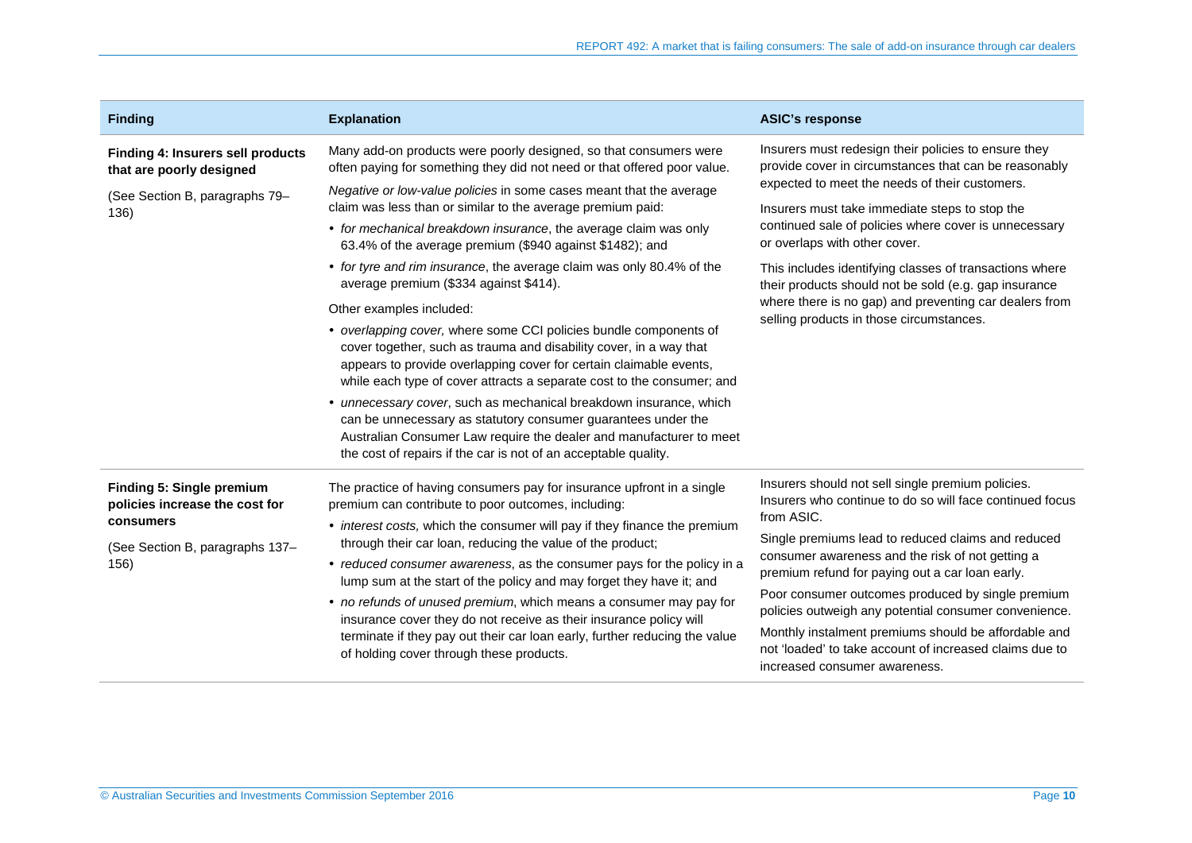| Finding | Explanation | ASIC's response |
|---|---|---|
| **Finding 4: Insurers sell products that are poorly designed**<br><br>(See Section B, paragraphs 79–136) | Many add-on products were poorly designed, so that consumers were often paying for something they did not need or that offered poor value.<br><br>*Negative or low-value policies* in some cases meant that the average claim was less than or similar to the average premium paid:<br>• *for mechanical breakdown insurance*, the average claim was only 63.4% of the average premium ($940 against $1482); and<br>• *for tyre and rim insurance*, the average claim was only 80.4% of the average premium ($334 against $414).<br><br>Other examples included:<br>• *overlapping cover,* where some CCI policies bundle components of cover together, such as trauma and disability cover, in a way that appears to provide overlapping cover for certain claimable events, while each type of cover attracts a separate cost to the consumer; and<br>• *unnecessary cover*, such as mechanical breakdown insurance, which can be unnecessary as statutory consumer guarantees under the Australian Consumer Law require the dealer and manufacturer to meet the cost of repairs if the car is not of an acceptable quality. | Insurers must redesign their policies to ensure they provide cover in circumstances that can be reasonably expected to meet the needs of their customers.<br><br>Insurers must take immediate steps to stop the continued sale of policies where cover is unnecessary or overlaps with other cover.<br><br>This includes identifying classes of transactions where their products should not be sold (e.g. gap insurance where there is no gap) and preventing car dealers from selling products in those circumstances. |
| **Finding 5: Single premium policies increase the cost for consumers**<br><br>(See Section B, paragraphs 137–156) | The practice of having consumers pay for insurance upfront in a single premium can contribute to poor outcomes, including:<br>• *interest costs,* which the consumer will pay if they finance the premium through their car loan, reducing the value of the product;<br>• *reduced consumer awareness*, as the consumer pays for the policy in a lump sum at the start of the policy and may forget they have it; and<br>• *no refunds of unused premium*, which means a consumer may pay for insurance cover they do not receive as their insurance policy will terminate if they pay out their car loan early, further reducing the value of holding cover through these products. | Insurers should not sell single premium policies. Insurers who continue to do so will face continued focus from ASIC.<br><br>Single premiums lead to reduced claims and reduced consumer awareness and the risk of not getting a premium refund for paying out a car loan early.<br><br>Poor consumer outcomes produced by single premium policies outweigh any potential consumer convenience.<br><br>Monthly instalment premiums should be affordable and not 'loaded' to take account of increased claims due to increased consumer awareness. |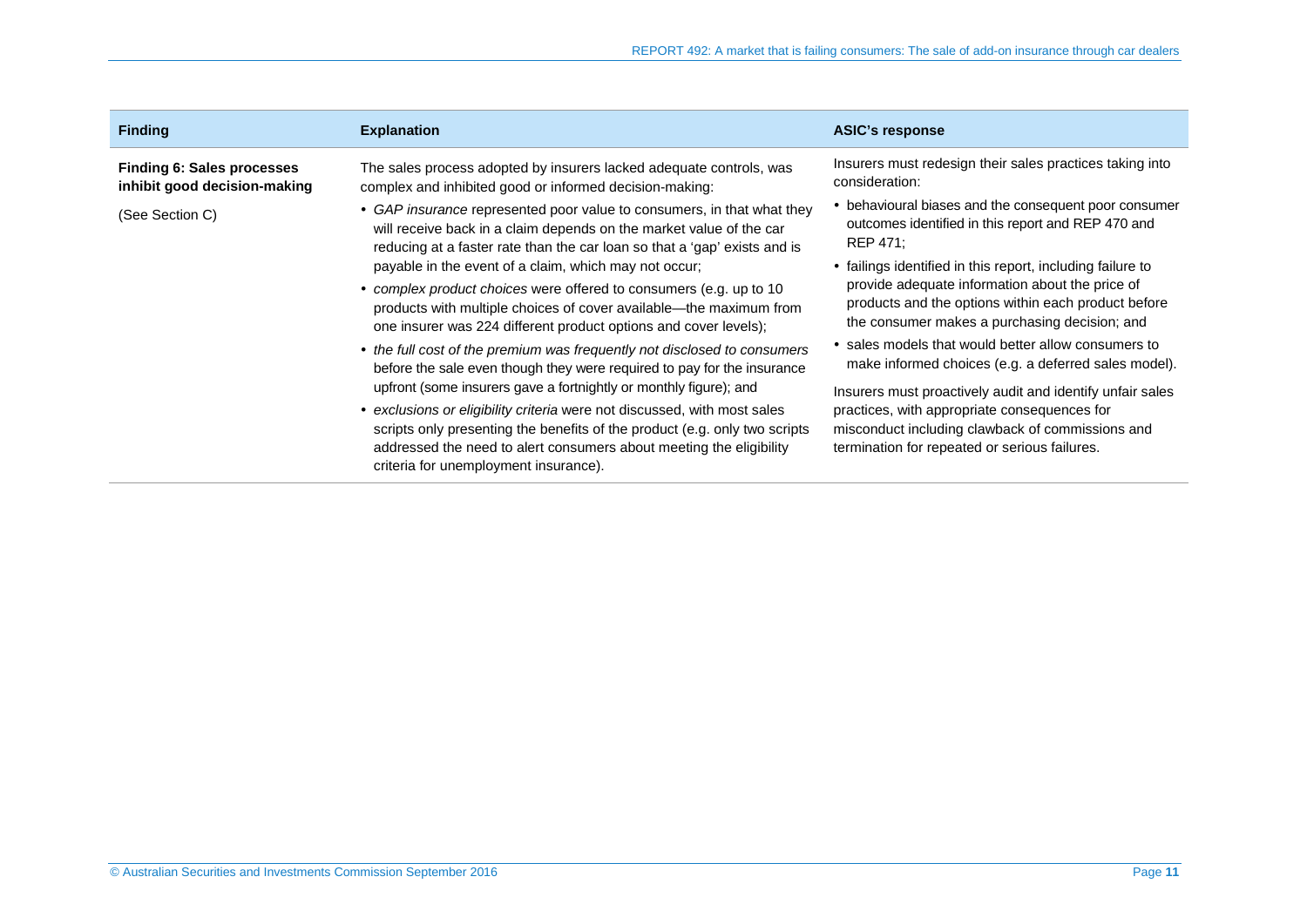| Finding | Explanation | ASIC's response |
| --- | --- | --- |
| **Finding 6: Sales processes inhibit good decision-making**<br><br>(See Section C) | The sales process adopted by insurers lacked adequate controls, was complex and inhibited good or informed decision-making:<br>• *GAP insurance* represented poor value to consumers, in that what they will receive back in a claim depends on the market value of the car reducing at a faster rate than the car loan so that a 'gap' exists and is payable in the event of a claim, which may not occur;<br>• *complex product choices* were offered to consumers (e.g. up to 10 products with multiple choices of cover available—the maximum from one insurer was 224 different product options and cover levels);<br>• *the full cost of the premium was frequently not disclosed to consumers* before the sale even though they were required to pay for the insurance upfront (some insurers gave a fortnightly or monthly figure); and<br>• *exclusions or eligibility criteria* were not discussed, with most sales scripts only presenting the benefits of the product (e.g. only two scripts addressed the need to alert consumers about meeting the eligibility criteria for unemployment insurance). | Insurers must redesign their sales practices taking into consideration:<br>• behavioural biases and the consequent poor consumer outcomes identified in this report and REP 470 and REP 471;<br>• failings identified in this report, including failure to provide adequate information about the price of products and the options within each product before the consumer makes a purchasing decision; and<br>• sales models that would better allow consumers to make informed choices (e.g. a deferred sales model).<br><br>Insurers must proactively audit and identify unfair sales practices, with appropriate consequences for misconduct including clawback of commissions and termination for repeated or serious failures. |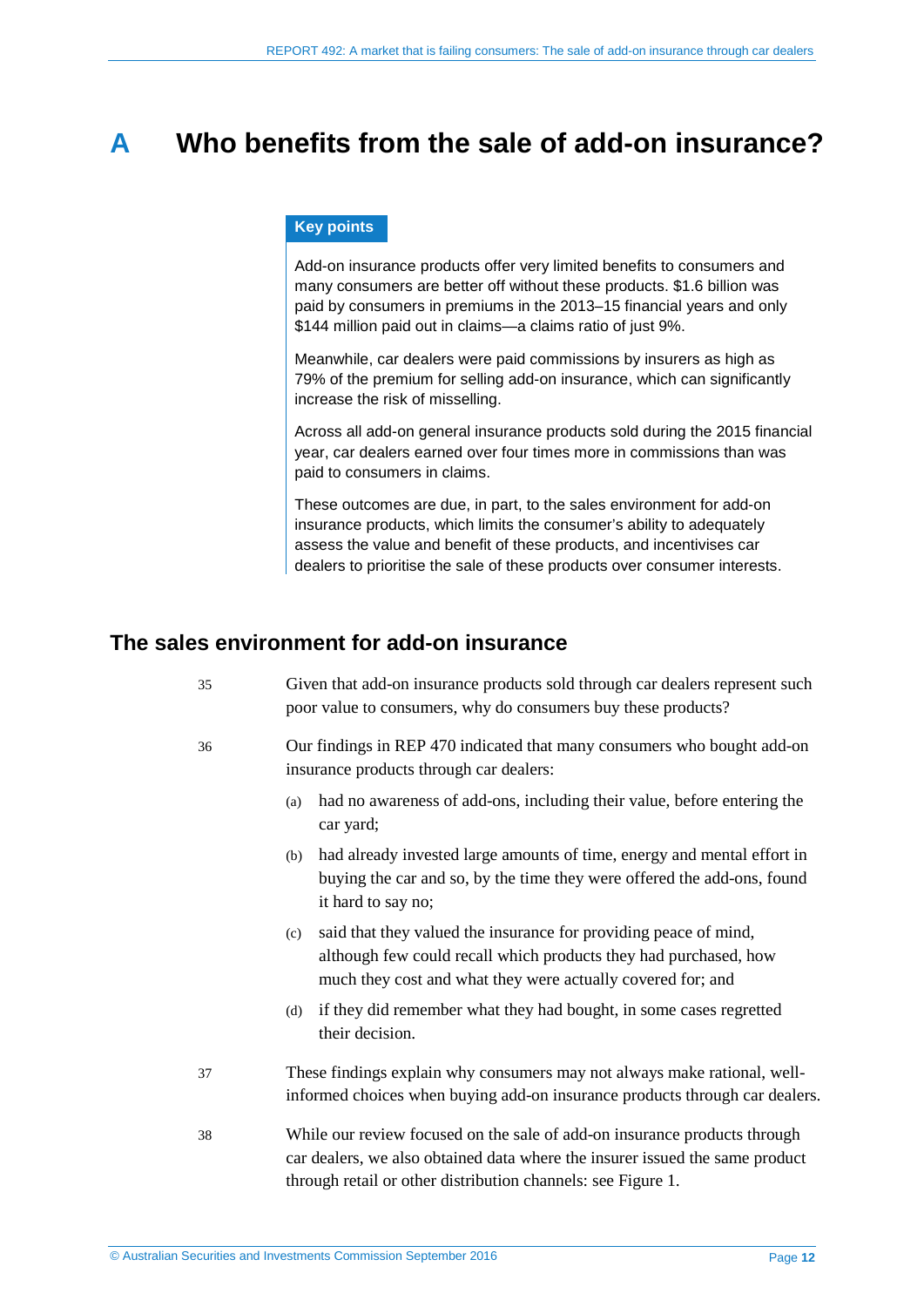# A Who benefits from the sale of add-on insurance?

**Key points**

Add-on insurance products offer very limited benefits to consumers and many consumers are better off without these products. $1.6 billion was paid by consumers in premiums in the 2013–15 financial years and only $144 million paid out in claims—a claims ratio of just 9%.

Meanwhile, car dealers were paid commissions by insurers as high as 79% of the premium for selling add-on insurance, which can significantly increase the risk of misselling.

Across all add-on general insurance products sold during the 2015 financial year, car dealers earned over four times more in commissions than was paid to consumers in claims.

These outcomes are due, in part, to the sales environment for add-on insurance products, which limits the consumer's ability to adequately assess the value and benefit of these products, and incentivises car dealers to prioritise the sale of these products over consumer interests.

## The sales environment for add-on insurance

35 Given that add-on insurance products sold through car dealers represent such poor value to consumers, why do consumers buy these products?

36 Our findings in REP 470 indicated that many consumers who bought add-on insurance products through car dealers:

(a) had no awareness of add-ons, including their value, before entering the car yard;

(b) had already invested large amounts of time, energy and mental effort in buying the car and so, by the time they were offered the add-ons, found it hard to say no;

(c) said that they valued the insurance for providing peace of mind, although few could recall which products they had purchased, how much they cost and what they were actually covered for; and

(d) if they did remember what they had bought, in some cases regretted their decision.

37 These findings explain why consumers may not always make rational, well-informed choices when buying add-on insurance products through car dealers.

38 While our review focused on the sale of add-on insurance products through car dealers, we also obtained data where the insurer issued the same product through retail or other distribution channels: see Figure 1.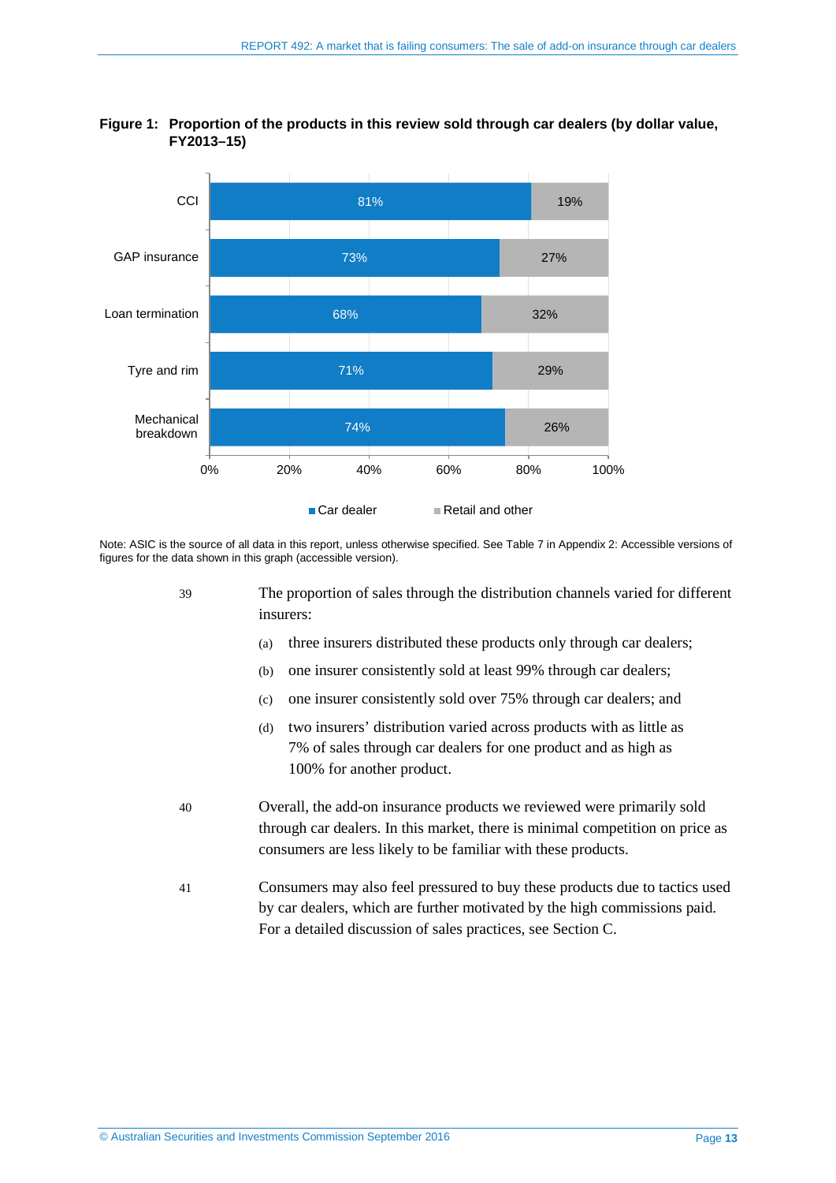**Figure 1: Proportion of the products in this review sold through car dealers (by dollar value, FY2013–15)**

| Product | Car dealer | Retail and other |
|---|---|---|
| CCI | 81% | 19% |
| GAP insurance | 73% | 27% |
| Loan termination | 68% | 32% |
| Tyre and rim | 71% | 29% |
| Mechanical breakdown | 74% | 26% |

Note: ASIC is the source of all data in this report, unless otherwise specified. See Table 7 in Appendix 2: Accessible versions of figures for the data shown in this graph (accessible version).

39 The proportion of sales through the distribution channels varied for different insurers:

(a) three insurers distributed these products only through car dealers;

(b) one insurer consistently sold at least 99% through car dealers;

(c) one insurer consistently sold over 75% through car dealers; and

(d) two insurers' distribution varied across products with as little as 7% of sales through car dealers for one product and as high as 100% for another product.

40 Overall, the add-on insurance products we reviewed were primarily sold through car dealers. In this market, there is minimal competition on price as consumers are less likely to be familiar with these products.

41 Consumers may also feel pressured to buy these products due to tactics used by car dealers, which are further motivated by the high commissions paid. For a detailed discussion of sales practices, see Section C.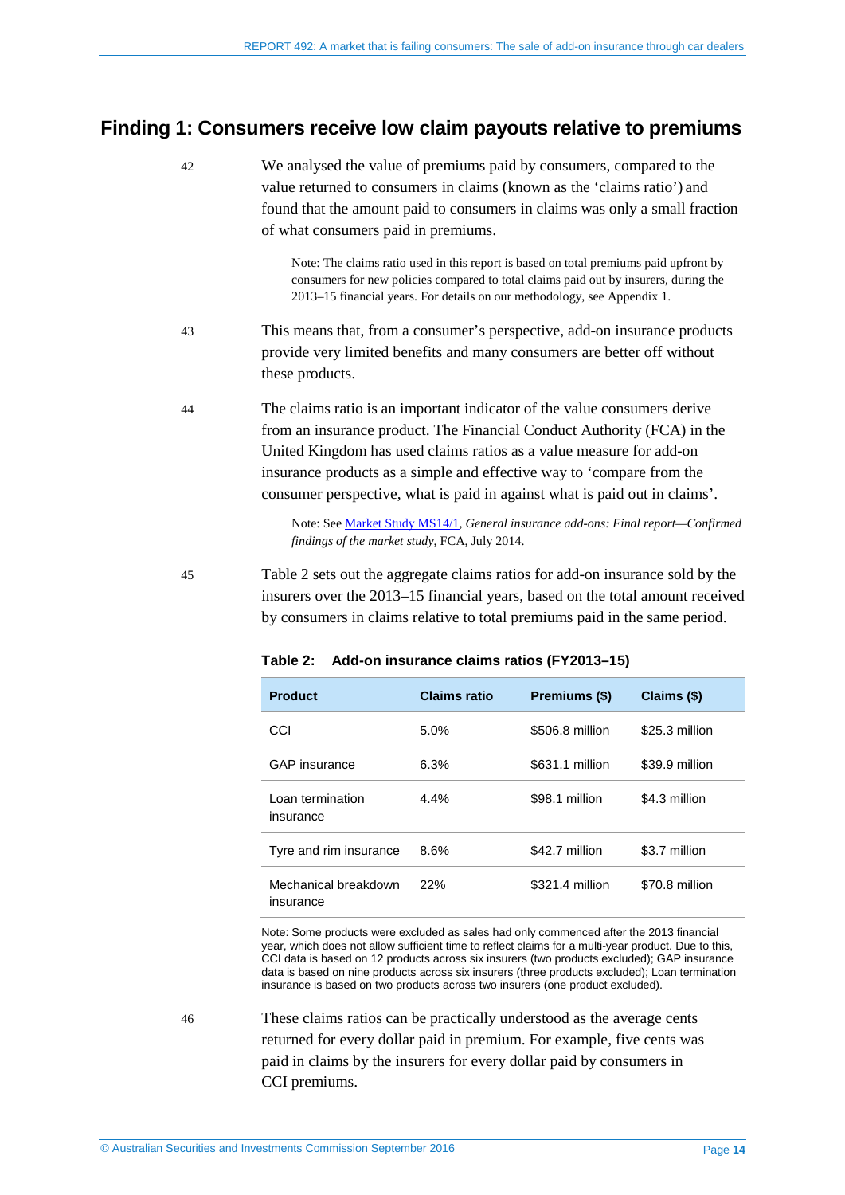## Finding 1: Consumers receive low claim payouts relative to premiums

42 We analysed the value of premiums paid by consumers, compared to the value returned to consumers in claims (known as the 'claims ratio') and found that the amount paid to consumers in claims was only a small fraction of what consumers paid in premiums.

> Note: The claims ratio used in this report is based on total premiums paid upfront by consumers for new policies compared to total claims paid out by insurers, during the 2013–15 financial years. For details on our methodology, see Appendix 1.

43 This means that, from a consumer's perspective, add-on insurance products provide very limited benefits and many consumers are better off without these products.

44 The claims ratio is an important indicator of the value consumers derive from an insurance product. The Financial Conduct Authority (FCA) in the United Kingdom has used claims ratios as a value measure for add-on insurance products as a simple and effective way to 'compare from the consumer perspective, what is paid in against what is paid out in claims'.

> Note: See Market Study MS14/1, *General insurance add-ons: Final report—Confirmed findings of the market study*, FCA, July 2014.

45 Table 2 sets out the aggregate claims ratios for add-on insurance sold by the insurers over the 2013–15 financial years, based on the total amount received by consumers in claims relative to total premiums paid in the same period.

**Table 2: Add-on insurance claims ratios (FY2013–15)**

| Product | Claims ratio | Premiums ($) | Claims ($) |
|---|---|---|---|
| CCI | 5.0% | $506.8 million | $25.3 million |
| GAP insurance | 6.3% | $631.1 million | $39.9 million |
| Loan termination insurance | 4.4% | $98.1 million | $4.3 million |
| Tyre and rim insurance | 8.6% | $42.7 million | $3.7 million |
| Mechanical breakdown insurance | 22% | $321.4 million | $70.8 million |

Note: Some products were excluded as sales had only commenced after the 2013 financial year, which does not allow sufficient time to reflect claims for a multi-year product. Due to this, CCI data is based on 12 products across six insurers (two products excluded); GAP insurance data is based on nine products across six insurers (three products excluded); Loan termination insurance is based on two products across two insurers (one product excluded).

46 These claims ratios can be practically understood as the average cents returned for every dollar paid in premium. For example, five cents was paid in claims by the insurers for every dollar paid by consumers in CCI premiums.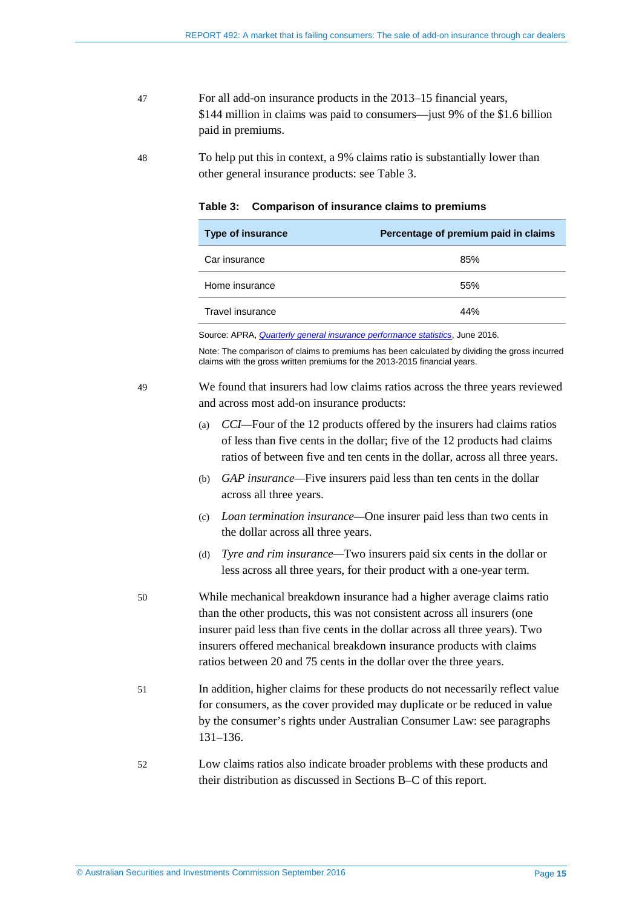47 For all add-on insurance products in the 2013–15 financial years, $144 million in claims was paid to consumers—just 9% of the $1.6 billion paid in premiums.

48 To help put this in context, a 9% claims ratio is substantially lower than other general insurance products: see Table 3.

**Table 3: Comparison of insurance claims to premiums**

| Type of insurance | Percentage of premium paid in claims |
|---|---|
| Car insurance | 85% |
| Home insurance | 55% |
| Travel insurance | 44% |

Source: APRA, *Quarterly general insurance performance statistics*, June 2016.

Note: The comparison of claims to premiums has been calculated by dividing the gross incurred claims with the gross written premiums for the 2013-2015 financial years.

49 We found that insurers had low claims ratios across the three years reviewed and across most add-on insurance products:

(a) *CCI*—Four of the 12 products offered by the insurers had claims ratios of less than five cents in the dollar; five of the 12 products had claims ratios of between five and ten cents in the dollar, across all three years.

(b) *GAP insurance*—Five insurers paid less than ten cents in the dollar across all three years.

(c) *Loan termination insurance*—One insurer paid less than two cents in the dollar across all three years.

(d) *Tyre and rim insurance*—Two insurers paid six cents in the dollar or less across all three years, for their product with a one-year term.

50 While mechanical breakdown insurance had a higher average claims ratio than the other products, this was not consistent across all insurers (one insurer paid less than five cents in the dollar across all three years). Two insurers offered mechanical breakdown insurance products with claims ratios between 20 and 75 cents in the dollar over the three years.

51 In addition, higher claims for these products do not necessarily reflect value for consumers, as the cover provided may duplicate or be reduced in value by the consumer's rights under Australian Consumer Law: see paragraphs 131–136.

52 Low claims ratios also indicate broader problems with these products and their distribution as discussed in Sections B–C of this report.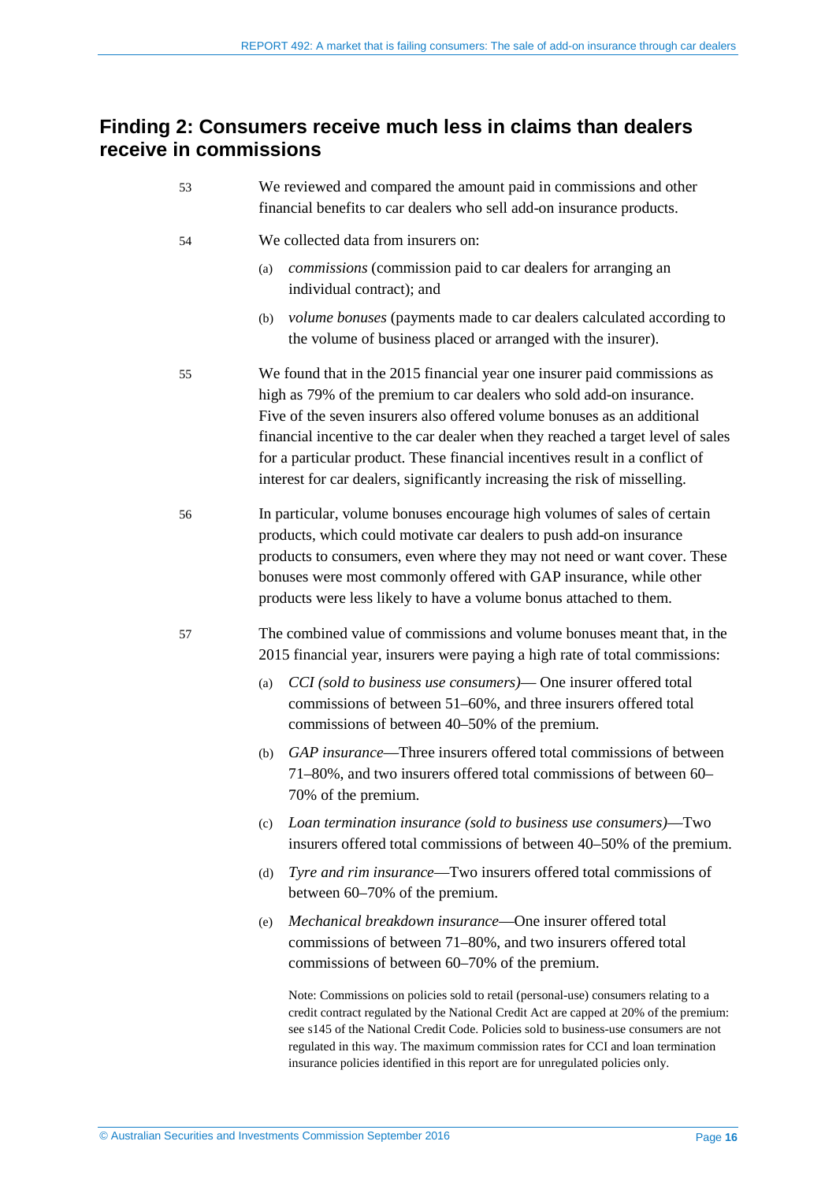## Finding 2: Consumers receive much less in claims than dealers receive in commissions

53 We reviewed and compared the amount paid in commissions and other financial benefits to car dealers who sell add-on insurance products.

54 We collected data from insurers on:

(a) *commissions* (commission paid to car dealers for arranging an individual contract); and

(b) *volume bonuses* (payments made to car dealers calculated according to the volume of business placed or arranged with the insurer).

55 We found that in the 2015 financial year one insurer paid commissions as high as 79% of the premium to car dealers who sold add-on insurance. Five of the seven insurers also offered volume bonuses as an additional financial incentive to the car dealer when they reached a target level of sales for a particular product. These financial incentives result in a conflict of interest for car dealers, significantly increasing the risk of misselling.

56 In particular, volume bonuses encourage high volumes of sales of certain products, which could motivate car dealers to push add-on insurance products to consumers, even where they may not need or want cover. These bonuses were most commonly offered with GAP insurance, while other products were less likely to have a volume bonus attached to them.

57 The combined value of commissions and volume bonuses meant that, in the 2015 financial year, insurers were paying a high rate of total commissions:

(a) *CCI (sold to business use consumers)*— One insurer offered total commissions of between 51–60%, and three insurers offered total commissions of between 40–50% of the premium.

(b) *GAP insurance*—Three insurers offered total commissions of between 71–80%, and two insurers offered total commissions of between 60–70% of the premium.

(c) *Loan termination insurance (sold to business use consumers)*—Two insurers offered total commissions of between 40–50% of the premium.

(d) *Tyre and rim insurance*—Two insurers offered total commissions of between 60–70% of the premium.

(e) *Mechanical breakdown insurance*—One insurer offered total commissions of between 71–80%, and two insurers offered total commissions of between 60–70% of the premium.

Note: Commissions on policies sold to retail (personal-use) consumers relating to a credit contract regulated by the National Credit Act are capped at 20% of the premium: see s145 of the National Credit Code. Policies sold to business-use consumers are not regulated in this way. The maximum commission rates for CCI and loan termination insurance policies identified in this report are for unregulated policies only.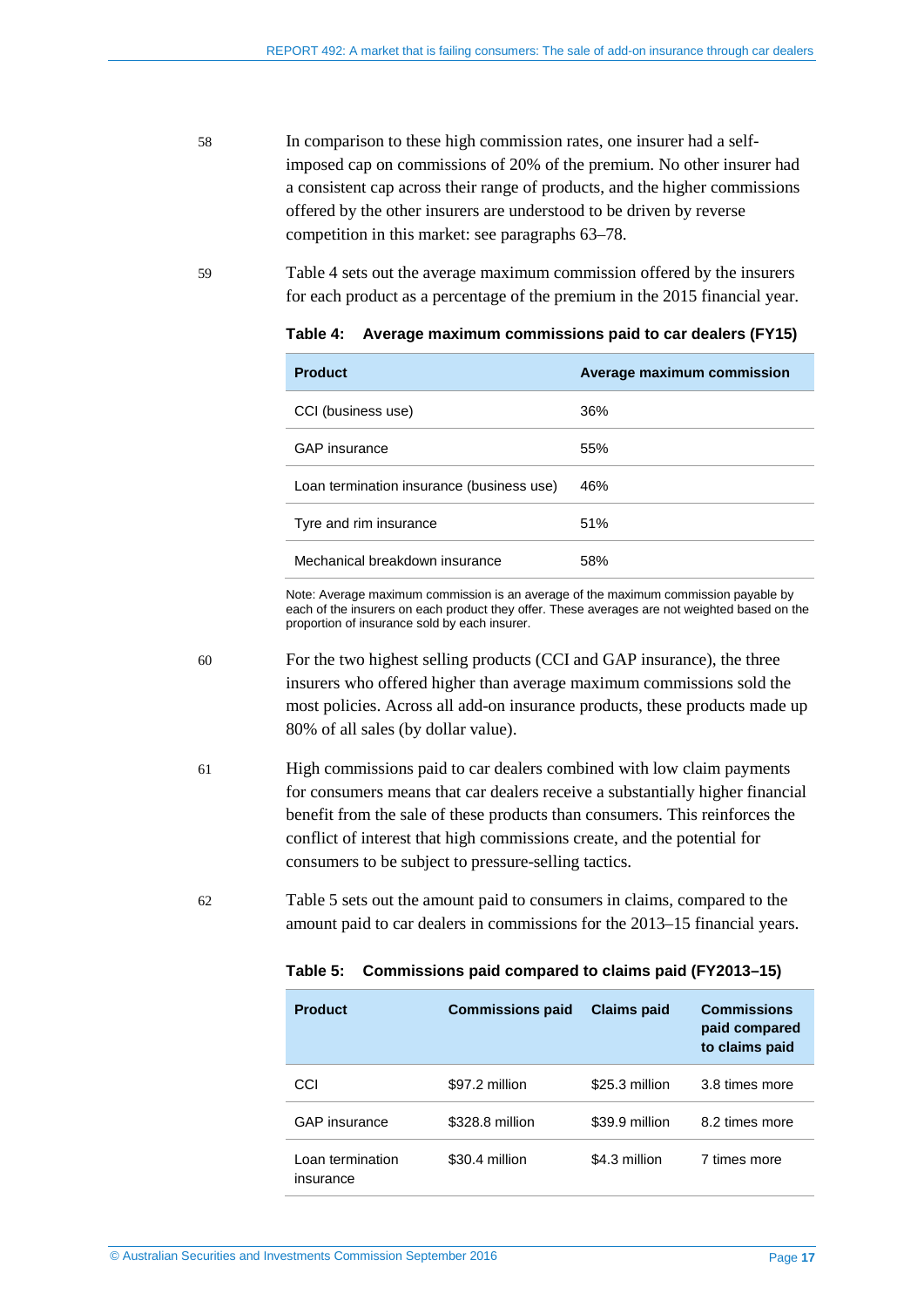58 In comparison to these high commission rates, one insurer had a self-imposed cap on commissions of 20% of the premium. No other insurer had a consistent cap across their range of products, and the higher commissions offered by the other insurers are understood to be driven by reverse competition in this market: see paragraphs 63–78.

59 Table 4 sets out the average maximum commission offered by the insurers for each product as a percentage of the premium in the 2015 financial year.

**Table 4: Average maximum commissions paid to car dealers (FY15)**

| Product | Average maximum commission |
|---|---|
| CCI (business use) | 36% |
| GAP insurance | 55% |
| Loan termination insurance (business use) | 46% |
| Tyre and rim insurance | 51% |
| Mechanical breakdown insurance | 58% |

Note: Average maximum commission is an average of the maximum commission payable by each of the insurers on each product they offer. These averages are not weighted based on the proportion of insurance sold by each insurer.

60 For the two highest selling products (CCI and GAP insurance), the three insurers who offered higher than average maximum commissions sold the most policies. Across all add-on insurance products, these products made up 80% of all sales (by dollar value).

61 High commissions paid to car dealers combined with low claim payments for consumers means that car dealers receive a substantially higher financial benefit from the sale of these products than consumers. This reinforces the conflict of interest that high commissions create, and the potential for consumers to be subject to pressure-selling tactics.

62 Table 5 sets out the amount paid to consumers in claims, compared to the amount paid to car dealers in commissions for the 2013–15 financial years.

**Table 5: Commissions paid compared to claims paid (FY2013–15)**

| Product | Commissions paid | Claims paid | Commissions paid compared to claims paid |
|---|---|---|---|
| CCI | $97.2 million | $25.3 million | 3.8 times more |
| GAP insurance | $328.8 million | $39.9 million | 8.2 times more |
| Loan termination insurance | $30.4 million | $4.3 million | 7 times more |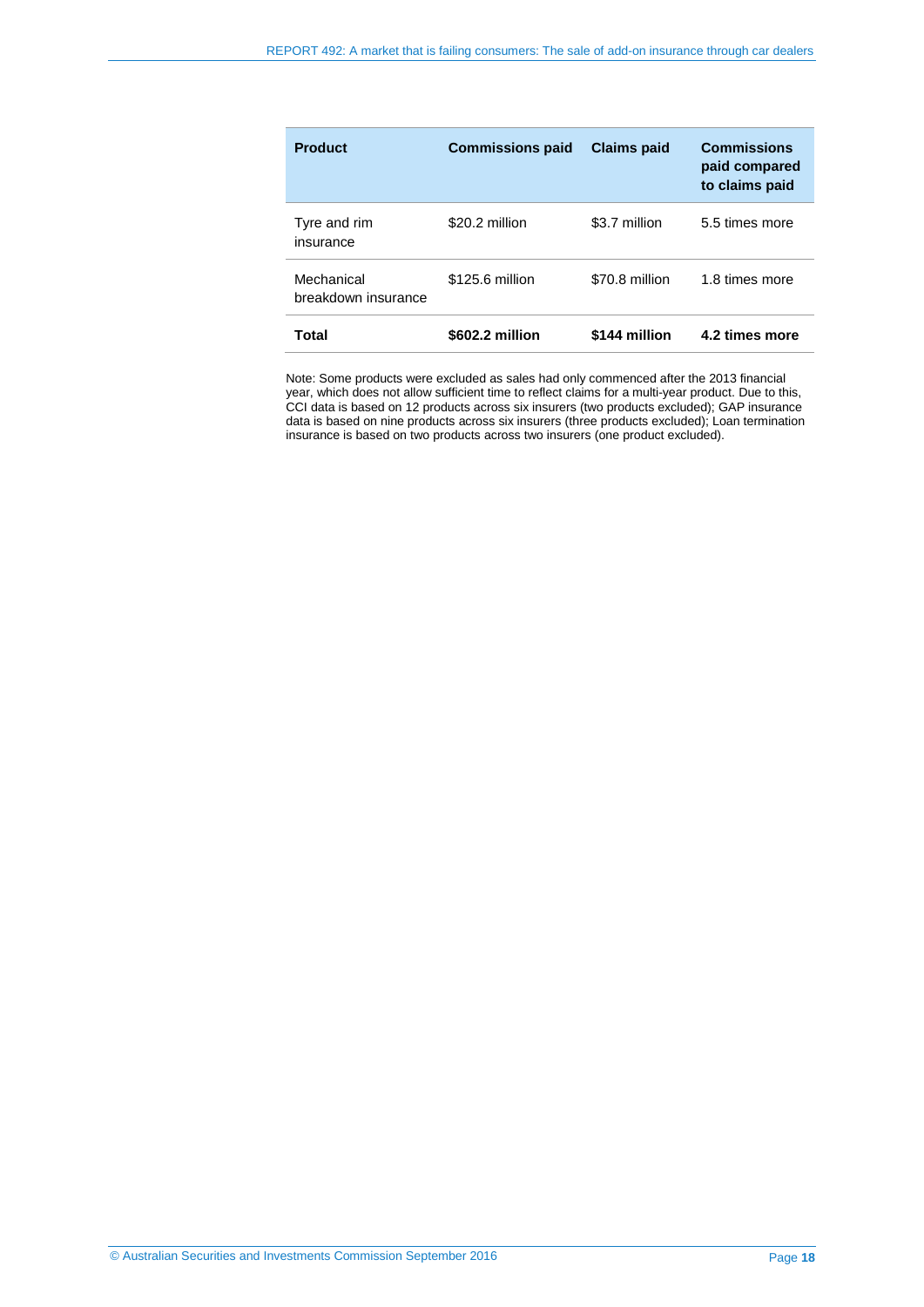| Product | Commissions paid | Claims paid | Commissions paid compared to claims paid |
|---|---|---|---|
| Tyre and rim insurance | $20.2 million | $3.7 million | 5.5 times more |
| Mechanical breakdown insurance | $125.6 million | $70.8 million | 1.8 times more |
| **Total** | **$602.2 million** | **$144 million** | **4.2 times more** |

Note: Some products were excluded as sales had only commenced after the 2013 financial year, which does not allow sufficient time to reflect claims for a multi-year product. Due to this, CCI data is based on 12 products across six insurers (two products excluded); GAP insurance data is based on nine products across six insurers (three products excluded); Loan termination insurance is based on two products across two insurers (one product excluded).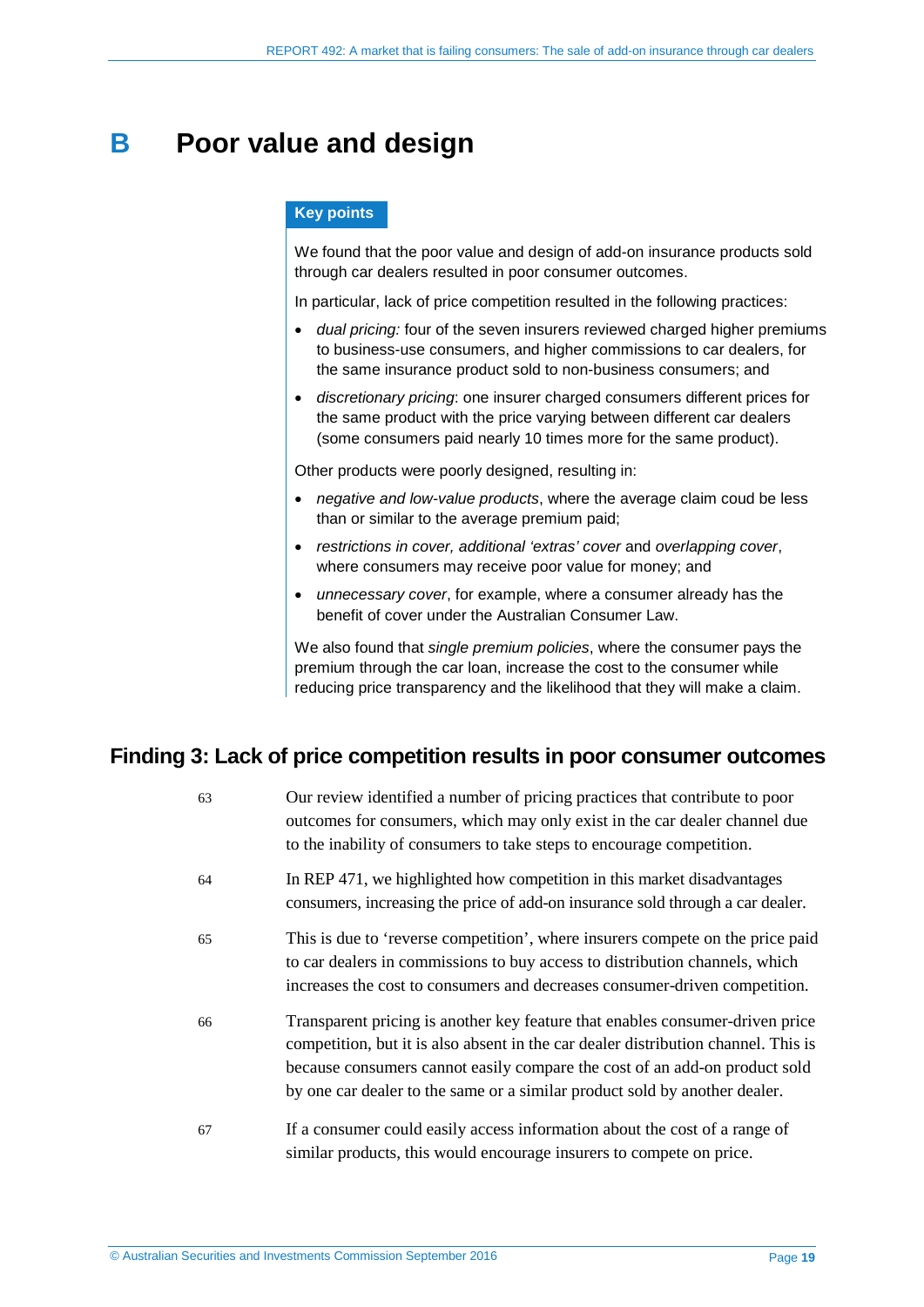# B Poor value and design

**Key points**

We found that the poor value and design of add-on insurance products sold through car dealers resulted in poor consumer outcomes.

In particular, lack of price competition resulted in the following practices:

- *dual pricing:* four of the seven insurers reviewed charged higher premiums to business-use consumers, and higher commissions to car dealers, for the same insurance product sold to non-business consumers; and
- *discretionary pricing*: one insurer charged consumers different prices for the same product with the price varying between different car dealers (some consumers paid nearly 10 times more for the same product).

Other products were poorly designed, resulting in:

- *negative and low-value products*, where the average claim coud be less than or similar to the average premium paid;
- *restrictions in cover, additional 'extras' cover* and *overlapping cover*, where consumers may receive poor value for money; and
- *unnecessary cover*, for example, where a consumer already has the benefit of cover under the Australian Consumer Law.

We also found that *single premium policies*, where the consumer pays the premium through the car loan, increase the cost to the consumer while reducing price transparency and the likelihood that they will make a claim.

## Finding 3: Lack of price competition results in poor consumer outcomes

63 Our review identified a number of pricing practices that contribute to poor outcomes for consumers, which may only exist in the car dealer channel due to the inability of consumers to take steps to encourage competition.

64 In REP 471, we highlighted how competition in this market disadvantages consumers, increasing the price of add-on insurance sold through a car dealer.

65 This is due to 'reverse competition', where insurers compete on the price paid to car dealers in commissions to buy access to distribution channels, which increases the cost to consumers and decreases consumer-driven competition.

66 Transparent pricing is another key feature that enables consumer-driven price competition, but it is also absent in the car dealer distribution channel. This is because consumers cannot easily compare the cost of an add-on product sold by one car dealer to the same or a similar product sold by another dealer.

67 If a consumer could easily access information about the cost of a range of similar products, this would encourage insurers to compete on price.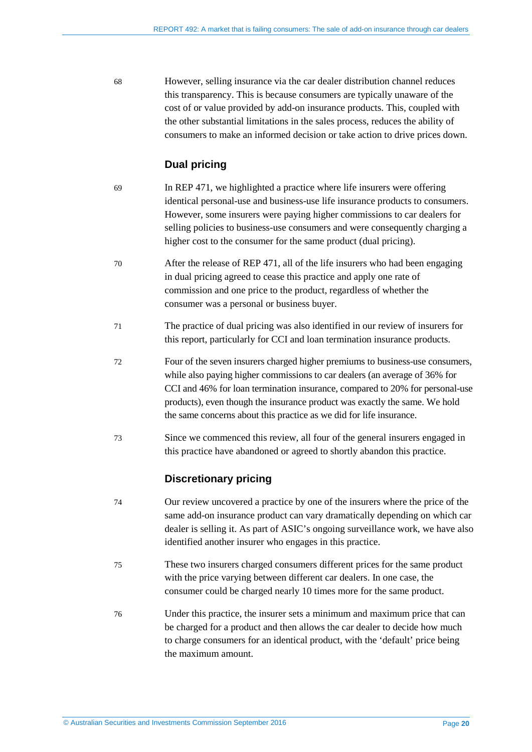68 However, selling insurance via the car dealer distribution channel reduces this transparency. This is because consumers are typically unaware of the cost of or value provided by add-on insurance products. This, coupled with the other substantial limitations in the sales process, reduces the ability of consumers to make an informed decision or take action to drive prices down.

### Dual pricing

69 In REP 471, we highlighted a practice where life insurers were offering identical personal-use and business-use life insurance products to consumers. However, some insurers were paying higher commissions to car dealers for selling policies to business-use consumers and were consequently charging a higher cost to the consumer for the same product (dual pricing).

70 After the release of REP 471, all of the life insurers who had been engaging in dual pricing agreed to cease this practice and apply one rate of commission and one price to the product, regardless of whether the consumer was a personal or business buyer.

71 The practice of dual pricing was also identified in our review of insurers for this report, particularly for CCI and loan termination insurance products.

72 Four of the seven insurers charged higher premiums to business-use consumers, while also paying higher commissions to car dealers (an average of 36% for CCI and 46% for loan termination insurance, compared to 20% for personal-use products), even though the insurance product was exactly the same. We hold the same concerns about this practice as we did for life insurance.

73 Since we commenced this review, all four of the general insurers engaged in this practice have abandoned or agreed to shortly abandon this practice.

### Discretionary pricing

74 Our review uncovered a practice by one of the insurers where the price of the same add-on insurance product can vary dramatically depending on which car dealer is selling it. As part of ASIC's ongoing surveillance work, we have also identified another insurer who engages in this practice.

75 These two insurers charged consumers different prices for the same product with the price varying between different car dealers. In one case, the consumer could be charged nearly 10 times more for the same product.

76 Under this practice, the insurer sets a minimum and maximum price that can be charged for a product and then allows the car dealer to decide how much to charge consumers for an identical product, with the 'default' price being the maximum amount.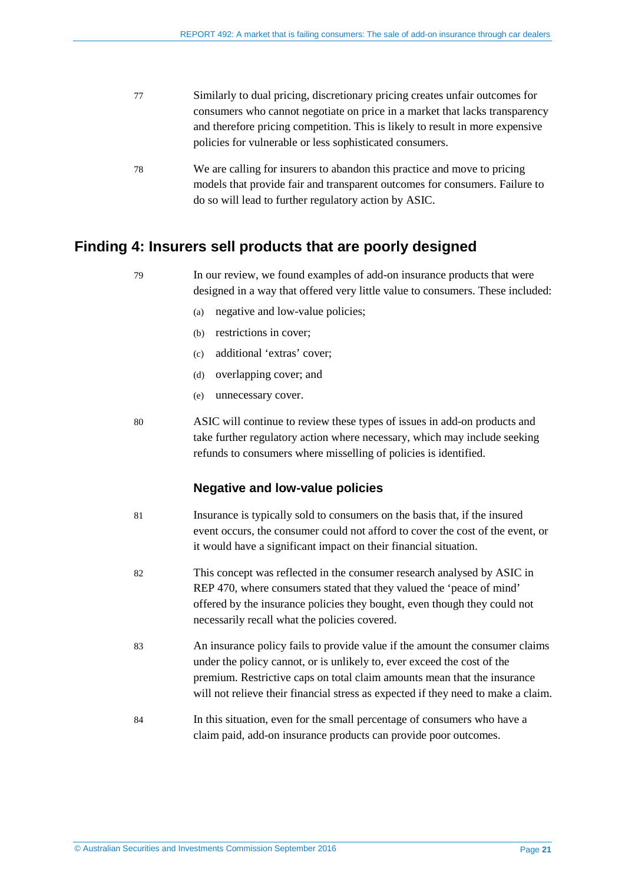77 Similarly to dual pricing, discretionary pricing creates unfair outcomes for consumers who cannot negotiate on price in a market that lacks transparency and therefore pricing competition. This is likely to result in more expensive policies for vulnerable or less sophisticated consumers.

78 We are calling for insurers to abandon this practice and move to pricing models that provide fair and transparent outcomes for consumers. Failure to do so will lead to further regulatory action by ASIC.

## Finding 4: Insurers sell products that are poorly designed

79 In our review, we found examples of add-on insurance products that were designed in a way that offered very little value to consumers. These included:

(a) negative and low-value policies;

(b) restrictions in cover;

(c) additional 'extras' cover;

(d) overlapping cover; and

(e) unnecessary cover.

80 ASIC will continue to review these types of issues in add-on products and take further regulatory action where necessary, which may include seeking refunds to consumers where misselling of policies is identified.

### Negative and low-value policies

81 Insurance is typically sold to consumers on the basis that, if the insured event occurs, the consumer could not afford to cover the cost of the event, or it would have a significant impact on their financial situation.

82 This concept was reflected in the consumer research analysed by ASIC in REP 470, where consumers stated that they valued the 'peace of mind' offered by the insurance policies they bought, even though they could not necessarily recall what the policies covered.

83 An insurance policy fails to provide value if the amount the consumer claims under the policy cannot, or is unlikely to, ever exceed the cost of the premium. Restrictive caps on total claim amounts mean that the insurance will not relieve their financial stress as expected if they need to make a claim.

84 In this situation, even for the small percentage of consumers who have a claim paid, add-on insurance products can provide poor outcomes.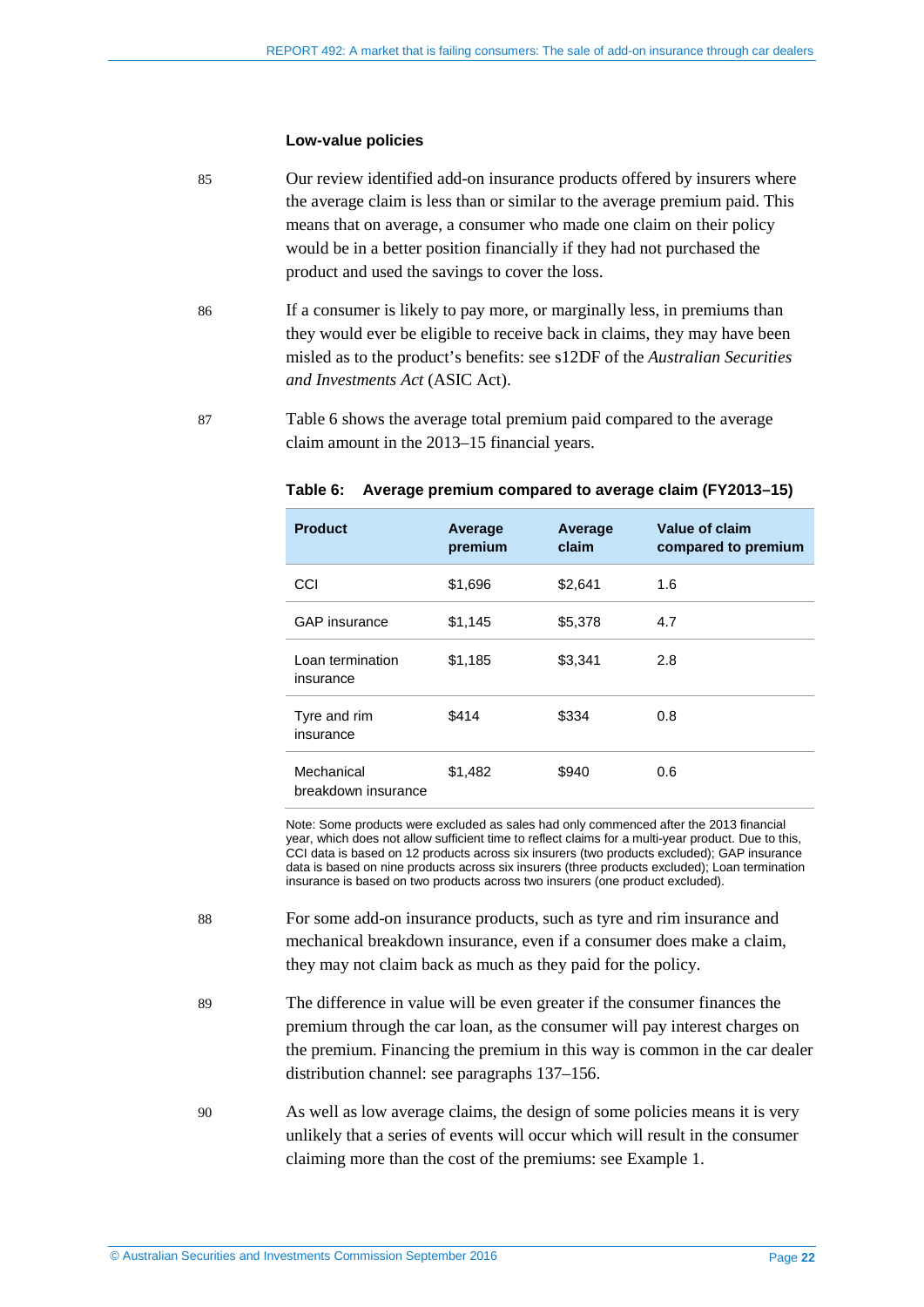### Low-value policies

85 Our review identified add-on insurance products offered by insurers where the average claim is less than or similar to the average premium paid. This means that on average, a consumer who made one claim on their policy would be in a better position financially if they had not purchased the product and used the savings to cover the loss.

86 If a consumer is likely to pay more, or marginally less, in premiums than they would ever be eligible to receive back in claims, they may have been misled as to the product's benefits: see s12DF of the *Australian Securities and Investments Act* (ASIC Act).

87 Table 6 shows the average total premium paid compared to the average claim amount in the 2013–15 financial years.

**Table 6: Average premium compared to average claim (FY2013–15)**

| Product | Average premium | Average claim | Value of claim compared to premium |
|---|---|---|---|
| CCI | $1,696 | $2,641 | 1.6 |
| GAP insurance | $1,145 | $5,378 | 4.7 |
| Loan termination insurance | $1,185 | $3,341 | 2.8 |
| Tyre and rim insurance | $414 | $334 | 0.8 |
| Mechanical breakdown insurance | $1,482 | $940 | 0.6 |

Note: Some products were excluded as sales had only commenced after the 2013 financial year, which does not allow sufficient time to reflect claims for a multi-year product. Due to this, CCI data is based on 12 products across six insurers (two products excluded); GAP insurance data is based on nine products across six insurers (three products excluded); Loan termination insurance is based on two products across two insurers (one product excluded).

88 For some add-on insurance products, such as tyre and rim insurance and mechanical breakdown insurance, even if a consumer does make a claim, they may not claim back as much as they paid for the policy.

89 The difference in value will be even greater if the consumer finances the premium through the car loan, as the consumer will pay interest charges on the premium. Financing the premium in this way is common in the car dealer distribution channel: see paragraphs 137–156.

90 As well as low average claims, the design of some policies means it is very unlikely that a series of events will occur which will result in the consumer claiming more than the cost of the premiums: see Example 1.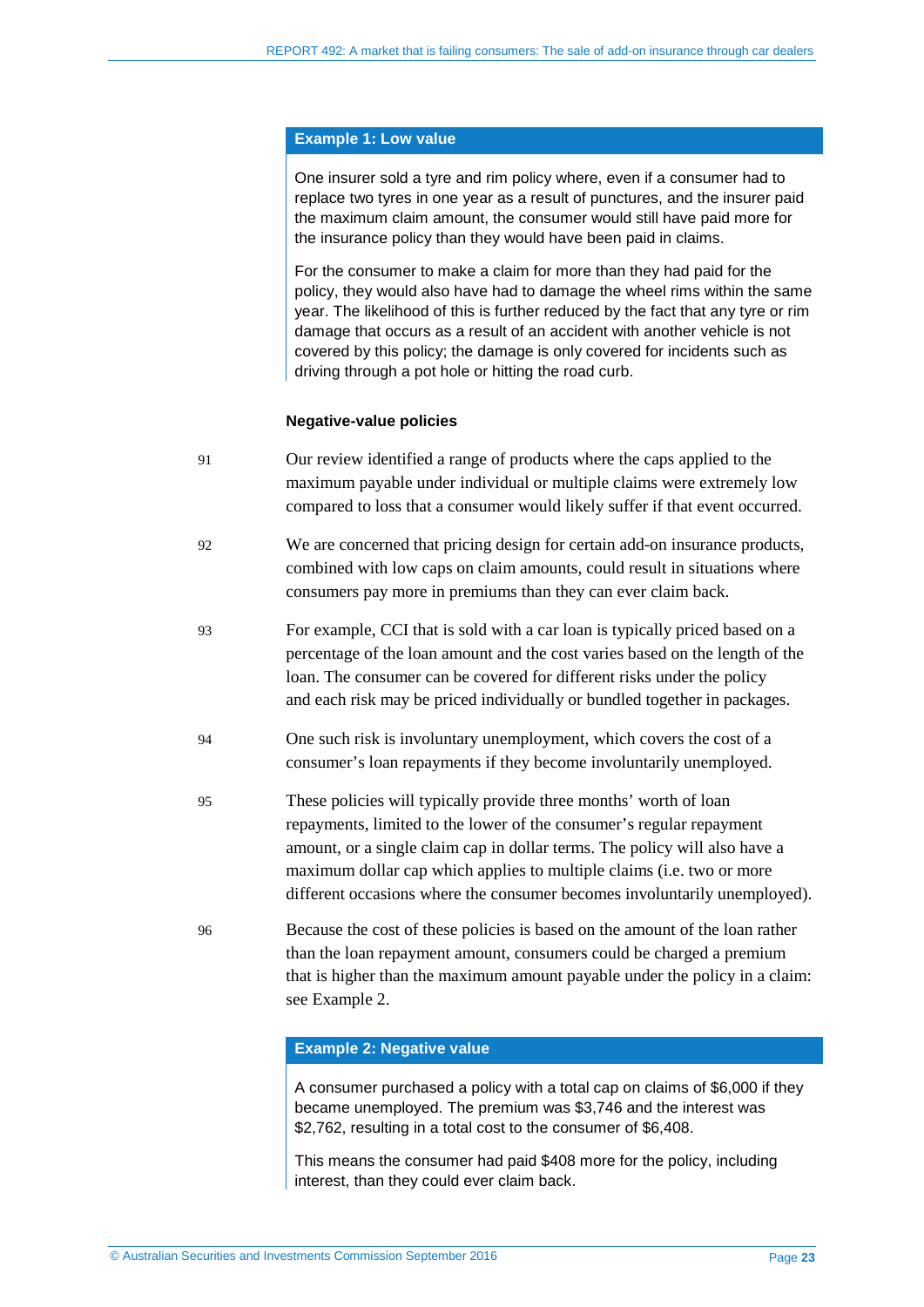**Example 1: Low value**

One insurer sold a tyre and rim policy where, even if a consumer had to replace two tyres in one year as a result of punctures, and the insurer paid the maximum claim amount, the consumer would still have paid more for the insurance policy than they would have been paid in claims.

For the consumer to make a claim for more than they had paid for the policy, they would also have had to damage the wheel rims within the same year. The likelihood of this is further reduced by the fact that any tyre or rim damage that occurs as a result of an accident with another vehicle is not covered by this policy; the damage is only covered for incidents such as driving through a pot hole or hitting the road curb.

### Negative-value policies

91 Our review identified a range of products where the caps applied to the maximum payable under individual or multiple claims were extremely low compared to loss that a consumer would likely suffer if that event occurred.

92 We are concerned that pricing design for certain add-on insurance products, combined with low caps on claim amounts, could result in situations where consumers pay more in premiums than they can ever claim back.

93 For example, CCI that is sold with a car loan is typically priced based on a percentage of the loan amount and the cost varies based on the length of the loan. The consumer can be covered for different risks under the policy and each risk may be priced individually or bundled together in packages.

94 One such risk is involuntary unemployment, which covers the cost of a consumer's loan repayments if they become involuntarily unemployed.

95 These policies will typically provide three months' worth of loan repayments, limited to the lower of the consumer's regular repayment amount, or a single claim cap in dollar terms. The policy will also have a maximum dollar cap which applies to multiple claims (i.e. two or more different occasions where the consumer becomes involuntarily unemployed).

96 Because the cost of these policies is based on the amount of the loan rather than the loan repayment amount, consumers could be charged a premium that is higher than the maximum amount payable under the policy in a claim: see Example 2.

**Example 2: Negative value**

A consumer purchased a policy with a total cap on claims of $6,000 if they became unemployed. The premium was $3,746 and the interest was $2,762, resulting in a total cost to the consumer of $6,408.

This means the consumer had paid $408 more for the policy, including interest, than they could ever claim back.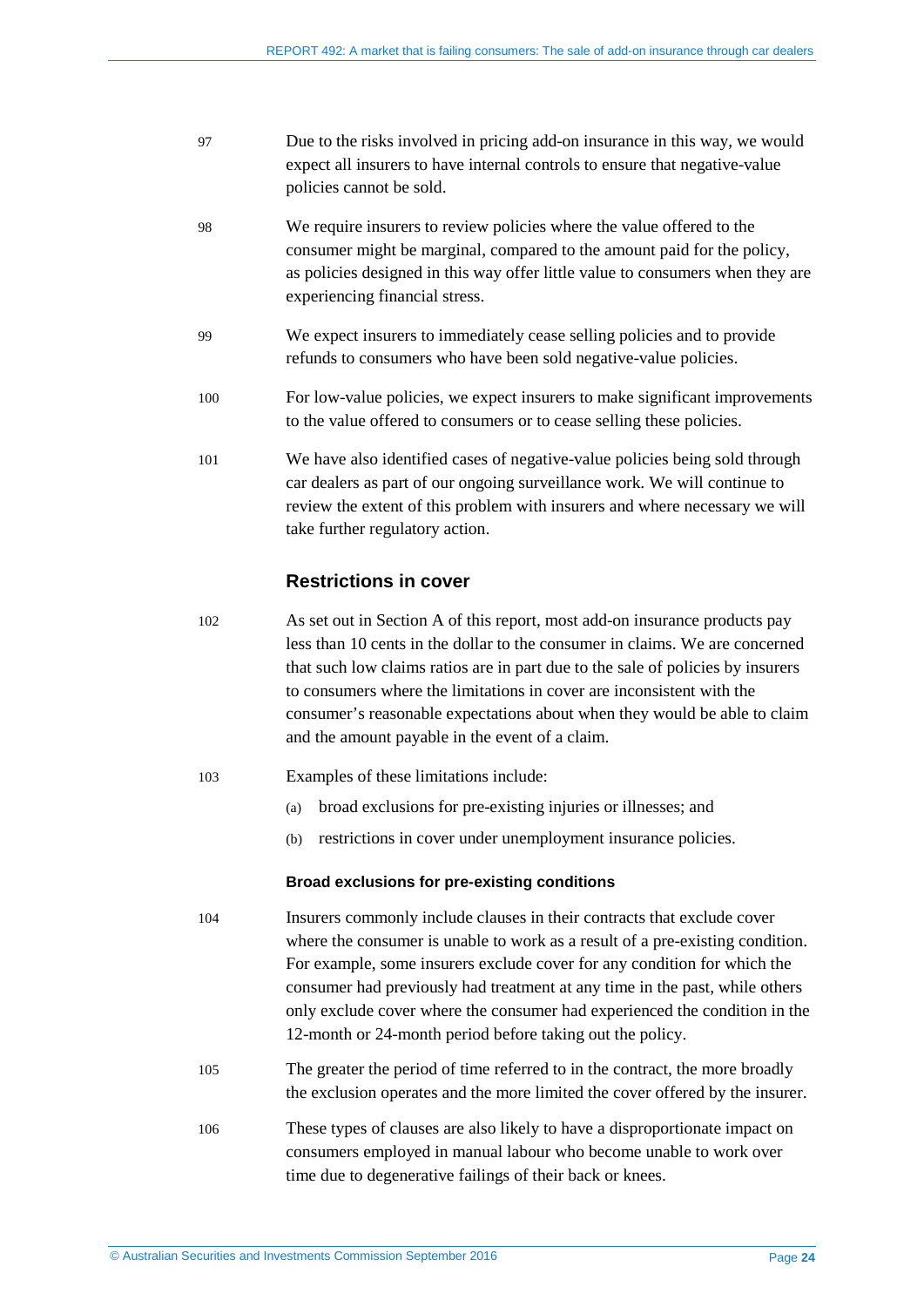97 Due to the risks involved in pricing add-on insurance in this way, we would expect all insurers to have internal controls to ensure that negative-value policies cannot be sold.

98 We require insurers to review policies where the value offered to the consumer might be marginal, compared to the amount paid for the policy, as policies designed in this way offer little value to consumers when they are experiencing financial stress.

99 We expect insurers to immediately cease selling policies and to provide refunds to consumers who have been sold negative-value policies.

100 For low-value policies, we expect insurers to make significant improvements to the value offered to consumers or to cease selling these policies.

101 We have also identified cases of negative-value policies being sold through car dealers as part of our ongoing surveillance work. We will continue to review the extent of this problem with insurers and where necessary we will take further regulatory action.

## Restrictions in cover

102 As set out in Section A of this report, most add-on insurance products pay less than 10 cents in the dollar to the consumer in claims. We are concerned that such low claims ratios are in part due to the sale of policies by insurers to consumers where the limitations in cover are inconsistent with the consumer's reasonable expectations about when they would be able to claim and the amount payable in the event of a claim.

103 Examples of these limitations include:

(a) broad exclusions for pre-existing injuries or illnesses; and

(b) restrictions in cover under unemployment insurance policies.

### Broad exclusions for pre-existing conditions

104 Insurers commonly include clauses in their contracts that exclude cover where the consumer is unable to work as a result of a pre-existing condition. For example, some insurers exclude cover for any condition for which the consumer had previously had treatment at any time in the past, while others only exclude cover where the consumer had experienced the condition in the 12-month or 24-month period before taking out the policy.

105 The greater the period of time referred to in the contract, the more broadly the exclusion operates and the more limited the cover offered by the insurer.

106 These types of clauses are also likely to have a disproportionate impact on consumers employed in manual labour who become unable to work over time due to degenerative failings of their back or knees.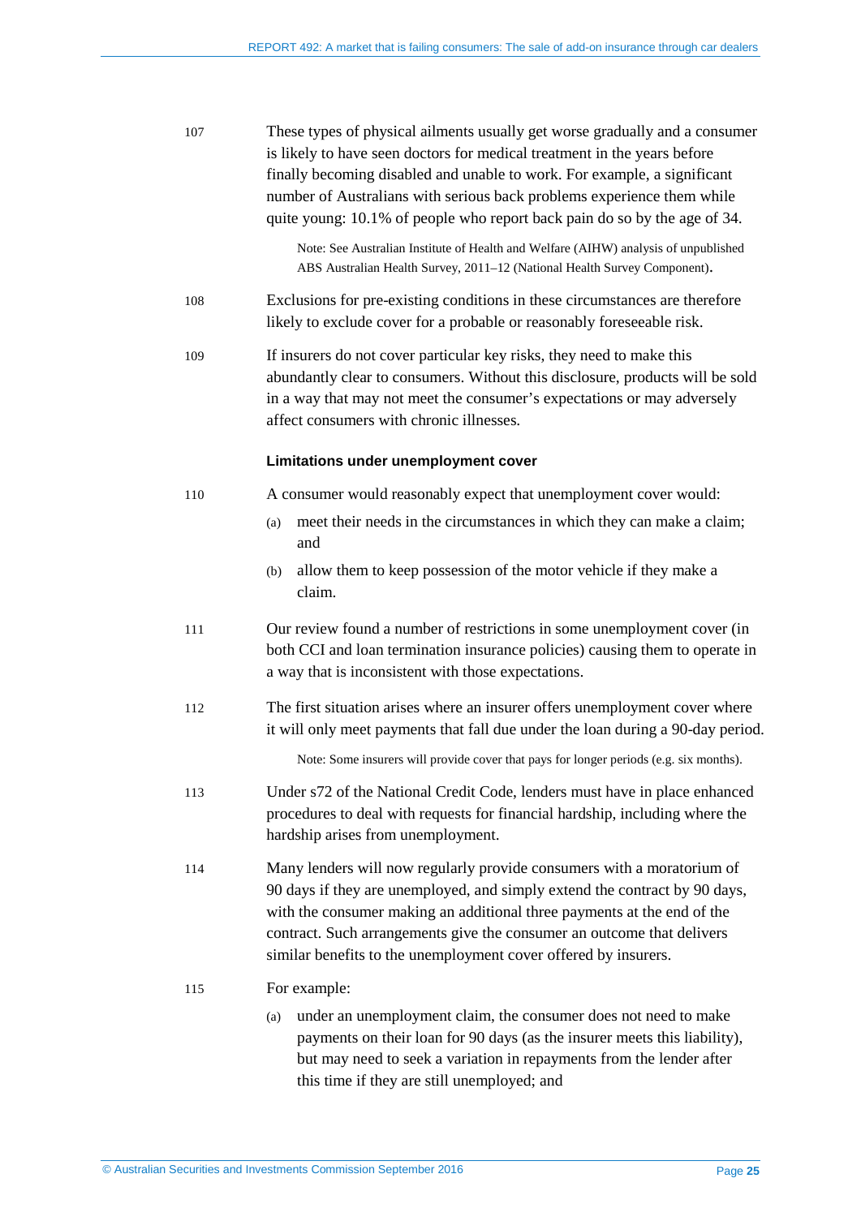107 These types of physical ailments usually get worse gradually and a consumer is likely to have seen doctors for medical treatment in the years before finally becoming disabled and unable to work. For example, a significant number of Australians with serious back problems experience them while quite young: 10.1% of people who report back pain do so by the age of 34.

Note: See Australian Institute of Health and Welfare (AIHW) analysis of unpublished ABS Australian Health Survey, 2011–12 (National Health Survey Component).

108 Exclusions for pre-existing conditions in these circumstances are therefore likely to exclude cover for a probable or reasonably foreseeable risk.

109 If insurers do not cover particular key risks, they need to make this abundantly clear to consumers. Without this disclosure, products will be sold in a way that may not meet the consumer's expectations or may adversely affect consumers with chronic illnesses.

#### Limitations under unemployment cover

110 A consumer would reasonably expect that unemployment cover would:

(a) meet their needs in the circumstances in which they can make a claim; and

(b) allow them to keep possession of the motor vehicle if they make a claim.

111 Our review found a number of restrictions in some unemployment cover (in both CCI and loan termination insurance policies) causing them to operate in a way that is inconsistent with those expectations.

112 The first situation arises where an insurer offers unemployment cover where it will only meet payments that fall due under the loan during a 90-day period.

Note: Some insurers will provide cover that pays for longer periods (e.g. six months).

113 Under s72 of the National Credit Code, lenders must have in place enhanced procedures to deal with requests for financial hardship, including where the hardship arises from unemployment.

114 Many lenders will now regularly provide consumers with a moratorium of 90 days if they are unemployed, and simply extend the contract by 90 days, with the consumer making an additional three payments at the end of the contract. Such arrangements give the consumer an outcome that delivers similar benefits to the unemployment cover offered by insurers.

115 For example:

(a) under an unemployment claim, the consumer does not need to make payments on their loan for 90 days (as the insurer meets this liability), but may need to seek a variation in repayments from the lender after this time if they are still unemployed; and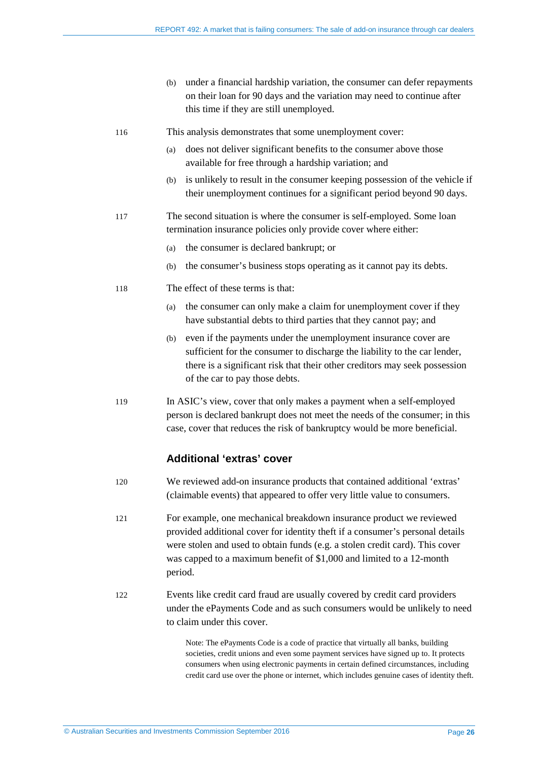(b) under a financial hardship variation, the consumer can defer repayments on their loan for 90 days and the variation may need to continue after this time if they are still unemployed.

116 This analysis demonstrates that some unemployment cover:

(a) does not deliver significant benefits to the consumer above those available for free through a hardship variation; and

(b) is unlikely to result in the consumer keeping possession of the vehicle if their unemployment continues for a significant period beyond 90 days.

117 The second situation is where the consumer is self-employed. Some loan termination insurance policies only provide cover where either:

(a) the consumer is declared bankrupt; or

(b) the consumer's business stops operating as it cannot pay its debts.

118 The effect of these terms is that:

(a) the consumer can only make a claim for unemployment cover if they have substantial debts to third parties that they cannot pay; and

(b) even if the payments under the unemployment insurance cover are sufficient for the consumer to discharge the liability to the car lender, there is a significant risk that their other creditors may seek possession of the car to pay those debts.

119 In ASIC's view, cover that only makes a payment when a self-employed person is declared bankrupt does not meet the needs of the consumer; in this case, cover that reduces the risk of bankruptcy would be more beneficial.

### Additional 'extras' cover

120 We reviewed add-on insurance products that contained additional 'extras' (claimable events) that appeared to offer very little value to consumers.

121 For example, one mechanical breakdown insurance product we reviewed provided additional cover for identity theft if a consumer's personal details were stolen and used to obtain funds (e.g. a stolen credit card). This cover was capped to a maximum benefit of $1,000 and limited to a 12-month period.

122 Events like credit card fraud are usually covered by credit card providers under the ePayments Code and as such consumers would be unlikely to need to claim under this cover.

Note: The ePayments Code is a code of practice that virtually all banks, building societies, credit unions and even some payment services have signed up to. It protects consumers when using electronic payments in certain defined circumstances, including credit card use over the phone or internet, which includes genuine cases of identity theft.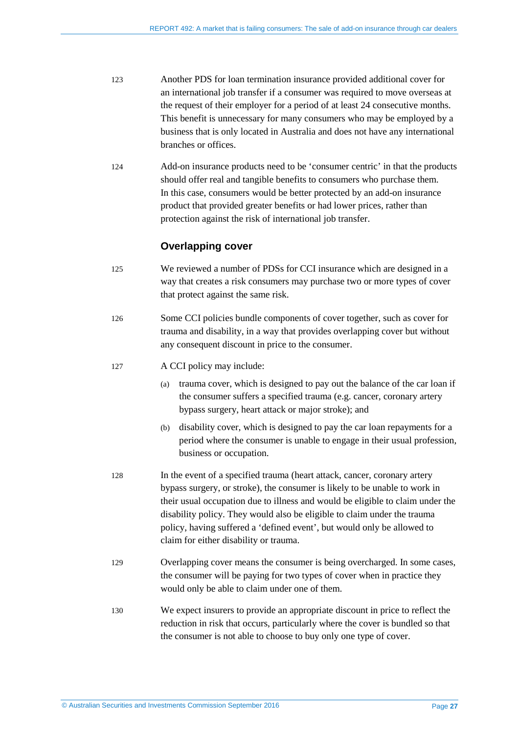123 Another PDS for loan termination insurance provided additional cover for an international job transfer if a consumer was required to move overseas at the request of their employer for a period of at least 24 consecutive months. This benefit is unnecessary for many consumers who may be employed by a business that is only located in Australia and does not have any international branches or offices.

124 Add-on insurance products need to be 'consumer centric' in that the products should offer real and tangible benefits to consumers who purchase them. In this case, consumers would be better protected by an add-on insurance product that provided greater benefits or had lower prices, rather than protection against the risk of international job transfer.

### Overlapping cover

125 We reviewed a number of PDSs for CCI insurance which are designed in a way that creates a risk consumers may purchase two or more types of cover that protect against the same risk.

126 Some CCI policies bundle components of cover together, such as cover for trauma and disability, in a way that provides overlapping cover but without any consequent discount in price to the consumer.

127 A CCI policy may include:

(a) trauma cover, which is designed to pay out the balance of the car loan if the consumer suffers a specified trauma (e.g. cancer, coronary artery bypass surgery, heart attack or major stroke); and

(b) disability cover, which is designed to pay the car loan repayments for a period where the consumer is unable to engage in their usual profession, business or occupation.

128 In the event of a specified trauma (heart attack, cancer, coronary artery bypass surgery, or stroke), the consumer is likely to be unable to work in their usual occupation due to illness and would be eligible to claim under the disability policy. They would also be eligible to claim under the trauma policy, having suffered a 'defined event', but would only be allowed to claim for either disability or trauma.

129 Overlapping cover means the consumer is being overcharged. In some cases, the consumer will be paying for two types of cover when in practice they would only be able to claim under one of them.

130 We expect insurers to provide an appropriate discount in price to reflect the reduction in risk that occurs, particularly where the cover is bundled so that the consumer is not able to choose to buy only one type of cover.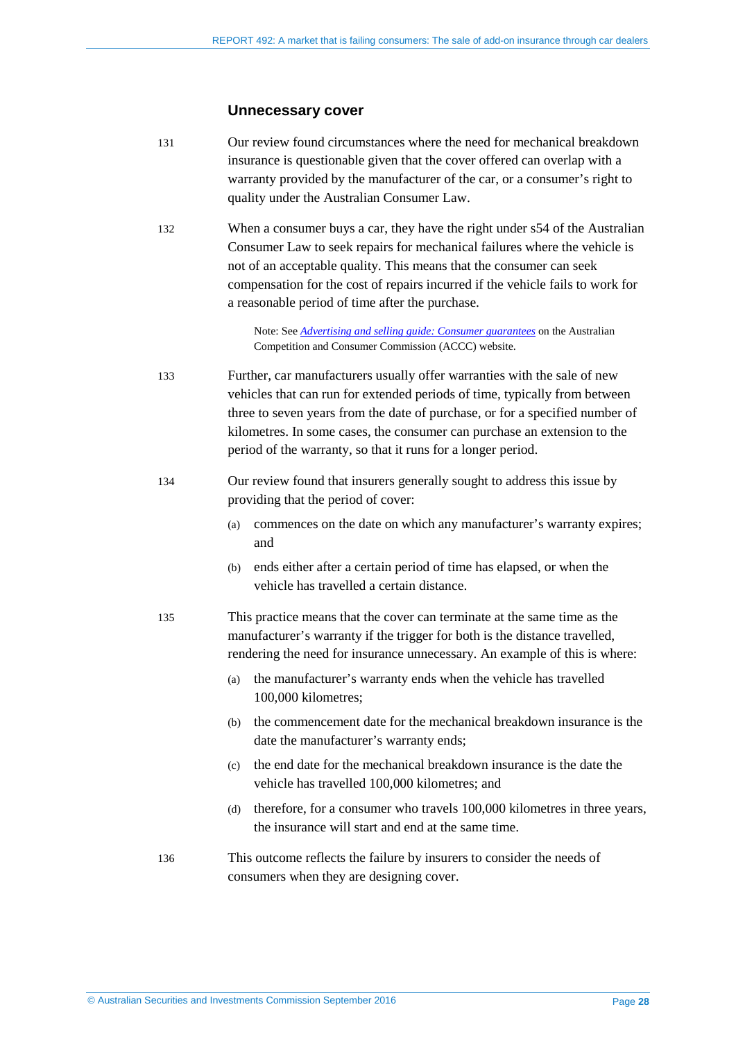### Unnecessary cover

131 Our review found circumstances where the need for mechanical breakdown insurance is questionable given that the cover offered can overlap with a warranty provided by the manufacturer of the car, or a consumer's right to quality under the Australian Consumer Law.

132 When a consumer buys a car, they have the right under s54 of the Australian Consumer Law to seek repairs for mechanical failures where the vehicle is not of an acceptable quality. This means that the consumer can seek compensation for the cost of repairs incurred if the vehicle fails to work for a reasonable period of time after the purchase.

> Note: See *Advertising and selling guide: Consumer guarantees* on the Australian Competition and Consumer Commission (ACCC) website.

133 Further, car manufacturers usually offer warranties with the sale of new vehicles that can run for extended periods of time, typically from between three to seven years from the date of purchase, or for a specified number of kilometres. In some cases, the consumer can purchase an extension to the period of the warranty, so that it runs for a longer period.

134 Our review found that insurers generally sought to address this issue by providing that the period of cover:

- (a) commences on the date on which any manufacturer's warranty expires; and
- (b) ends either after a certain period of time has elapsed, or when the vehicle has travelled a certain distance.

135 This practice means that the cover can terminate at the same time as the manufacturer's warranty if the trigger for both is the distance travelled, rendering the need for insurance unnecessary. An example of this is where:

- (a) the manufacturer's warranty ends when the vehicle has travelled 100,000 kilometres;
- (b) the commencement date for the mechanical breakdown insurance is the date the manufacturer's warranty ends;
- (c) the end date for the mechanical breakdown insurance is the date the vehicle has travelled 100,000 kilometres; and
- (d) therefore, for a consumer who travels 100,000 kilometres in three years, the insurance will start and end at the same time.

136 This outcome reflects the failure by insurers to consider the needs of consumers when they are designing cover.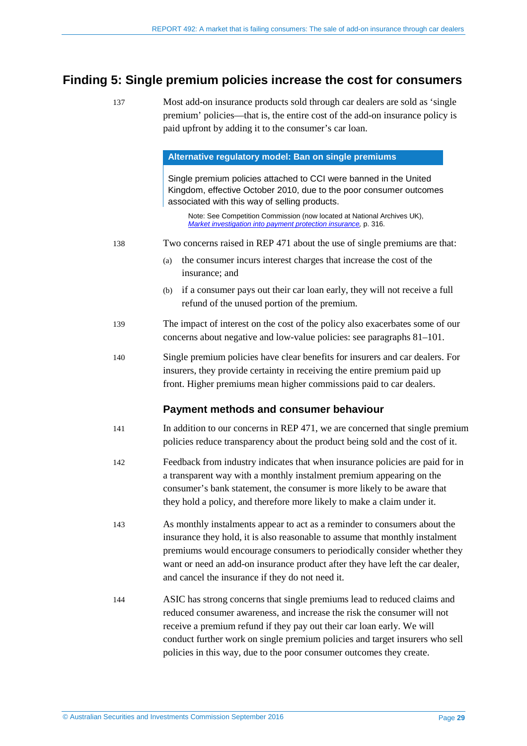## Finding 5: Single premium policies increase the cost for consumers

137 Most add-on insurance products sold through car dealers are sold as 'single premium' policies—that is, the entire cost of the add-on insurance policy is paid upfront by adding it to the consumer's car loan.

> **Alternative regulatory model: Ban on single premiums**
>
> Single premium policies attached to CCI were banned in the United Kingdom, effective October 2010, due to the poor consumer outcomes associated with this way of selling products.
>
> Note: See Competition Commission (now located at National Archives UK), *Market investigation into payment protection insurance*, p. 316.

138 Two concerns raised in REP 471 about the use of single premiums are that:

(a) the consumer incurs interest charges that increase the cost of the insurance; and

(b) if a consumer pays out their car loan early, they will not receive a full refund of the unused portion of the premium.

139 The impact of interest on the cost of the policy also exacerbates some of our concerns about negative and low-value policies: see paragraphs 81–101.

140 Single premium policies have clear benefits for insurers and car dealers. For insurers, they provide certainty in receiving the entire premium paid up front. Higher premiums mean higher commissions paid to car dealers.

### Payment methods and consumer behaviour

141 In addition to our concerns in REP 471, we are concerned that single premium policies reduce transparency about the product being sold and the cost of it.

142 Feedback from industry indicates that when insurance policies are paid for in a transparent way with a monthly instalment premium appearing on the consumer's bank statement, the consumer is more likely to be aware that they hold a policy, and therefore more likely to make a claim under it.

143 As monthly instalments appear to act as a reminder to consumers about the insurance they hold, it is also reasonable to assume that monthly instalment premiums would encourage consumers to periodically consider whether they want or need an add-on insurance product after they have left the car dealer, and cancel the insurance if they do not need it.

144 ASIC has strong concerns that single premiums lead to reduced claims and reduced consumer awareness, and increase the risk the consumer will not receive a premium refund if they pay out their car loan early. We will conduct further work on single premium policies and target insurers who sell policies in this way, due to the poor consumer outcomes they create.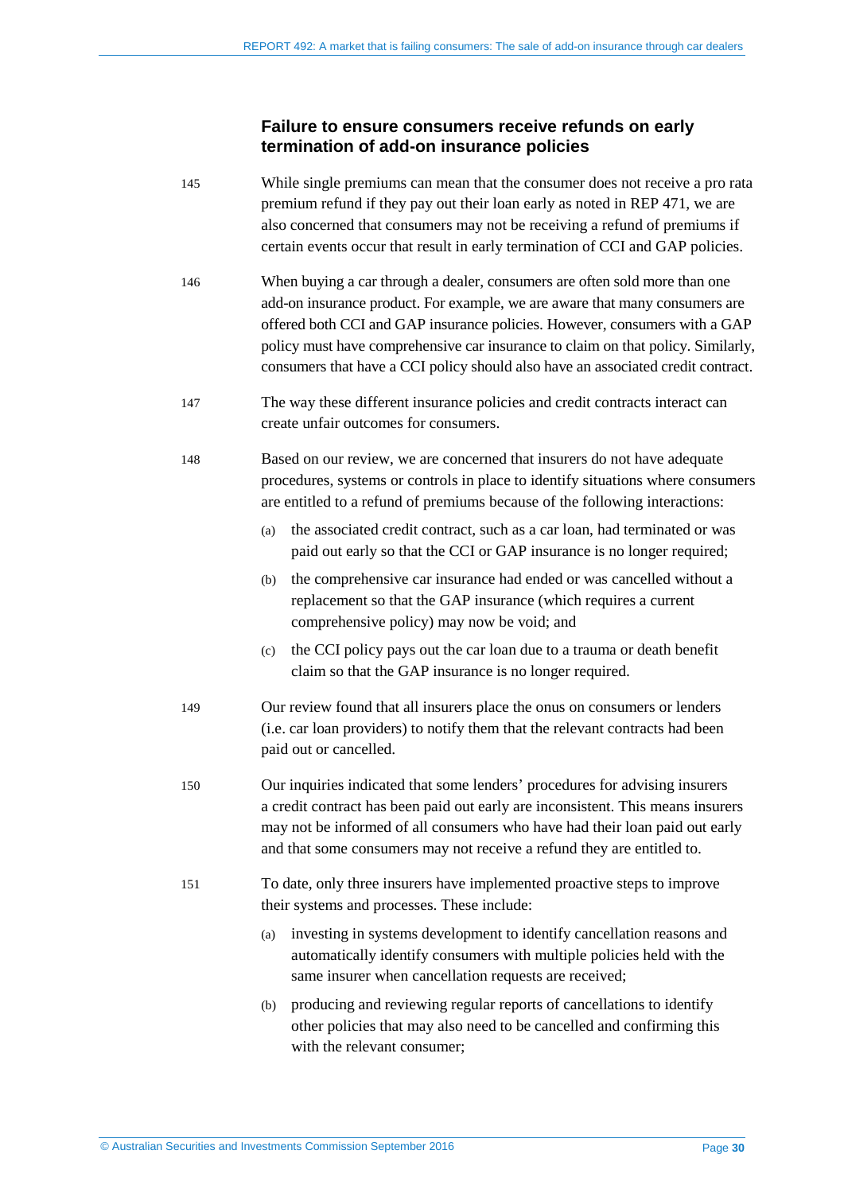### Failure to ensure consumers receive refunds on early termination of add-on insurance policies

145 While single premiums can mean that the consumer does not receive a pro rata premium refund if they pay out their loan early as noted in REP 471, we are also concerned that consumers may not be receiving a refund of premiums if certain events occur that result in early termination of CCI and GAP policies.

146 When buying a car through a dealer, consumers are often sold more than one add-on insurance product. For example, we are aware that many consumers are offered both CCI and GAP insurance policies. However, consumers with a GAP policy must have comprehensive car insurance to claim on that policy. Similarly, consumers that have a CCI policy should also have an associated credit contract.

147 The way these different insurance policies and credit contracts interact can create unfair outcomes for consumers.

148 Based on our review, we are concerned that insurers do not have adequate procedures, systems or controls in place to identify situations where consumers are entitled to a refund of premiums because of the following interactions:

(a) the associated credit contract, such as a car loan, had terminated or was paid out early so that the CCI or GAP insurance is no longer required;

(b) the comprehensive car insurance had ended or was cancelled without a replacement so that the GAP insurance (which requires a current comprehensive policy) may now be void; and

(c) the CCI policy pays out the car loan due to a trauma or death benefit claim so that the GAP insurance is no longer required.

149 Our review found that all insurers place the onus on consumers or lenders (i.e. car loan providers) to notify them that the relevant contracts had been paid out or cancelled.

150 Our inquiries indicated that some lenders' procedures for advising insurers a credit contract has been paid out early are inconsistent. This means insurers may not be informed of all consumers who have had their loan paid out early and that some consumers may not receive a refund they are entitled to.

151 To date, only three insurers have implemented proactive steps to improve their systems and processes. These include:

(a) investing in systems development to identify cancellation reasons and automatically identify consumers with multiple policies held with the same insurer when cancellation requests are received;

(b) producing and reviewing regular reports of cancellations to identify other policies that may also need to be cancelled and confirming this with the relevant consumer;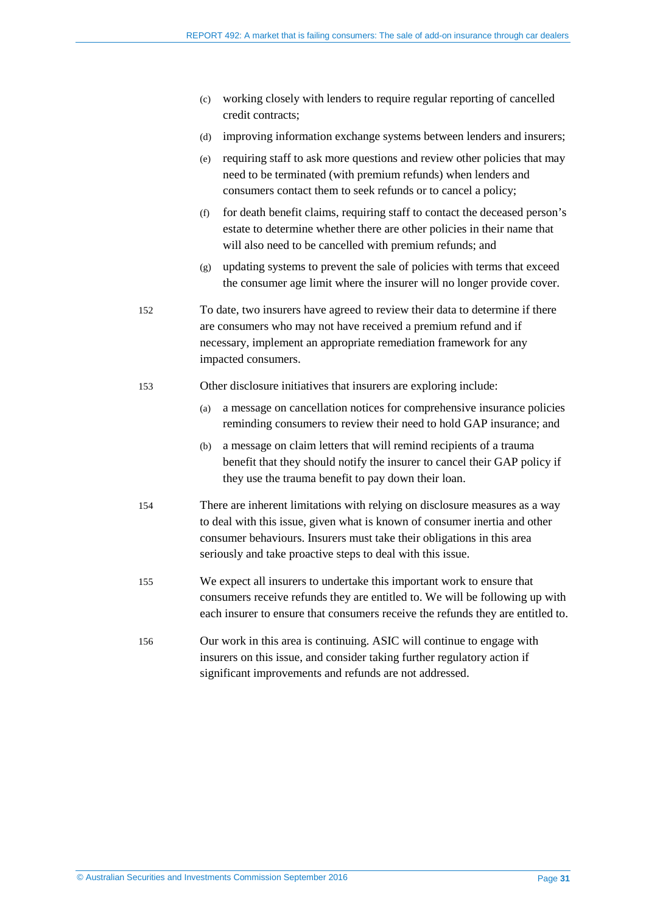(c) working closely with lenders to require regular reporting of cancelled credit contracts;

(d) improving information exchange systems between lenders and insurers;

(e) requiring staff to ask more questions and review other policies that may need to be terminated (with premium refunds) when lenders and consumers contact them to seek refunds or to cancel a policy;

(f) for death benefit claims, requiring staff to contact the deceased person's estate to determine whether there are other policies in their name that will also need to be cancelled with premium refunds; and

(g) updating systems to prevent the sale of policies with terms that exceed the consumer age limit where the insurer will no longer provide cover.

152 To date, two insurers have agreed to review their data to determine if there are consumers who may not have received a premium refund and if necessary, implement an appropriate remediation framework for any impacted consumers.

153 Other disclosure initiatives that insurers are exploring include:

(a) a message on cancellation notices for comprehensive insurance policies reminding consumers to review their need to hold GAP insurance; and

(b) a message on claim letters that will remind recipients of a trauma benefit that they should notify the insurer to cancel their GAP policy if they use the trauma benefit to pay down their loan.

154 There are inherent limitations with relying on disclosure measures as a way to deal with this issue, given what is known of consumer inertia and other consumer behaviours. Insurers must take their obligations in this area seriously and take proactive steps to deal with this issue.

155 We expect all insurers to undertake this important work to ensure that consumers receive refunds they are entitled to. We will be following up with each insurer to ensure that consumers receive the refunds they are entitled to.

156 Our work in this area is continuing. ASIC will continue to engage with insurers on this issue, and consider taking further regulatory action if significant improvements and refunds are not addressed.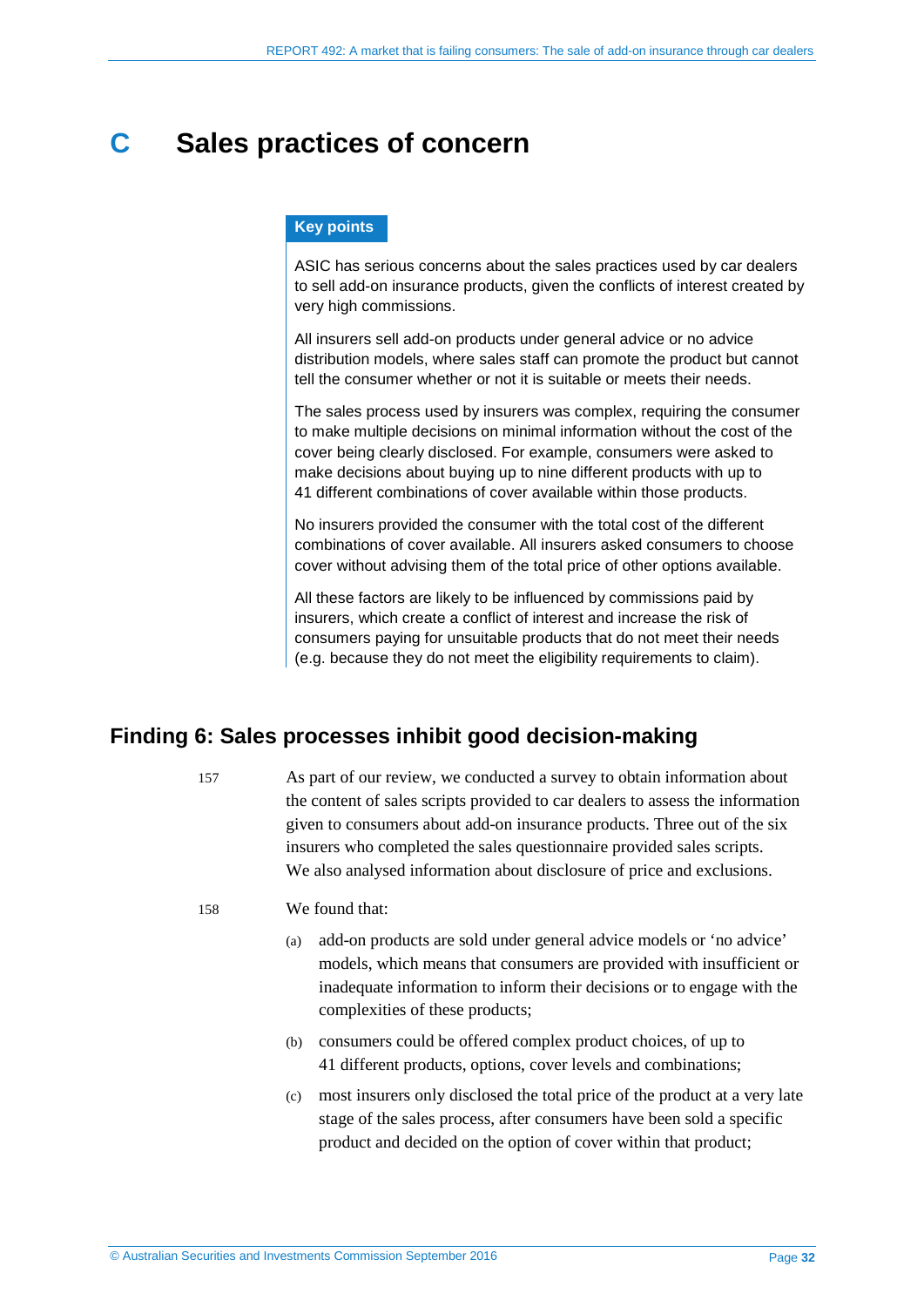# C Sales practices of concern

**Key points**

ASIC has serious concerns about the sales practices used by car dealers to sell add-on insurance products, given the conflicts of interest created by very high commissions.

All insurers sell add-on products under general advice or no advice distribution models, where sales staff can promote the product but cannot tell the consumer whether or not it is suitable or meets their needs.

The sales process used by insurers was complex, requiring the consumer to make multiple decisions on minimal information without the cost of the cover being clearly disclosed. For example, consumers were asked to make decisions about buying up to nine different products with up to 41 different combinations of cover available within those products.

No insurers provided the consumer with the total cost of the different combinations of cover available. All insurers asked consumers to choose cover without advising them of the total price of other options available.

All these factors are likely to be influenced by commissions paid by insurers, which create a conflict of interest and increase the risk of consumers paying for unsuitable products that do not meet their needs (e.g. because they do not meet the eligibility requirements to claim).

## Finding 6: Sales processes inhibit good decision-making

157 As part of our review, we conducted a survey to obtain information about the content of sales scripts provided to car dealers to assess the information given to consumers about add-on insurance products. Three out of the six insurers who completed the sales questionnaire provided sales scripts. We also analysed information about disclosure of price and exclusions.

158 We found that:

(a) add-on products are sold under general advice models or 'no advice' models, which means that consumers are provided with insufficient or inadequate information to inform their decisions or to engage with the complexities of these products;

(b) consumers could be offered complex product choices, of up to 41 different products, options, cover levels and combinations;

(c) most insurers only disclosed the total price of the product at a very late stage of the sales process, after consumers have been sold a specific product and decided on the option of cover within that product;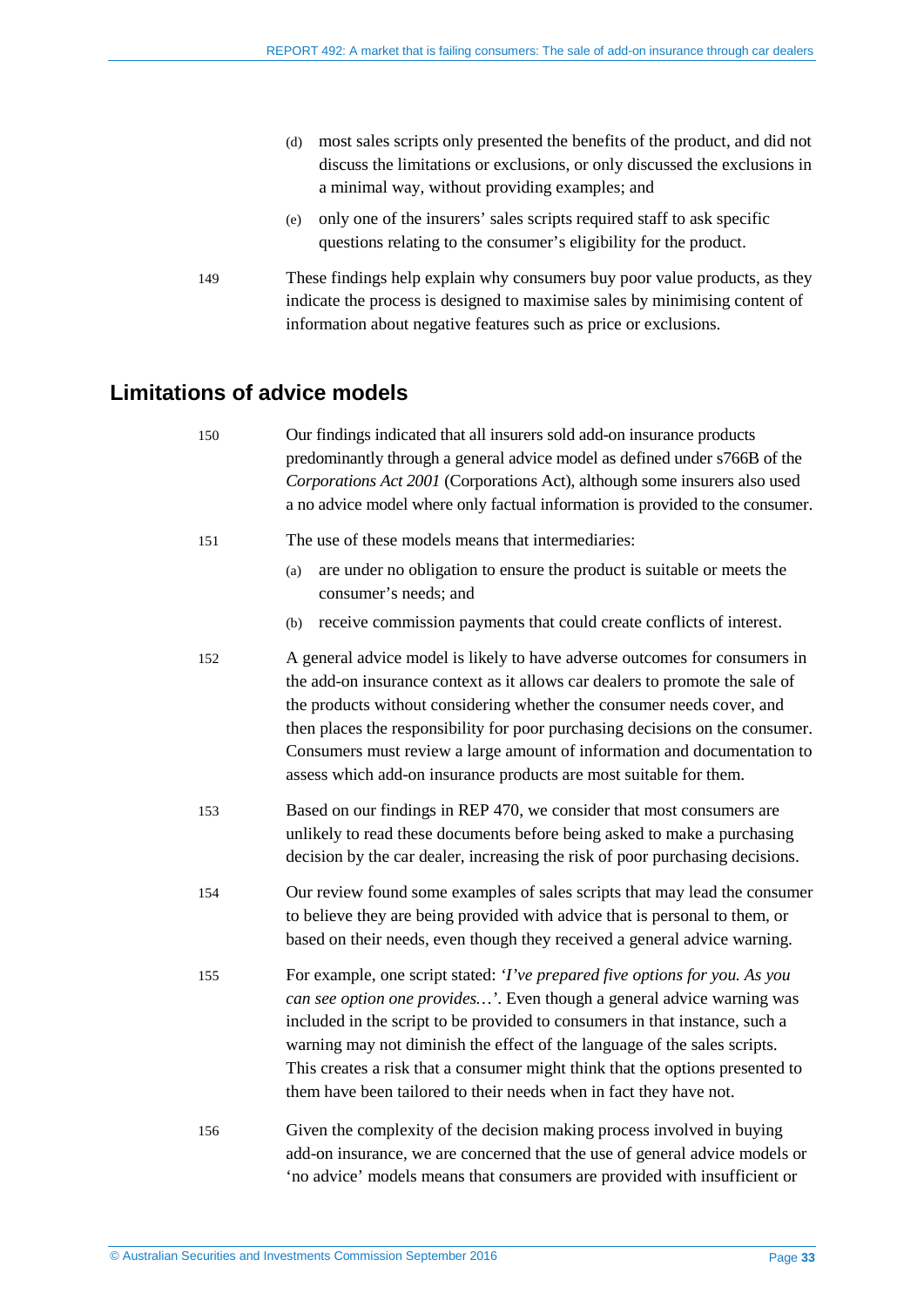(d) most sales scripts only presented the benefits of the product, and did not discuss the limitations or exclusions, or only discussed the exclusions in a minimal way, without providing examples; and

(e) only one of the insurers' sales scripts required staff to ask specific questions relating to the consumer's eligibility for the product.

149 These findings help explain why consumers buy poor value products, as they indicate the process is designed to maximise sales by minimising content of information about negative features such as price or exclusions.

## Limitations of advice models

150 Our findings indicated that all insurers sold add-on insurance products predominantly through a general advice model as defined under s766B of the *Corporations Act 2001* (Corporations Act), although some insurers also used a no advice model where only factual information is provided to the consumer.

151 The use of these models means that intermediaries:

(a) are under no obligation to ensure the product is suitable or meets the consumer's needs; and

(b) receive commission payments that could create conflicts of interest.

152 A general advice model is likely to have adverse outcomes for consumers in the add-on insurance context as it allows car dealers to promote the sale of the products without considering whether the consumer needs cover, and then places the responsibility for poor purchasing decisions on the consumer. Consumers must review a large amount of information and documentation to assess which add-on insurance products are most suitable for them.

153 Based on our findings in REP 470, we consider that most consumers are unlikely to read these documents before being asked to make a purchasing decision by the car dealer, increasing the risk of poor purchasing decisions.

154 Our review found some examples of sales scripts that may lead the consumer to believe they are being provided with advice that is personal to them, or based on their needs, even though they received a general advice warning.

155 For example, one script stated: *'I've prepared five options for you. As you can see option one provides…'*. Even though a general advice warning was included in the script to be provided to consumers in that instance, such a warning may not diminish the effect of the language of the sales scripts. This creates a risk that a consumer might think that the options presented to them have been tailored to their needs when in fact they have not.

156 Given the complexity of the decision making process involved in buying add-on insurance, we are concerned that the use of general advice models or 'no advice' models means that consumers are provided with insufficient or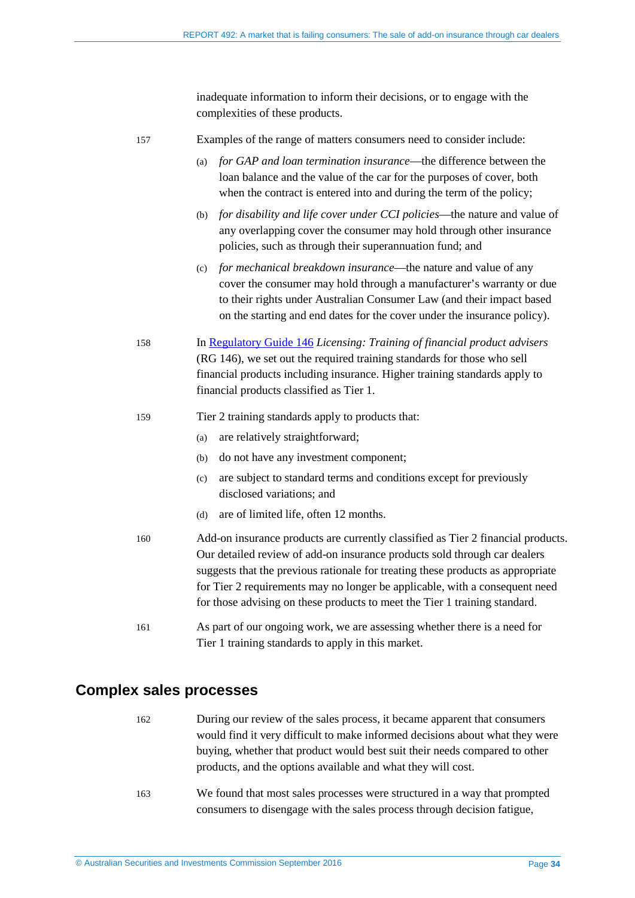inadequate information to inform their decisions, or to engage with the complexities of these products.

157 Examples of the range of matters consumers need to consider include:

(a) *for GAP and loan termination insurance*—the difference between the loan balance and the value of the car for the purposes of cover, both when the contract is entered into and during the term of the policy;

(b) *for disability and life cover under CCI policies*—the nature and value of any overlapping cover the consumer may hold through other insurance policies, such as through their superannuation fund; and

(c) *for mechanical breakdown insurance*—the nature and value of any cover the consumer may hold through a manufacturer's warranty or due to their rights under Australian Consumer Law (and their impact based on the starting and end dates for the cover under the insurance policy).

158 In Regulatory Guide 146 *Licensing: Training of financial product advisers* (RG 146), we set out the required training standards for those who sell financial products including insurance. Higher training standards apply to financial products classified as Tier 1.

159 Tier 2 training standards apply to products that:

(a) are relatively straightforward;

(b) do not have any investment component;

(c) are subject to standard terms and conditions except for previously disclosed variations; and

(d) are of limited life, often 12 months.

160 Add-on insurance products are currently classified as Tier 2 financial products. Our detailed review of add-on insurance products sold through car dealers suggests that the previous rationale for treating these products as appropriate for Tier 2 requirements may no longer be applicable, with a consequent need for those advising on these products to meet the Tier 1 training standard.

161 As part of our ongoing work, we are assessing whether there is a need for Tier 1 training standards to apply in this market.

## Complex sales processes

162 During our review of the sales process, it became apparent that consumers would find it very difficult to make informed decisions about what they were buying, whether that product would best suit their needs compared to other products, and the options available and what they will cost.

163 We found that most sales processes were structured in a way that prompted consumers to disengage with the sales process through decision fatigue,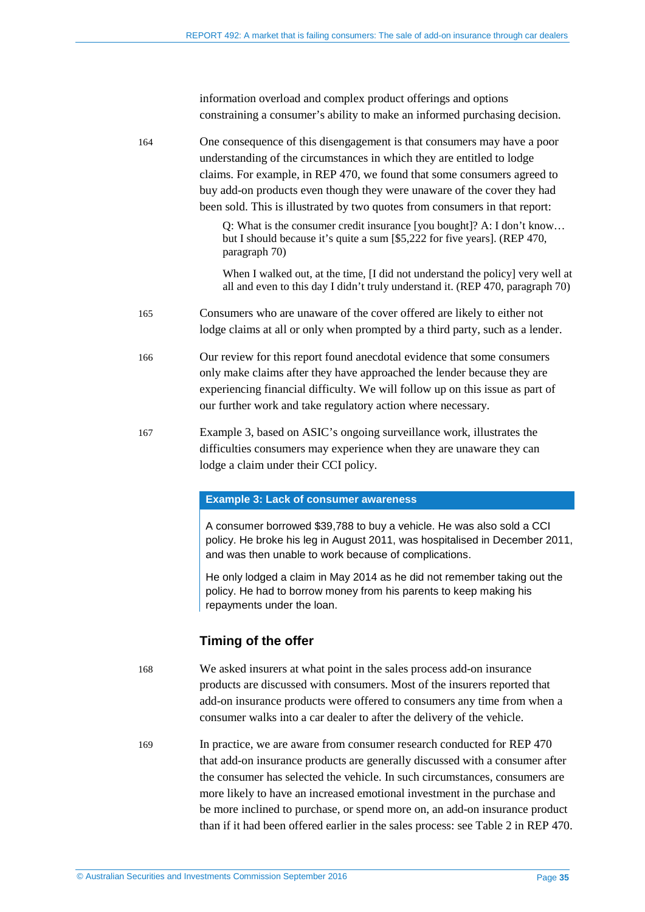information overload and complex product offerings and options constraining a consumer's ability to make an informed purchasing decision.

164 One consequence of this disengagement is that consumers may have a poor understanding of the circumstances in which they are entitled to lodge claims. For example, in REP 470, we found that some consumers agreed to buy add-on products even though they were unaware of the cover they had been sold. This is illustrated by two quotes from consumers in that report:

> Q: What is the consumer credit insurance [you bought]? A: I don't know… but I should because it's quite a sum [$5,222 for five years]. (REP 470, paragraph 70)

> When I walked out, at the time, [I did not understand the policy] very well at all and even to this day I didn't truly understand it. (REP 470, paragraph 70)

165 Consumers who are unaware of the cover offered are likely to either not lodge claims at all or only when prompted by a third party, such as a lender.

166 Our review for this report found anecdotal evidence that some consumers only make claims after they have approached the lender because they are experiencing financial difficulty. We will follow up on this issue as part of our further work and take regulatory action where necessary.

167 Example 3, based on ASIC's ongoing surveillance work, illustrates the difficulties consumers may experience when they are unaware they can lodge a claim under their CCI policy.

**Example 3: Lack of consumer awareness**

A consumer borrowed $39,788 to buy a vehicle. He was also sold a CCI policy. He broke his leg in August 2011, was hospitalised in December 2011, and was then unable to work because of complications.

He only lodged a claim in May 2014 as he did not remember taking out the policy. He had to borrow money from his parents to keep making his repayments under the loan.

### Timing of the offer

168 We asked insurers at what point in the sales process add-on insurance products are discussed with consumers. Most of the insurers reported that add-on insurance products were offered to consumers any time from when a consumer walks into a car dealer to after the delivery of the vehicle.

169 In practice, we are aware from consumer research conducted for REP 470 that add-on insurance products are generally discussed with a consumer after the consumer has selected the vehicle. In such circumstances, consumers are more likely to have an increased emotional investment in the purchase and be more inclined to purchase, or spend more on, an add-on insurance product than if it had been offered earlier in the sales process: see Table 2 in REP 470.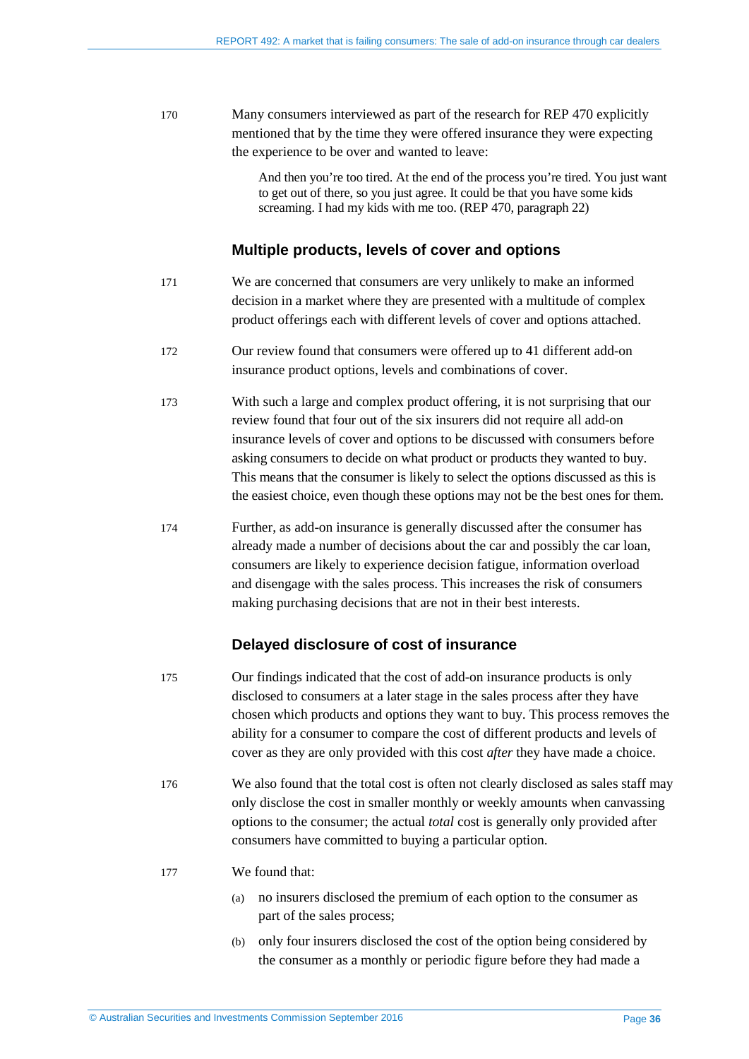170 Many consumers interviewed as part of the research for REP 470 explicitly mentioned that by the time they were offered insurance they were expecting the experience to be over and wanted to leave:

> And then you're too tired. At the end of the process you're tired. You just want to get out of there, so you just agree. It could be that you have some kids screaming. I had my kids with me too. (REP 470, paragraph 22)

### Multiple products, levels of cover and options

171 We are concerned that consumers are very unlikely to make an informed decision in a market where they are presented with a multitude of complex product offerings each with different levels of cover and options attached.

172 Our review found that consumers were offered up to 41 different add-on insurance product options, levels and combinations of cover.

173 With such a large and complex product offering, it is not surprising that our review found that four out of the six insurers did not require all add-on insurance levels of cover and options to be discussed with consumers before asking consumers to decide on what product or products they wanted to buy. This means that the consumer is likely to select the options discussed as this is the easiest choice, even though these options may not be the best ones for them.

174 Further, as add-on insurance is generally discussed after the consumer has already made a number of decisions about the car and possibly the car loan, consumers are likely to experience decision fatigue, information overload and disengage with the sales process. This increases the risk of consumers making purchasing decisions that are not in their best interests.

### Delayed disclosure of cost of insurance

175 Our findings indicated that the cost of add-on insurance products is only disclosed to consumers at a later stage in the sales process after they have chosen which products and options they want to buy. This process removes the ability for a consumer to compare the cost of different products and levels of cover as they are only provided with this cost *after* they have made a choice.

176 We also found that the total cost is often not clearly disclosed as sales staff may only disclose the cost in smaller monthly or weekly amounts when canvassing options to the consumer; the actual *total* cost is generally only provided after consumers have committed to buying a particular option.

177 We found that:

(a) no insurers disclosed the premium of each option to the consumer as part of the sales process;

(b) only four insurers disclosed the cost of the option being considered by the consumer as a monthly or periodic figure before they had made a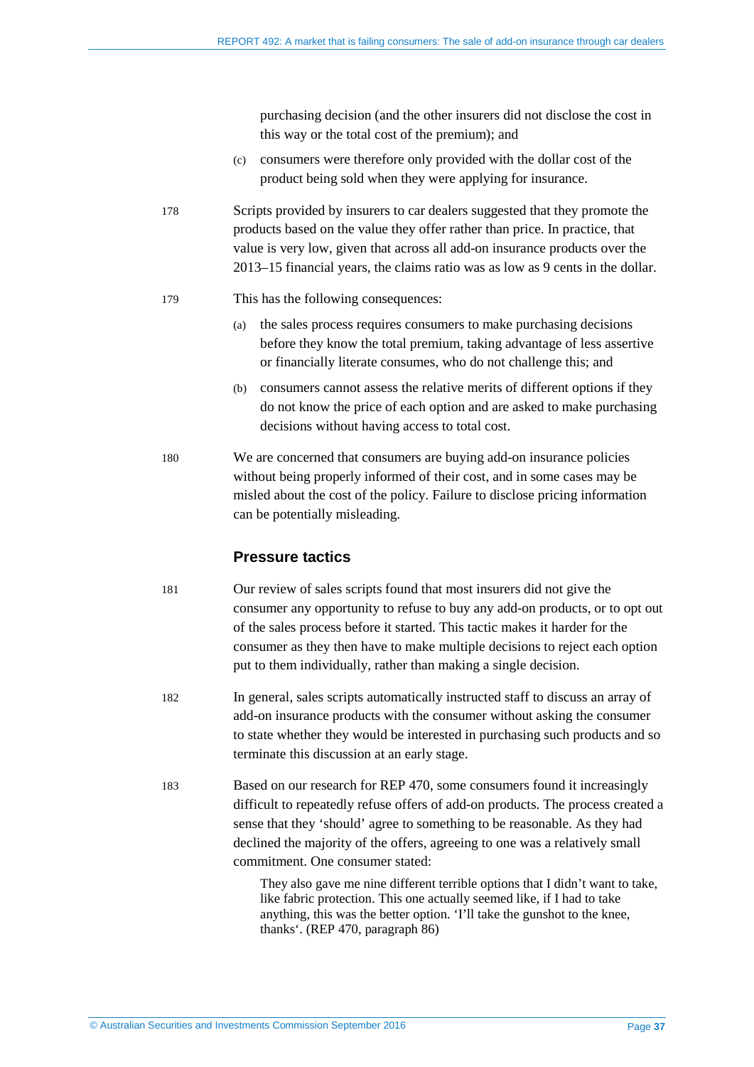purchasing decision (and the other insurers did not disclose the cost in this way or the total cost of the premium); and

(c) consumers were therefore only provided with the dollar cost of the product being sold when they were applying for insurance.

178 Scripts provided by insurers to car dealers suggested that they promote the products based on the value they offer rather than price. In practice, that value is very low, given that across all add-on insurance products over the 2013–15 financial years, the claims ratio was as low as 9 cents in the dollar.

179 This has the following consequences:

(a) the sales process requires consumers to make purchasing decisions before they know the total premium, taking advantage of less assertive or financially literate consumes, who do not challenge this; and

(b) consumers cannot assess the relative merits of different options if they do not know the price of each option and are asked to make purchasing decisions without having access to total cost.

180 We are concerned that consumers are buying add-on insurance policies without being properly informed of their cost, and in some cases may be misled about the cost of the policy. Failure to disclose pricing information can be potentially misleading.

## Pressure tactics

181 Our review of sales scripts found that most insurers did not give the consumer any opportunity to refuse to buy any add-on products, or to opt out of the sales process before it started. This tactic makes it harder for the consumer as they then have to make multiple decisions to reject each option put to them individually, rather than making a single decision.

182 In general, sales scripts automatically instructed staff to discuss an array of add-on insurance products with the consumer without asking the consumer to state whether they would be interested in purchasing such products and so terminate this discussion at an early stage.

183 Based on our research for REP 470, some consumers found it increasingly difficult to repeatedly refuse offers of add-on products. The process created a sense that they 'should' agree to something to be reasonable. As they had declined the majority of the offers, agreeing to one was a relatively small commitment. One consumer stated:

> They also gave me nine different terrible options that I didn't want to take, like fabric protection. This one actually seemed like, if I had to take anything, this was the better option. 'I'll take the gunshot to the knee, thanks'. (REP 470, paragraph 86)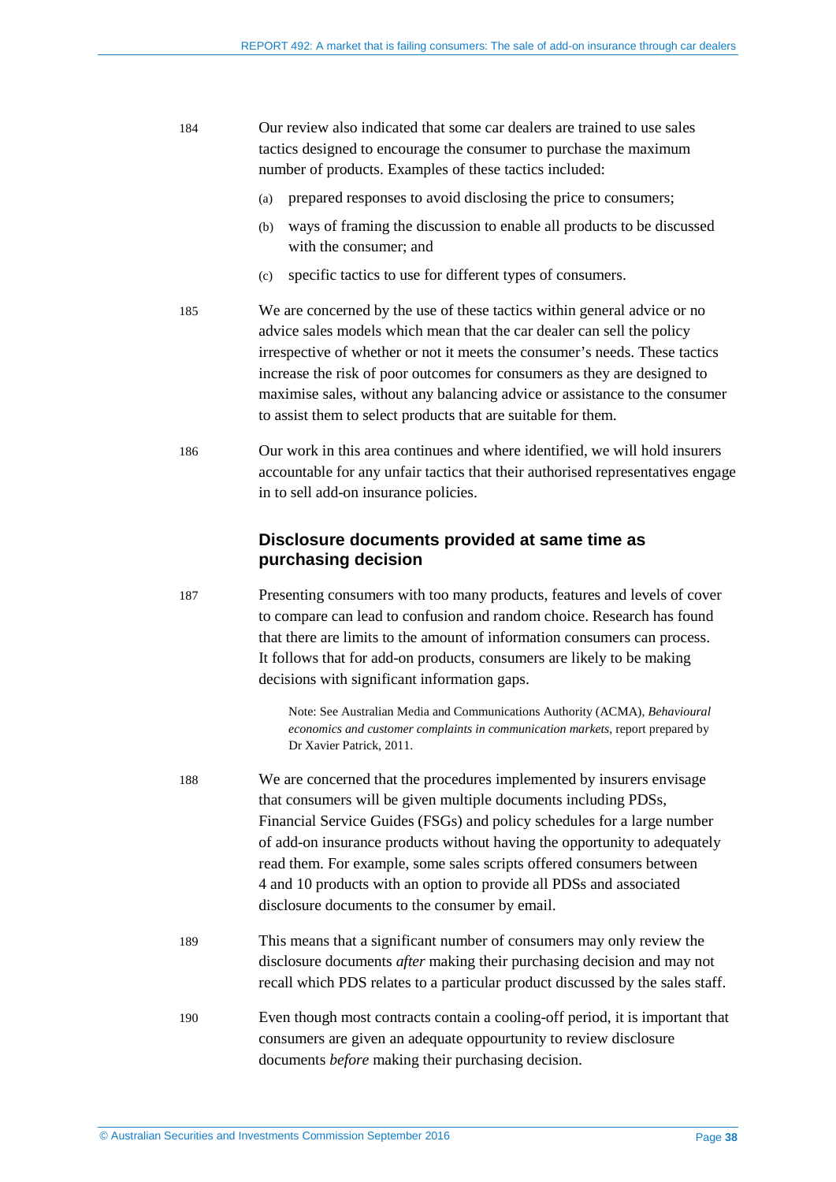184 Our review also indicated that some car dealers are trained to use sales tactics designed to encourage the consumer to purchase the maximum number of products. Examples of these tactics included:

(a) prepared responses to avoid disclosing the price to consumers;

(b) ways of framing the discussion to enable all products to be discussed with the consumer; and

(c) specific tactics to use for different types of consumers.

185 We are concerned by the use of these tactics within general advice or no advice sales models which mean that the car dealer can sell the policy irrespective of whether or not it meets the consumer's needs. These tactics increase the risk of poor outcomes for consumers as they are designed to maximise sales, without any balancing advice or assistance to the consumer to assist them to select products that are suitable for them.

186 Our work in this area continues and where identified, we will hold insurers accountable for any unfair tactics that their authorised representatives engage in to sell add-on insurance policies.

## Disclosure documents provided at same time as purchasing decision

187 Presenting consumers with too many products, features and levels of cover to compare can lead to confusion and random choice. Research has found that there are limits to the amount of information consumers can process. It follows that for add-on products, consumers are likely to be making decisions with significant information gaps.

> Note: See Australian Media and Communications Authority (ACMA), *Behavioural economics and customer complaints in communication markets*, report prepared by Dr Xavier Patrick, 2011.

188 We are concerned that the procedures implemented by insurers envisage that consumers will be given multiple documents including PDSs, Financial Service Guides (FSGs) and policy schedules for a large number of add-on insurance products without having the opportunity to adequately read them. For example, some sales scripts offered consumers between 4 and 10 products with an option to provide all PDSs and associated disclosure documents to the consumer by email.

189 This means that a significant number of consumers may only review the disclosure documents *after* making their purchasing decision and may not recall which PDS relates to a particular product discussed by the sales staff.

190 Even though most contracts contain a cooling-off period, it is important that consumers are given an adequate oppourtunity to review disclosure documents *before* making their purchasing decision.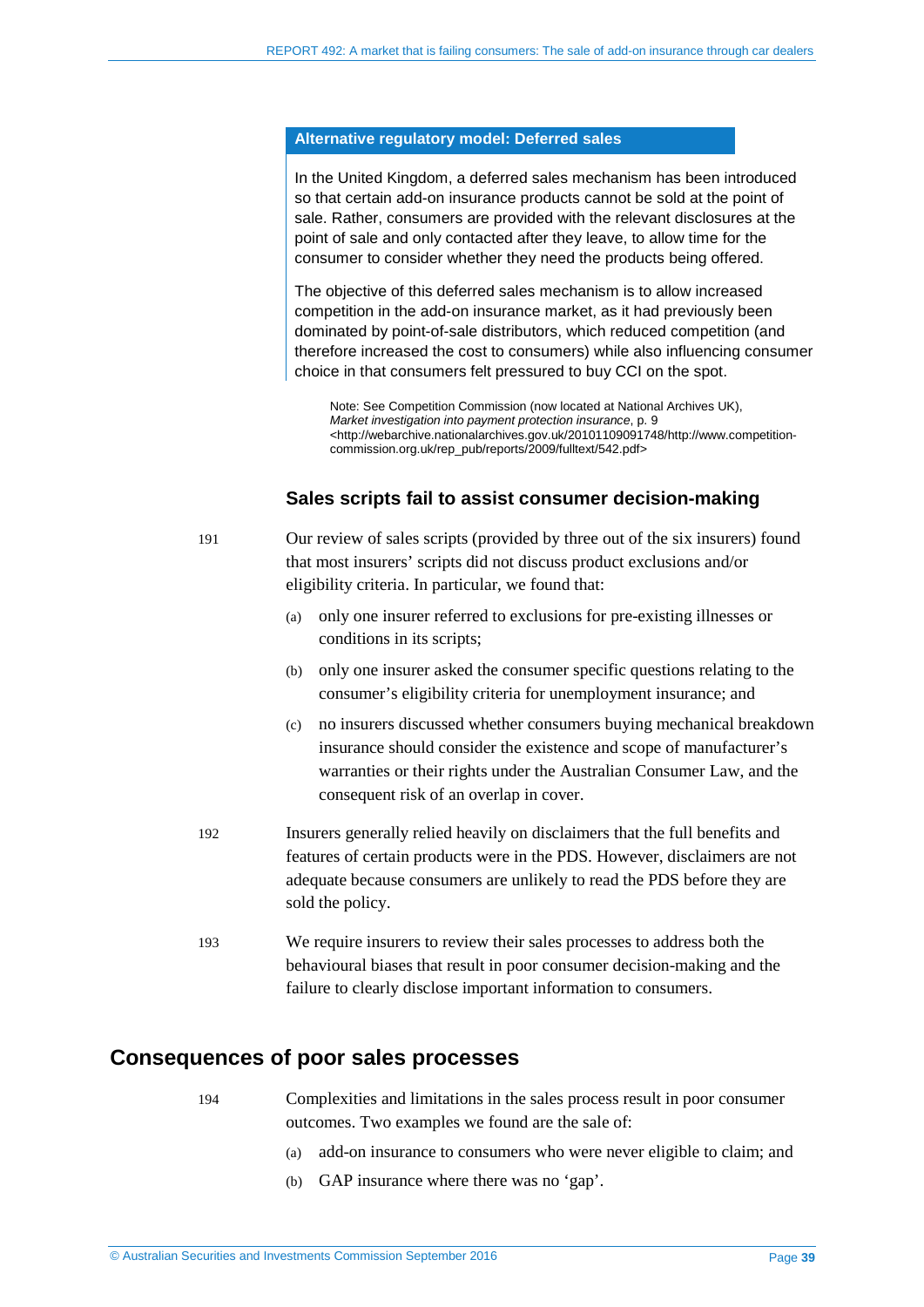**Alternative regulatory model: Deferred sales**

In the United Kingdom, a deferred sales mechanism has been introduced so that certain add-on insurance products cannot be sold at the point of sale. Rather, consumers are provided with the relevant disclosures at the point of sale and only contacted after they leave, to allow time for the consumer to consider whether they need the products being offered.

The objective of this deferred sales mechanism is to allow increased competition in the add-on insurance market, as it had previously been dominated by point-of-sale distributors, which reduced competition (and therefore increased the cost to consumers) while also influencing consumer choice in that consumers felt pressured to buy CCI on the spot.

Note: See Competition Commission (now located at National Archives UK), *Market investigation into payment protection insurance*, p. 9 <http://webarchive.nationalarchives.gov.uk/20101109091748/http://www.competition-commission.org.uk/rep_pub/reports/2009/fulltext/542.pdf>

### Sales scripts fail to assist consumer decision-making

191 Our review of sales scripts (provided by three out of the six insurers) found that most insurers' scripts did not discuss product exclusions and/or eligibility criteria. In particular, we found that:

(a) only one insurer referred to exclusions for pre-existing illnesses or conditions in its scripts;

(b) only one insurer asked the consumer specific questions relating to the consumer's eligibility criteria for unemployment insurance; and

(c) no insurers discussed whether consumers buying mechanical breakdown insurance should consider the existence and scope of manufacturer's warranties or their rights under the Australian Consumer Law, and the consequent risk of an overlap in cover.

192 Insurers generally relied heavily on disclaimers that the full benefits and features of certain products were in the PDS. However, disclaimers are not adequate because consumers are unlikely to read the PDS before they are sold the policy.

193 We require insurers to review their sales processes to address both the behavioural biases that result in poor consumer decision-making and the failure to clearly disclose important information to consumers.

## Consequences of poor sales processes

194 Complexities and limitations in the sales process result in poor consumer outcomes. Two examples we found are the sale of:

(a) add-on insurance to consumers who were never eligible to claim; and

(b) GAP insurance where there was no 'gap'.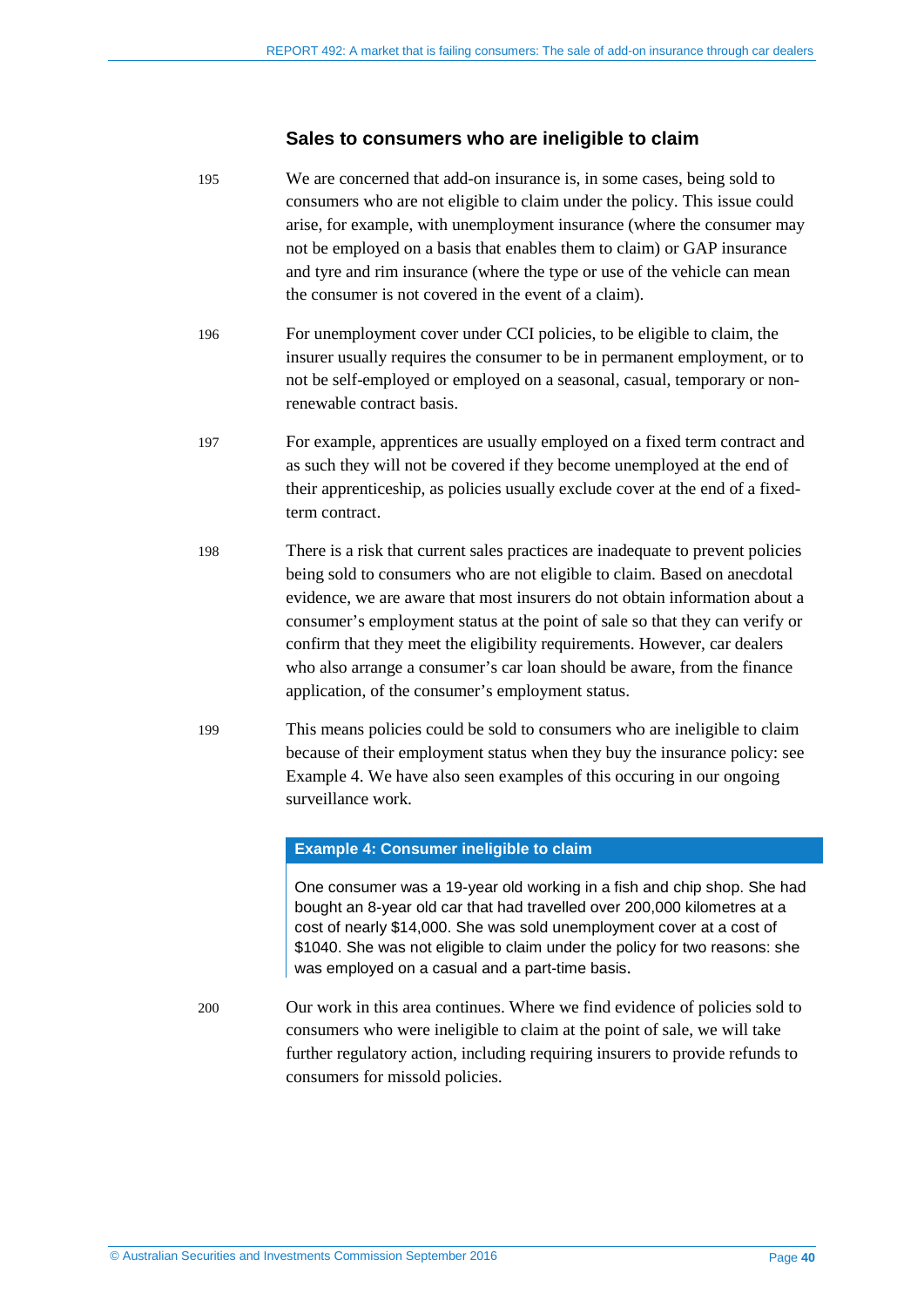## Sales to consumers who are ineligible to claim

195 We are concerned that add-on insurance is, in some cases, being sold to consumers who are not eligible to claim under the policy. This issue could arise, for example, with unemployment insurance (where the consumer may not be employed on a basis that enables them to claim) or GAP insurance and tyre and rim insurance (where the type or use of the vehicle can mean the consumer is not covered in the event of a claim).

196 For unemployment cover under CCI policies, to be eligible to claim, the insurer usually requires the consumer to be in permanent employment, or to not be self-employed or employed on a seasonal, casual, temporary or non-renewable contract basis.

197 For example, apprentices are usually employed on a fixed term contract and as such they will not be covered if they become unemployed at the end of their apprenticeship, as policies usually exclude cover at the end of a fixed-term contract.

198 There is a risk that current sales practices are inadequate to prevent policies being sold to consumers who are not eligible to claim. Based on anecdotal evidence, we are aware that most insurers do not obtain information about a consumer's employment status at the point of sale so that they can verify or confirm that they meet the eligibility requirements. However, car dealers who also arrange a consumer's car loan should be aware, from the finance application, of the consumer's employment status.

199 This means policies could be sold to consumers who are ineligible to claim because of their employment status when they buy the insurance policy: see Example 4. We have also seen examples of this occuring in our ongoing surveillance work.

**Example 4: Consumer ineligible to claim**

One consumer was a 19-year old working in a fish and chip shop. She had bought an 8-year old car that had travelled over 200,000 kilometres at a cost of nearly $14,000. She was sold unemployment cover at a cost of $1040. She was not eligible to claim under the policy for two reasons: she was employed on a casual and a part-time basis.

200 Our work in this area continues. Where we find evidence of policies sold to consumers who were ineligible to claim at the point of sale, we will take further regulatory action, including requiring insurers to provide refunds to consumers for missold policies.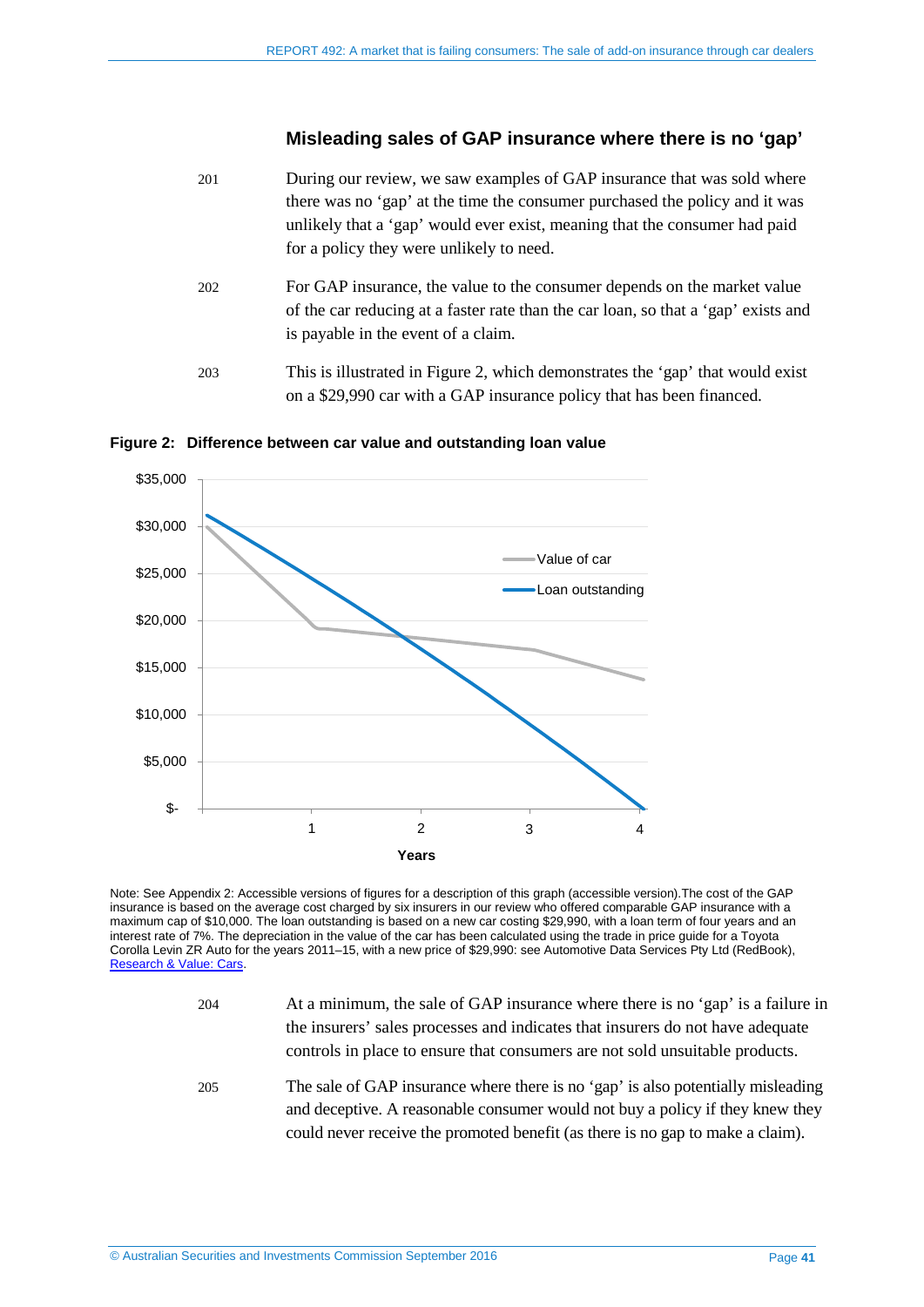### Misleading sales of GAP insurance where there is no 'gap'

201 During our review, we saw examples of GAP insurance that was sold where there was no 'gap' at the time the consumer purchased the policy and it was unlikely that a 'gap' would ever exist, meaning that the consumer had paid for a policy they were unlikely to need.

202 For GAP insurance, the value to the consumer depends on the market value of the car reducing at a faster rate than the car loan, so that a 'gap' exists and is payable in the event of a claim.

203 This is illustrated in Figure 2, which demonstrates the 'gap' that would exist on a $29,990 car with a GAP insurance policy that has been financed.

**Figure 2: Difference between car value and outstanding loan value**

Note: See Appendix 2: Accessible versions of figures for a description of this graph (accessible version).The cost of the GAP insurance is based on the average cost charged by six insurers in our review who offered comparable GAP insurance with a maximum cap of $10,000. The loan outstanding is based on a new car costing $29,990, with a loan term of four years and an interest rate of 7%. The depreciation in the value of the car has been calculated using the trade in price guide for a Toyota Corolla Levin ZR Auto for the years 2011–15, with a new price of $29,990: see Automotive Data Services Pty Ltd (RedBook), [Research & Value: Cars](#).

204 At a minimum, the sale of GAP insurance where there is no 'gap' is a failure in the insurers' sales processes and indicates that insurers do not have adequate controls in place to ensure that consumers are not sold unsuitable products.

205 The sale of GAP insurance where there is no 'gap' is also potentially misleading and deceptive. A reasonable consumer would not buy a policy if they knew they could never receive the promoted benefit (as there is no gap to make a claim).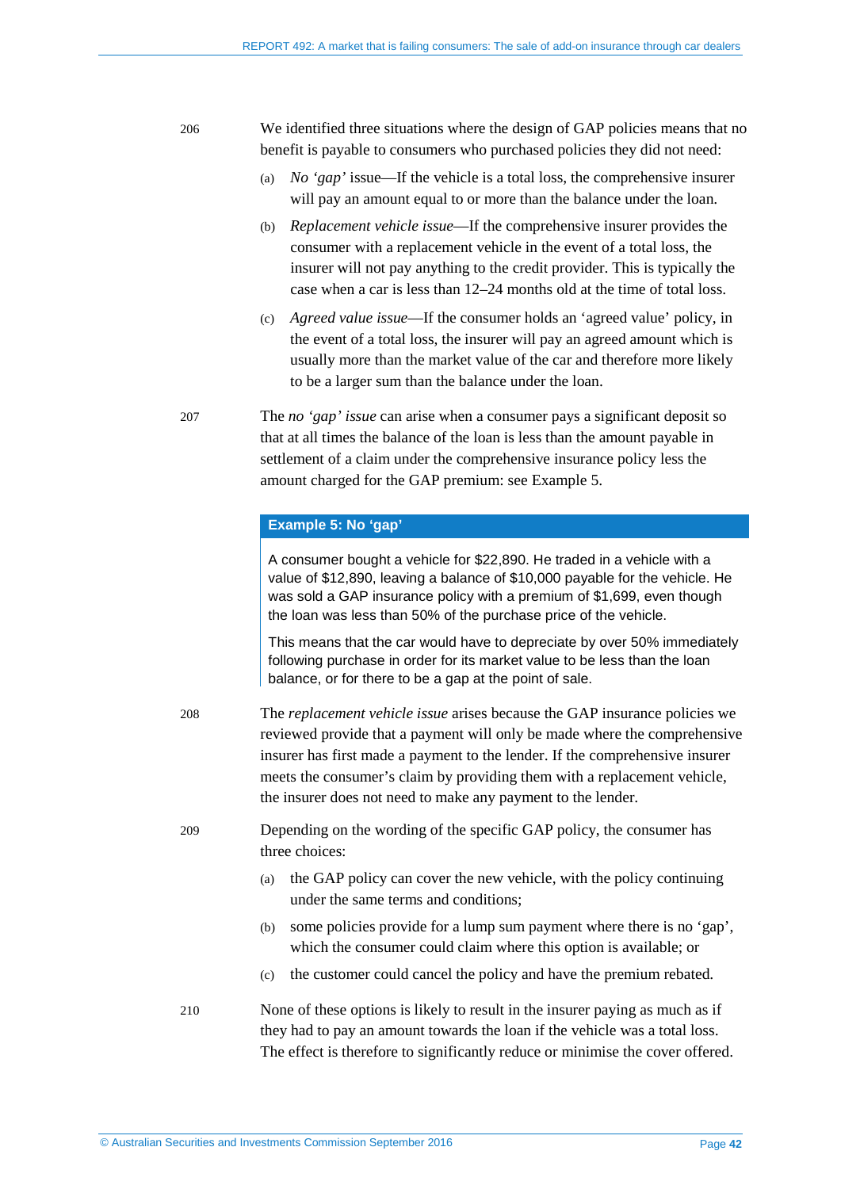206 We identified three situations where the design of GAP policies means that no benefit is payable to consumers who purchased policies they did not need:

(a) *No 'gap'* issue—If the vehicle is a total loss, the comprehensive insurer will pay an amount equal to or more than the balance under the loan.

(b) *Replacement vehicle issue*—If the comprehensive insurer provides the consumer with a replacement vehicle in the event of a total loss, the insurer will not pay anything to the credit provider. This is typically the case when a car is less than 12–24 months old at the time of total loss.

(c) *Agreed value issue*—If the consumer holds an 'agreed value' policy, in the event of a total loss, the insurer will pay an agreed amount which is usually more than the market value of the car and therefore more likely to be a larger sum than the balance under the loan.

207 The *no 'gap' issue* can arise when a consumer pays a significant deposit so that at all times the balance of the loan is less than the amount payable in settlement of a claim under the comprehensive insurance policy less the amount charged for the GAP premium: see Example 5.

**Example 5: No 'gap'**

A consumer bought a vehicle for $22,890. He traded in a vehicle with a value of $12,890, leaving a balance of $10,000 payable for the vehicle. He was sold a GAP insurance policy with a premium of $1,699, even though the loan was less than 50% of the purchase price of the vehicle.

This means that the car would have to depreciate by over 50% immediately following purchase in order for its market value to be less than the loan balance, or for there to be a gap at the point of sale.

208 The *replacement vehicle issue* arises because the GAP insurance policies we reviewed provide that a payment will only be made where the comprehensive insurer has first made a payment to the lender. If the comprehensive insurer meets the consumer's claim by providing them with a replacement vehicle, the insurer does not need to make any payment to the lender.

209 Depending on the wording of the specific GAP policy, the consumer has three choices:

(a) the GAP policy can cover the new vehicle, with the policy continuing under the same terms and conditions;

(b) some policies provide for a lump sum payment where there is no 'gap', which the consumer could claim where this option is available; or

(c) the customer could cancel the policy and have the premium rebated.

210 None of these options is likely to result in the insurer paying as much as if they had to pay an amount towards the loan if the vehicle was a total loss. The effect is therefore to significantly reduce or minimise the cover offered.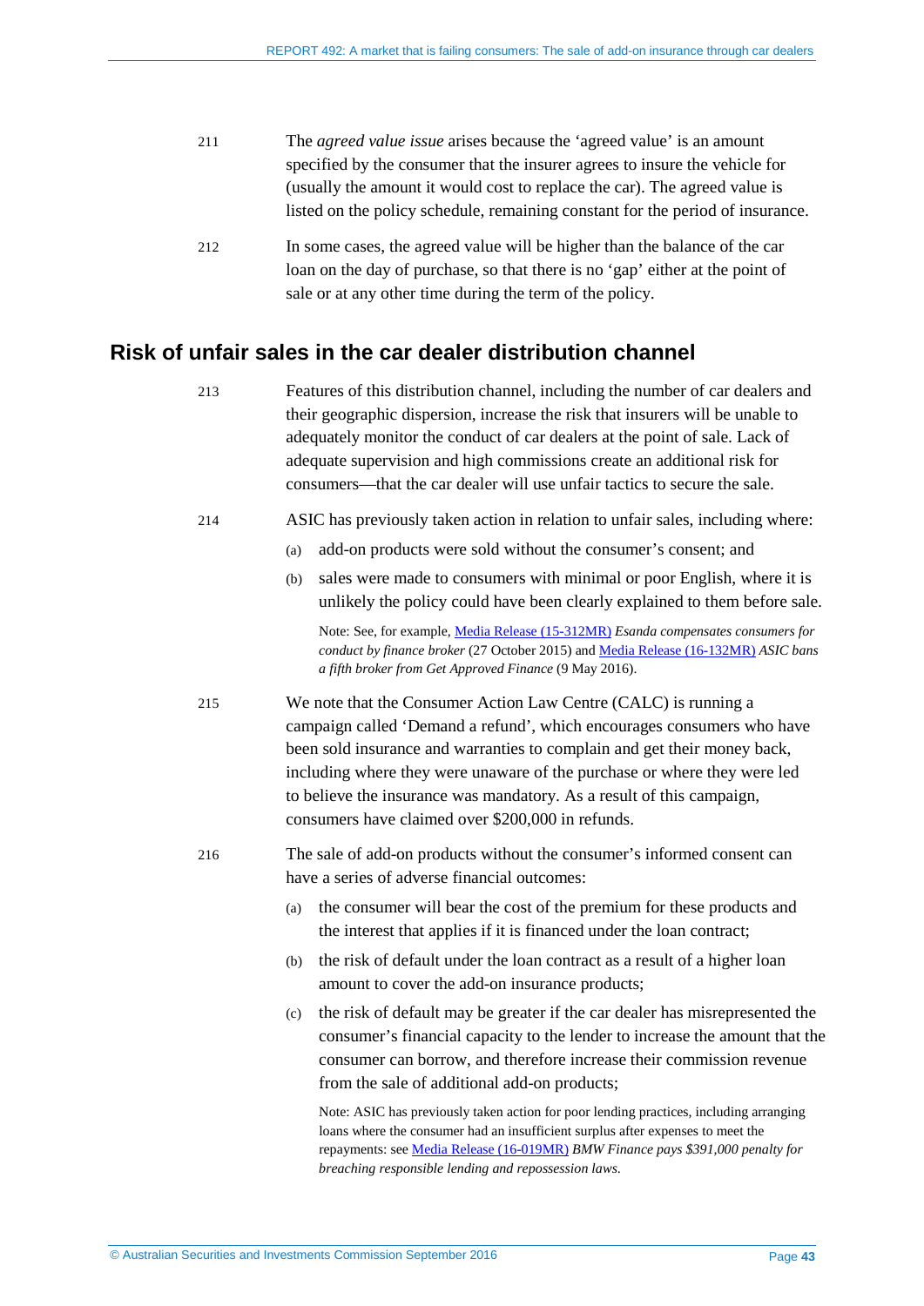211 The *agreed value issue* arises because the 'agreed value' is an amount specified by the consumer that the insurer agrees to insure the vehicle for (usually the amount it would cost to replace the car). The agreed value is listed on the policy schedule, remaining constant for the period of insurance.

212 In some cases, the agreed value will be higher than the balance of the car loan on the day of purchase, so that there is no 'gap' either at the point of sale or at any other time during the term of the policy.

## Risk of unfair sales in the car dealer distribution channel

213 Features of this distribution channel, including the number of car dealers and their geographic dispersion, increase the risk that insurers will be unable to adequately monitor the conduct of car dealers at the point of sale. Lack of adequate supervision and high commissions create an additional risk for consumers—that the car dealer will use unfair tactics to secure the sale.

214 ASIC has previously taken action in relation to unfair sales, including where:

(a) add-on products were sold without the consumer's consent; and

(b) sales were made to consumers with minimal or poor English, where it is unlikely the policy could have been clearly explained to them before sale.

Note: See, for example, Media Release (15-312MR) *Esanda compensates consumers for conduct by finance broker* (27 October 2015) and Media Release (16-132MR) *ASIC bans a fifth broker from Get Approved Finance* (9 May 2016).

215 We note that the Consumer Action Law Centre (CALC) is running a campaign called 'Demand a refund', which encourages consumers who have been sold insurance and warranties to complain and get their money back, including where they were unaware of the purchase or where they were led to believe the insurance was mandatory. As a result of this campaign, consumers have claimed over $200,000 in refunds.

216 The sale of add-on products without the consumer's informed consent can have a series of adverse financial outcomes:

(a) the consumer will bear the cost of the premium for these products and the interest that applies if it is financed under the loan contract;

(b) the risk of default under the loan contract as a result of a higher loan amount to cover the add-on insurance products;

(c) the risk of default may be greater if the car dealer has misrepresented the consumer's financial capacity to the lender to increase the amount that the consumer can borrow, and therefore increase their commission revenue from the sale of additional add-on products;

Note: ASIC has previously taken action for poor lending practices, including arranging loans where the consumer had an insufficient surplus after expenses to meet the repayments: see Media Release (16-019MR) *BMW Finance pays $391,000 penalty for breaching responsible lending and repossession laws*.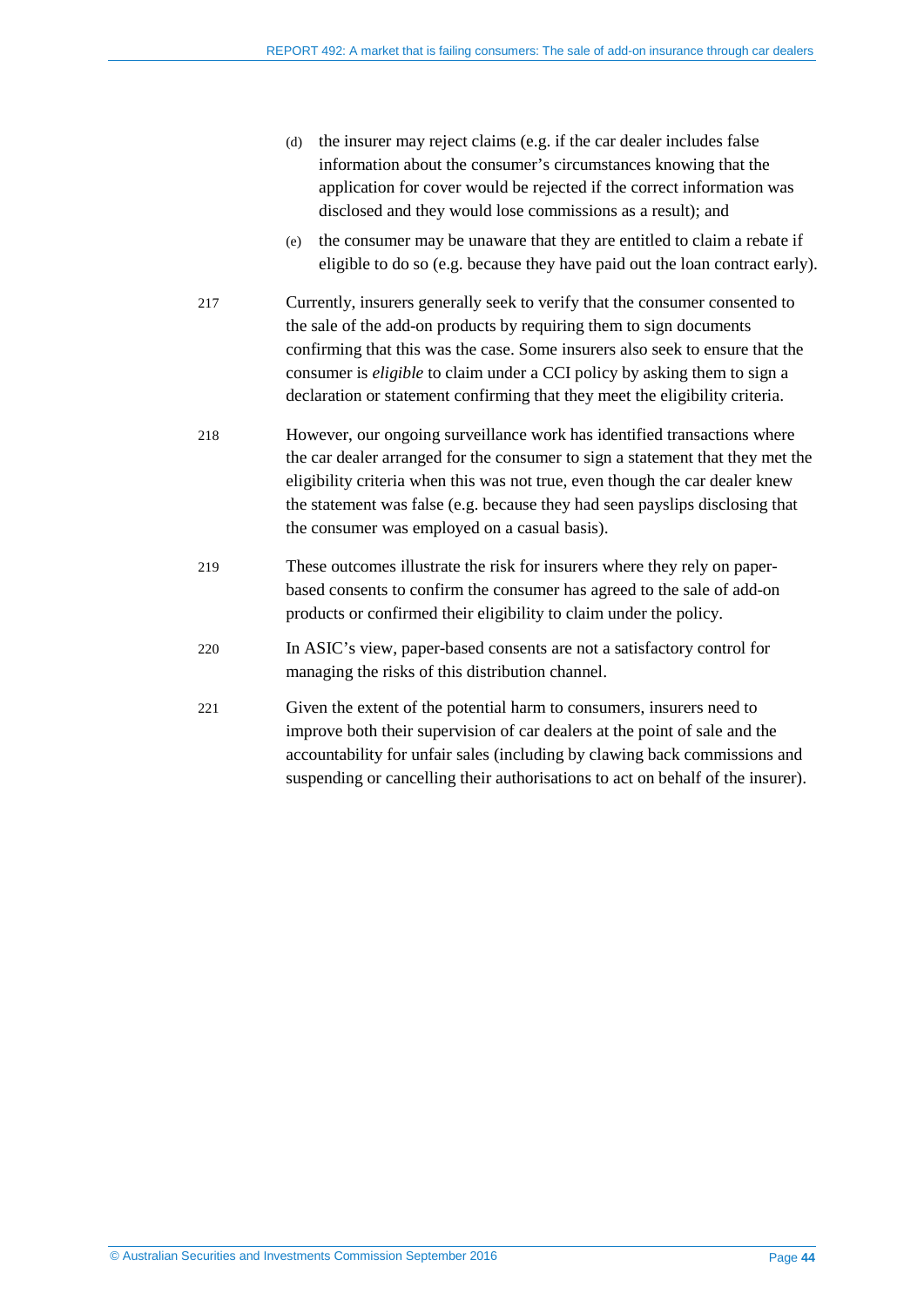(d) the insurer may reject claims (e.g. if the car dealer includes false information about the consumer's circumstances knowing that the application for cover would be rejected if the correct information was disclosed and they would lose commissions as a result); and

(e) the consumer may be unaware that they are entitled to claim a rebate if eligible to do so (e.g. because they have paid out the loan contract early).

217 Currently, insurers generally seek to verify that the consumer consented to the sale of the add-on products by requiring them to sign documents confirming that this was the case. Some insurers also seek to ensure that the consumer is *eligible* to claim under a CCI policy by asking them to sign a declaration or statement confirming that they meet the eligibility criteria.

218 However, our ongoing surveillance work has identified transactions where the car dealer arranged for the consumer to sign a statement that they met the eligibility criteria when this was not true, even though the car dealer knew the statement was false (e.g. because they had seen payslips disclosing that the consumer was employed on a casual basis).

219 These outcomes illustrate the risk for insurers where they rely on paper-based consents to confirm the consumer has agreed to the sale of add-on products or confirmed their eligibility to claim under the policy.

220 In ASIC's view, paper-based consents are not a satisfactory control for managing the risks of this distribution channel.

221 Given the extent of the potential harm to consumers, insurers need to improve both their supervision of car dealers at the point of sale and the accountability for unfair sales (including by clawing back commissions and suspending or cancelling their authorisations to act on behalf of the insurer).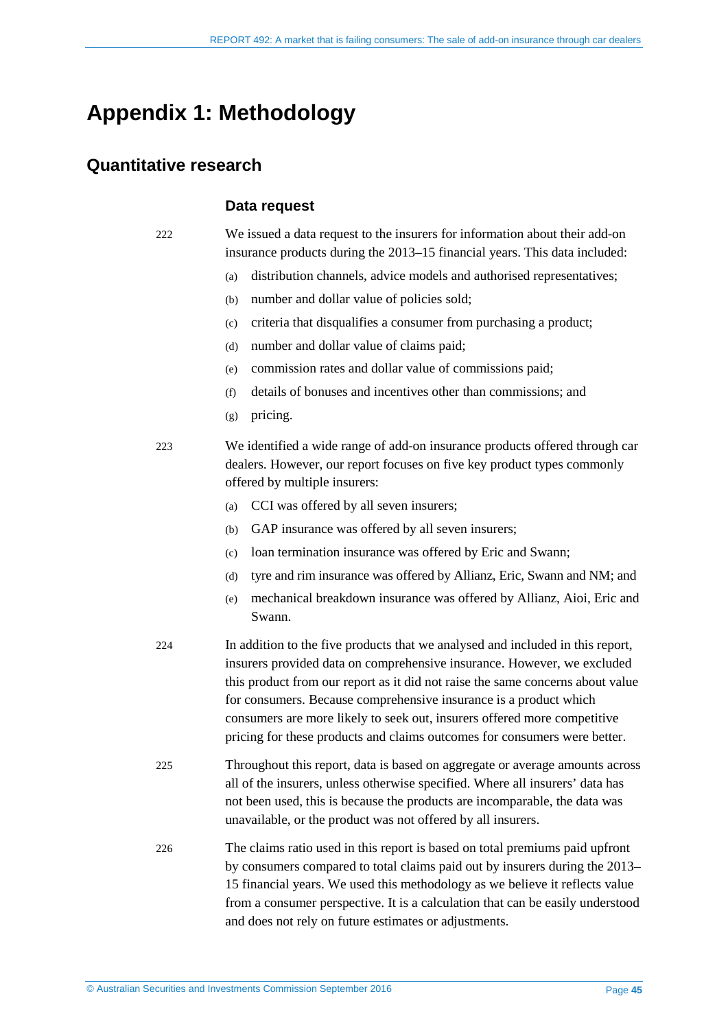# Appendix 1: Methodology

## Quantitative research

### Data request

222 We issued a data request to the insurers for information about their add-on insurance products during the 2013–15 financial years. This data included:

(a) distribution channels, advice models and authorised representatives;

(b) number and dollar value of policies sold;

(c) criteria that disqualifies a consumer from purchasing a product;

(d) number and dollar value of claims paid;

(e) commission rates and dollar value of commissions paid;

(f) details of bonuses and incentives other than commissions; and

(g) pricing.

223 We identified a wide range of add-on insurance products offered through car dealers. However, our report focuses on five key product types commonly offered by multiple insurers:

(a) CCI was offered by all seven insurers;

(b) GAP insurance was offered by all seven insurers;

(c) loan termination insurance was offered by Eric and Swann;

(d) tyre and rim insurance was offered by Allianz, Eric, Swann and NM; and

(e) mechanical breakdown insurance was offered by Allianz, Aioi, Eric and Swann.

224 In addition to the five products that we analysed and included in this report, insurers provided data on comprehensive insurance. However, we excluded this product from our report as it did not raise the same concerns about value for consumers. Because comprehensive insurance is a product which consumers are more likely to seek out, insurers offered more competitive pricing for these products and claims outcomes for consumers were better.

225 Throughout this report, data is based on aggregate or average amounts across all of the insurers, unless otherwise specified. Where all insurers' data has not been used, this is because the products are incomparable, the data was unavailable, or the product was not offered by all insurers.

226 The claims ratio used in this report is based on total premiums paid upfront by consumers compared to total claims paid out by insurers during the 2013–15 financial years. We used this methodology as we believe it reflects value from a consumer perspective. It is a calculation that can be easily understood and does not rely on future estimates or adjustments.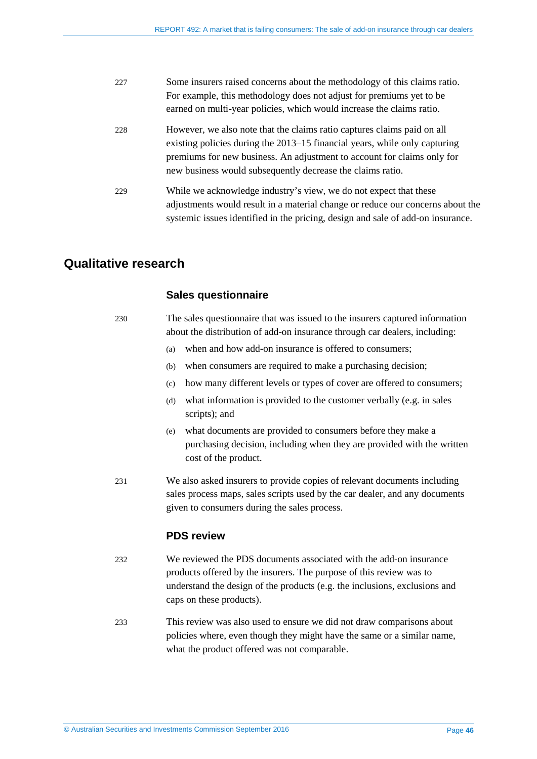227 Some insurers raised concerns about the methodology of this claims ratio. For example, this methodology does not adjust for premiums yet to be earned on multi-year policies, which would increase the claims ratio.

228 However, we also note that the claims ratio captures claims paid on all existing policies during the 2013–15 financial years, while only capturing premiums for new business. An adjustment to account for claims only for new business would subsequently decrease the claims ratio.

229 While we acknowledge industry's view, we do not expect that these adjustments would result in a material change or reduce our concerns about the systemic issues identified in the pricing, design and sale of add-on insurance.

## Qualitative research

### Sales questionnaire

230 The sales questionnaire that was issued to the insurers captured information about the distribution of add-on insurance through car dealers, including:

(a) when and how add-on insurance is offered to consumers;

(b) when consumers are required to make a purchasing decision;

(c) how many different levels or types of cover are offered to consumers;

(d) what information is provided to the customer verbally (e.g. in sales scripts); and

(e) what documents are provided to consumers before they make a purchasing decision, including when they are provided with the written cost of the product.

231 We also asked insurers to provide copies of relevant documents including sales process maps, sales scripts used by the car dealer, and any documents given to consumers during the sales process.

### PDS review

232 We reviewed the PDS documents associated with the add-on insurance products offered by the insurers. The purpose of this review was to understand the design of the products (e.g. the inclusions, exclusions and caps on these products).

233 This review was also used to ensure we did not draw comparisons about policies where, even though they might have the same or a similar name, what the product offered was not comparable.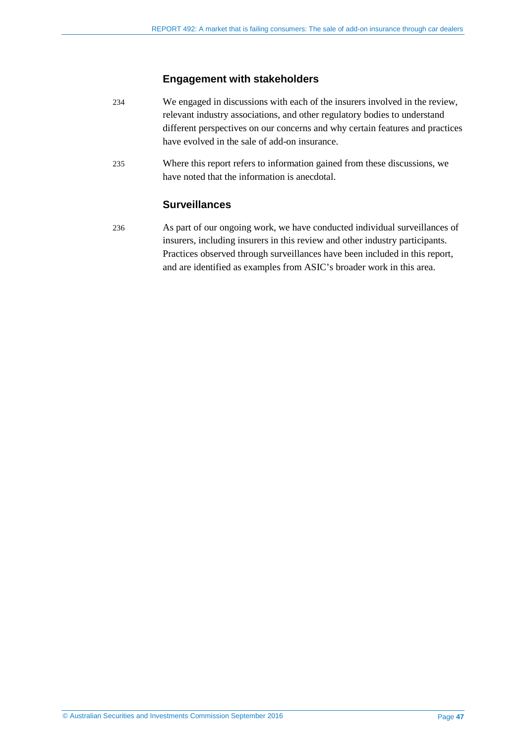### Engagement with stakeholders

234 We engaged in discussions with each of the insurers involved in the review, relevant industry associations, and other regulatory bodies to understand different perspectives on our concerns and why certain features and practices have evolved in the sale of add-on insurance.

235 Where this report refers to information gained from these discussions, we have noted that the information is anecdotal.

### Surveillances

236 As part of our ongoing work, we have conducted individual surveillances of insurers, including insurers in this review and other industry participants. Practices observed through surveillances have been included in this report, and are identified as examples from ASIC's broader work in this area.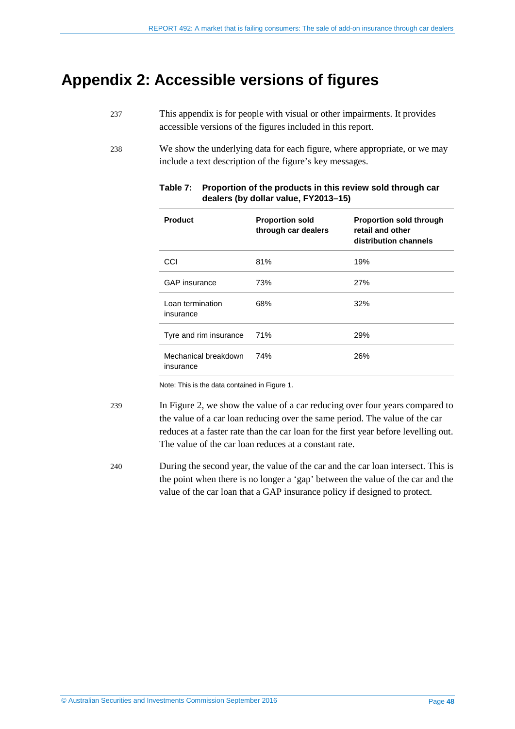# Appendix 2: Accessible versions of figures

237 This appendix is for people with visual or other impairments. It provides accessible versions of the figures included in this report.

238 We show the underlying data for each figure, where appropriate, or we may include a text description of the figure's key messages.

**Table 7: Proportion of the products in this review sold through car dealers (by dollar value, FY2013–15)**

| Product | Proportion sold through car dealers | Proportion sold through retail and other distribution channels |
|---|---|---|
| CCI | 81% | 19% |
| GAP insurance | 73% | 27% |
| Loan termination insurance | 68% | 32% |
| Tyre and rim insurance | 71% | 29% |
| Mechanical breakdown insurance | 74% | 26% |

Note: This is the data contained in Figure 1.

239 In Figure 2, we show the value of a car reducing over four years compared to the value of a car loan reducing over the same period. The value of the car reduces at a faster rate than the car loan for the first year before levelling out. The value of the car loan reduces at a constant rate.

240 During the second year, the value of the car and the car loan intersect. This is the point when there is no longer a 'gap' between the value of the car and the value of the car loan that a GAP insurance policy if designed to protect.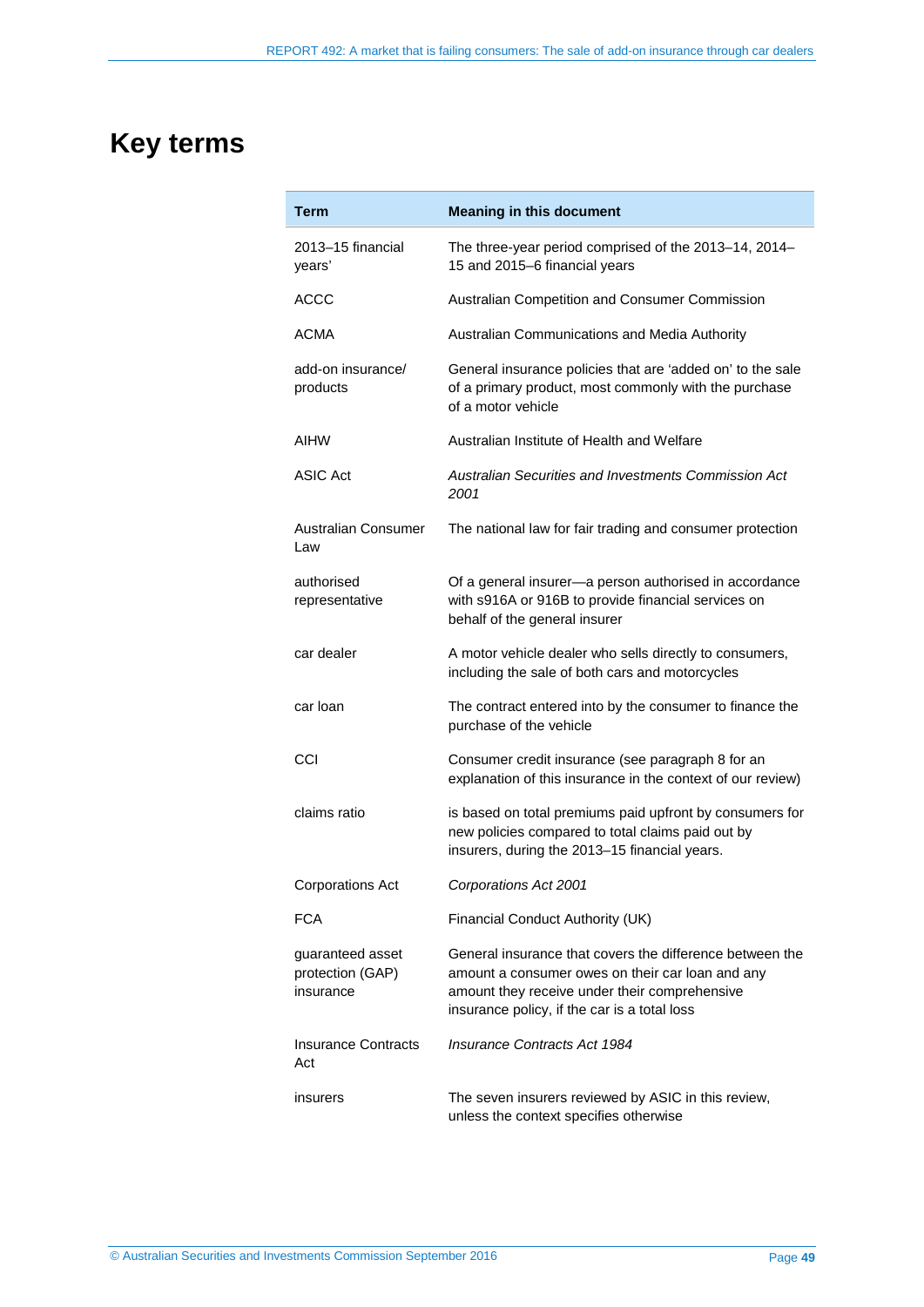# Key terms

| Term | Meaning in this document |
| --- | --- |
| 2013–15 financial years' | The three-year period comprised of the 2013–14, 2014–15 and 2015–6 financial years |
| ACCC | Australian Competition and Consumer Commission |
| ACMA | Australian Communications and Media Authority |
| add-on insurance/ products | General insurance policies that are 'added on' to the sale of a primary product, most commonly with the purchase of a motor vehicle |
| AIHW | Australian Institute of Health and Welfare |
| ASIC Act | *Australian Securities and Investments Commission Act 2001* |
| Australian Consumer Law | The national law for fair trading and consumer protection |
| authorised representative | Of a general insurer—a person authorised in accordance with s916A or 916B to provide financial services on behalf of the general insurer |
| car dealer | A motor vehicle dealer who sells directly to consumers, including the sale of both cars and motorcycles |
| car loan | The contract entered into by the consumer to finance the purchase of the vehicle |
| CCI | Consumer credit insurance (see paragraph 8 for an explanation of this insurance in the context of our review) |
| claims ratio | is based on total premiums paid upfront by consumers for new policies compared to total claims paid out by insurers, during the 2013–15 financial years. |
| Corporations Act | *Corporations Act 2001* |
| FCA | Financial Conduct Authority (UK) |
| guaranteed asset protection (GAP) insurance | General insurance that covers the difference between the amount a consumer owes on their car loan and any amount they receive under their comprehensive insurance policy, if the car is a total loss |
| Insurance Contracts Act | *Insurance Contracts Act 1984* |
| insurers | The seven insurers reviewed by ASIC in this review, unless the context specifies otherwise |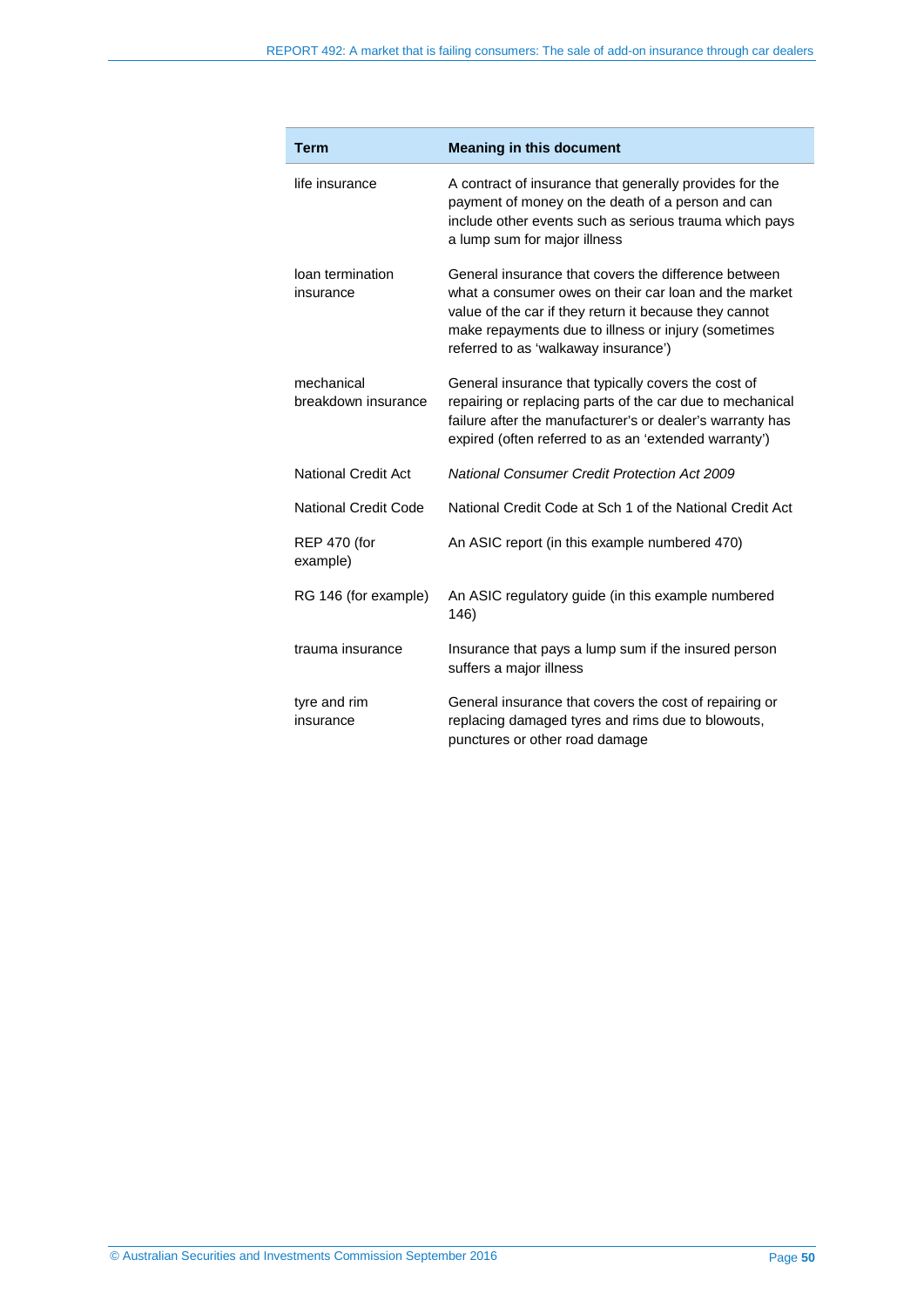| Term | Meaning in this document |
|---|---|
| life insurance | A contract of insurance that generally provides for the payment of money on the death of a person and can include other events such as serious trauma which pays a lump sum for major illness |
| loan termination insurance | General insurance that covers the difference between what a consumer owes on their car loan and the market value of the car if they return it because they cannot make repayments due to illness or injury (sometimes referred to as 'walkaway insurance') |
| mechanical breakdown insurance | General insurance that typically covers the cost of repairing or replacing parts of the car due to mechanical failure after the manufacturer's or dealer's warranty has expired (often referred to as an 'extended warranty') |
| National Credit Act | *National Consumer Credit Protection Act 2009* |
| National Credit Code | National Credit Code at Sch 1 of the National Credit Act |
| REP 470 (for example) | An ASIC report (in this example numbered 470) |
| RG 146 (for example) | An ASIC regulatory guide (in this example numbered 146) |
| trauma insurance | Insurance that pays a lump sum if the insured person suffers a major illness |
| tyre and rim insurance | General insurance that covers the cost of repairing or replacing damaged tyres and rims due to blowouts, punctures or other road damage |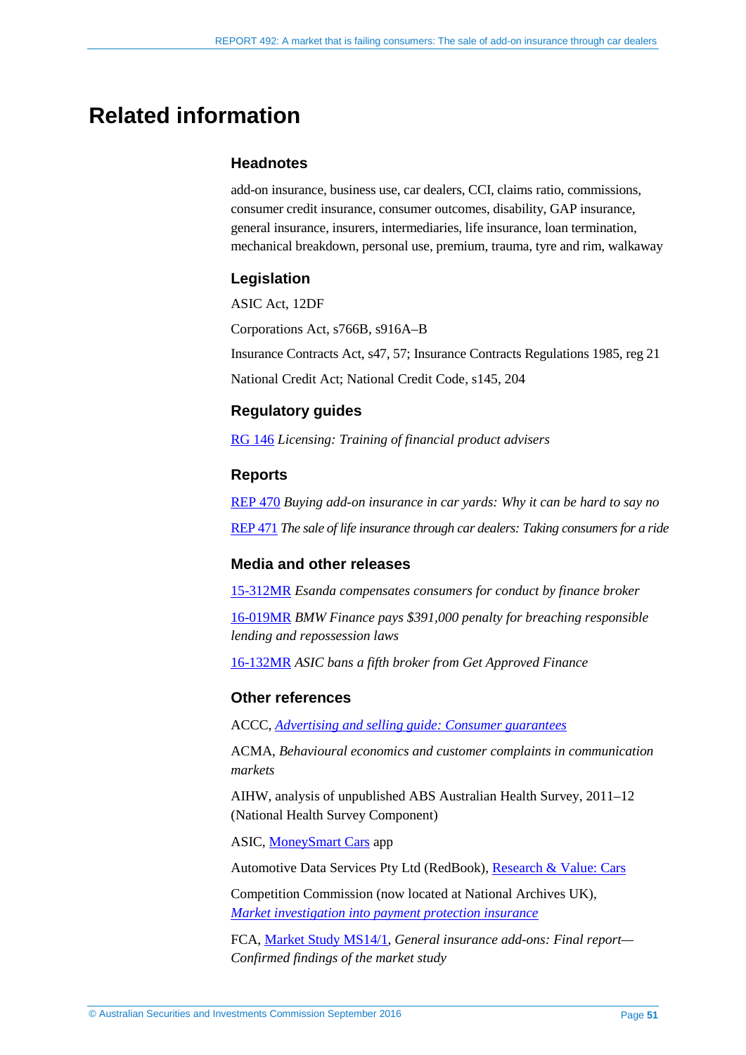# Related information

### Headnotes

add-on insurance, business use, car dealers, CCI, claims ratio, commissions, consumer credit insurance, consumer outcomes, disability, GAP insurance, general insurance, insurers, intermediaries, life insurance, loan termination, mechanical breakdown, personal use, premium, trauma, tyre and rim, walkaway

### Legislation

ASIC Act, 12DF

Corporations Act, s766B, s916A–B

Insurance Contracts Act, s47, 57; Insurance Contracts Regulations 1985, reg 21

National Credit Act; National Credit Code, s145, 204

### Regulatory guides

RG 146 *Licensing: Training of financial product advisers*

### Reports

REP 470 *Buying add-on insurance in car yards: Why it can be hard to say no*

REP 471 *The sale of life insurance through car dealers: Taking consumers for a ride*

### Media and other releases

15-312MR *Esanda compensates consumers for conduct by finance broker*

16-019MR *BMW Finance pays $391,000 penalty for breaching responsible lending and repossession laws*

16-132MR *ASIC bans a fifth broker from Get Approved Finance*

### Other references

ACCC, *Advertising and selling guide: Consumer guarantees*

ACMA, *Behavioural economics and customer complaints in communication markets*

AIHW, analysis of unpublished ABS Australian Health Survey, 2011–12 (National Health Survey Component)

ASIC, MoneySmart Cars app

Automotive Data Services Pty Ltd (RedBook), Research & Value: Cars

Competition Commission (now located at National Archives UK), *Market investigation into payment protection insurance*

FCA, Market Study MS14/1, *General insurance add-ons: Final report—Confirmed findings of the market study*